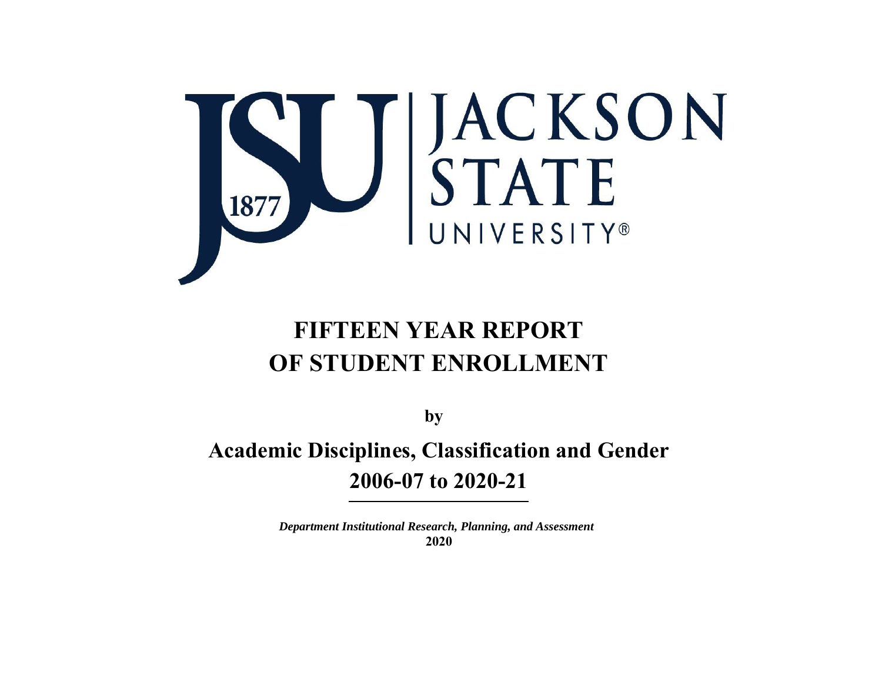JACKSON STATE UNIVERSITY®

1877

# FIFTEEN YEAR REPORT OF STUDENT ENROLLMENT

**by**

## Academic Disciplines, Classification and Gender

## 2006-07 to 2020-21

***Department Institutional Research, Planning, and Assessment***

**2020**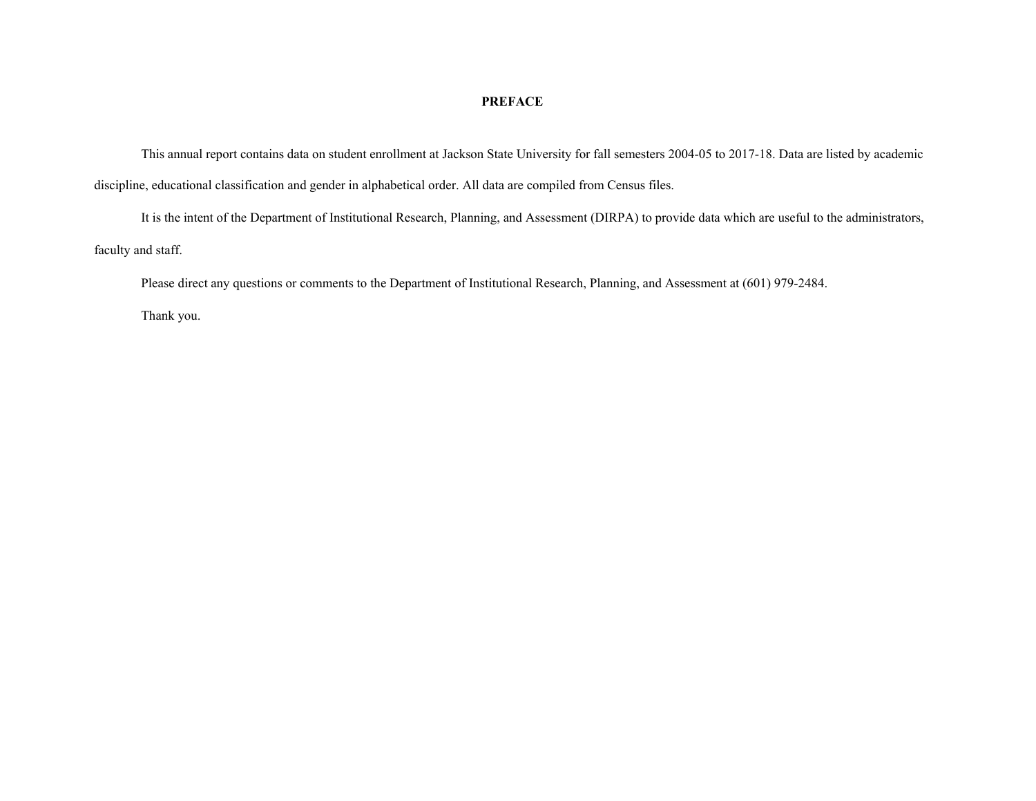# PREFACE

This annual report contains data on student enrollment at Jackson State University for fall semesters 2004-05 to 2017-18. Data are listed by academic discipline, educational classification and gender in alphabetical order. All data are compiled from Census files.

It is the intent of the Department of Institutional Research, Planning, and Assessment (DIRPA) to provide data which are useful to the administrators, faculty and staff.

Please direct any questions or comments to the Department of Institutional Research, Planning, and Assessment at (601) 979-2484.

Thank you.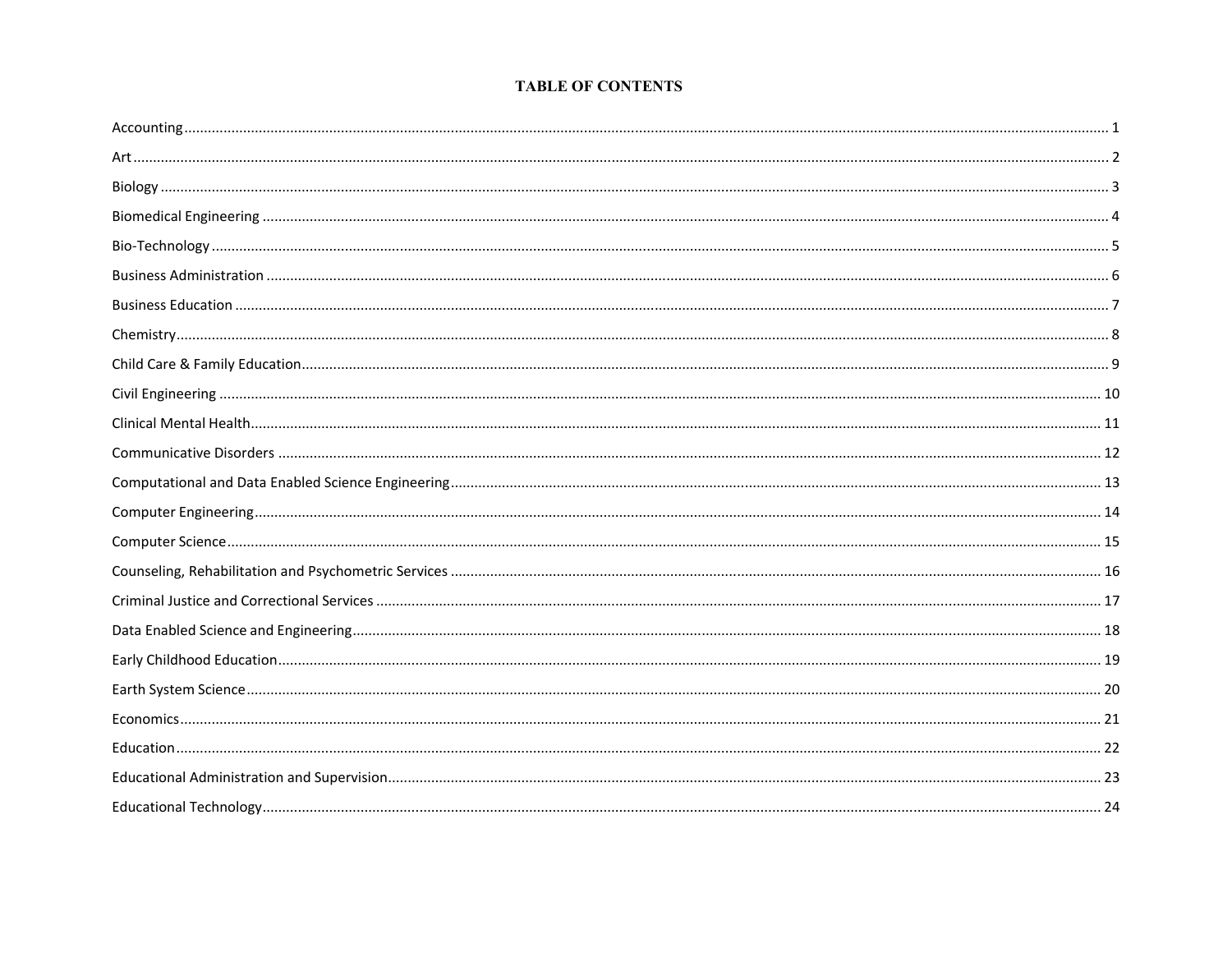# TABLE OF CONTENTS

Accounting ........................................................................................................................................................................ 1

Art ........................................................................................................................................................................ 2

Biology ........................................................................................................................................................................ 3

Biomedical Engineering ........................................................................................................................................................................ 4

Bio-Technology ........................................................................................................................................................................ 5

Business Administration ........................................................................................................................................................................ 6

Business Education ........................................................................................................................................................................ 7

Chemistry ........................................................................................................................................................................ 8

Child Care & Family Education ........................................................................................................................................................................ 9

Civil Engineering ........................................................................................................................................................................ 10

Clinical Mental Health ........................................................................................................................................................................ 11

Communicative Disorders ........................................................................................................................................................................ 12

Computational and Data Enabled Science Engineering ........................................................................................................................................................................ 13

Computer Engineering ........................................................................................................................................................................ 14

Computer Science ........................................................................................................................................................................ 15

Counseling, Rehabilitation and Psychometric Services ........................................................................................................................................................................ 16

Criminal Justice and Correctional Services ........................................................................................................................................................................ 17

Data Enabled Science and Engineering ........................................................................................................................................................................ 18

Early Childhood Education ........................................................................................................................................................................ 19

Earth System Science ........................................................................................................................................................................ 20

Economics ........................................................................................................................................................................ 21

Education ........................................................................................................................................................................ 22

Educational Administration and Supervision ........................................................................................................................................................................ 23

Educational Technology ........................................................................................................................................................................ 24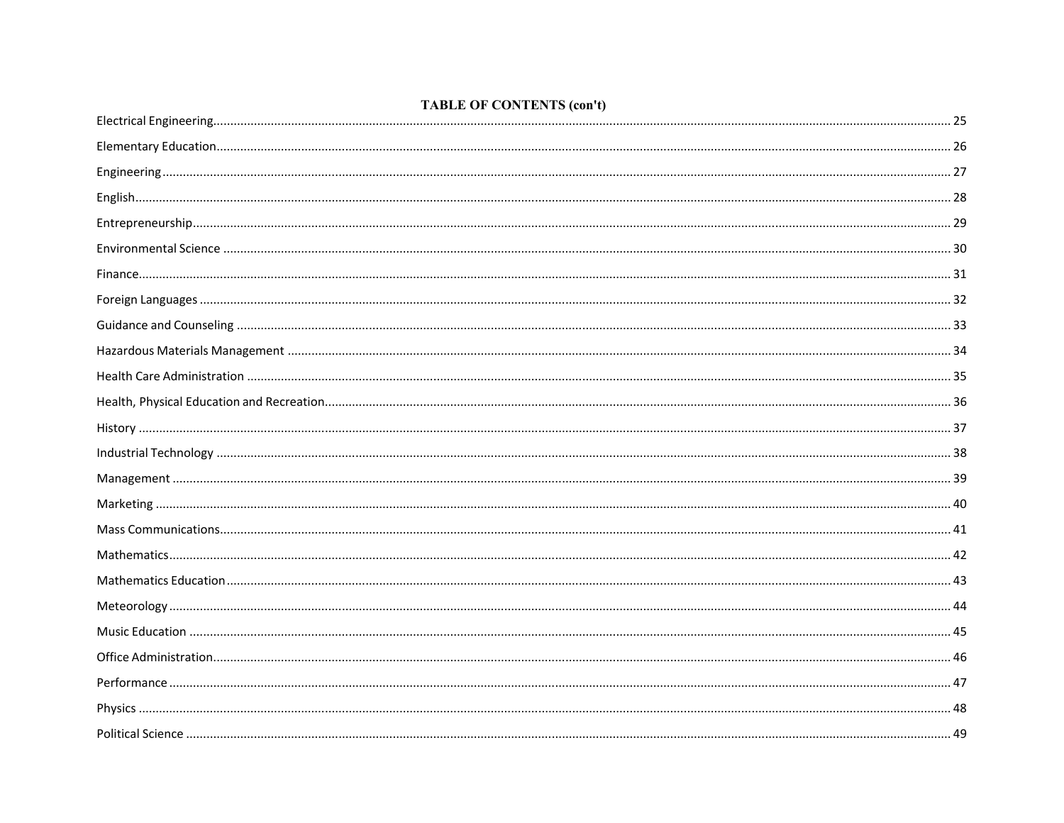## TABLE OF CONTENTS (con't)

Electrical Engineering........................................................................................................ 25

Elementary Education........................................................................................................ 26

Engineering........................................................................................................................ 27

English................................................................................................................................ 28

Entrepreneurship................................................................................................................ 29

Environmental Science ...................................................................................................... 30

Finance................................................................................................................................ 31

Foreign Languages ............................................................................................................. 32

Guidance and Counseling .................................................................................................. 33

Hazardous Materials Management .................................................................................... 34

Health Care Administration ............................................................................................... 35

Health, Physical Education and Recreation........................................................................ 36

History ................................................................................................................................ 37

Industrial Technology ........................................................................................................ 38

Management ...................................................................................................................... 39

Marketing .......................................................................................................................... 40

Mass Communications........................................................................................................ 41

Mathematics....................................................................................................................... 42

Mathematics Education...................................................................................................... 43

Meteorology....................................................................................................................... 44

Music Education ................................................................................................................ 45

Office Administration.......................................................................................................... 46

Performance....................................................................................................................... 47

Physics ............................................................................................................................... 48

Political Science ................................................................................................................ 49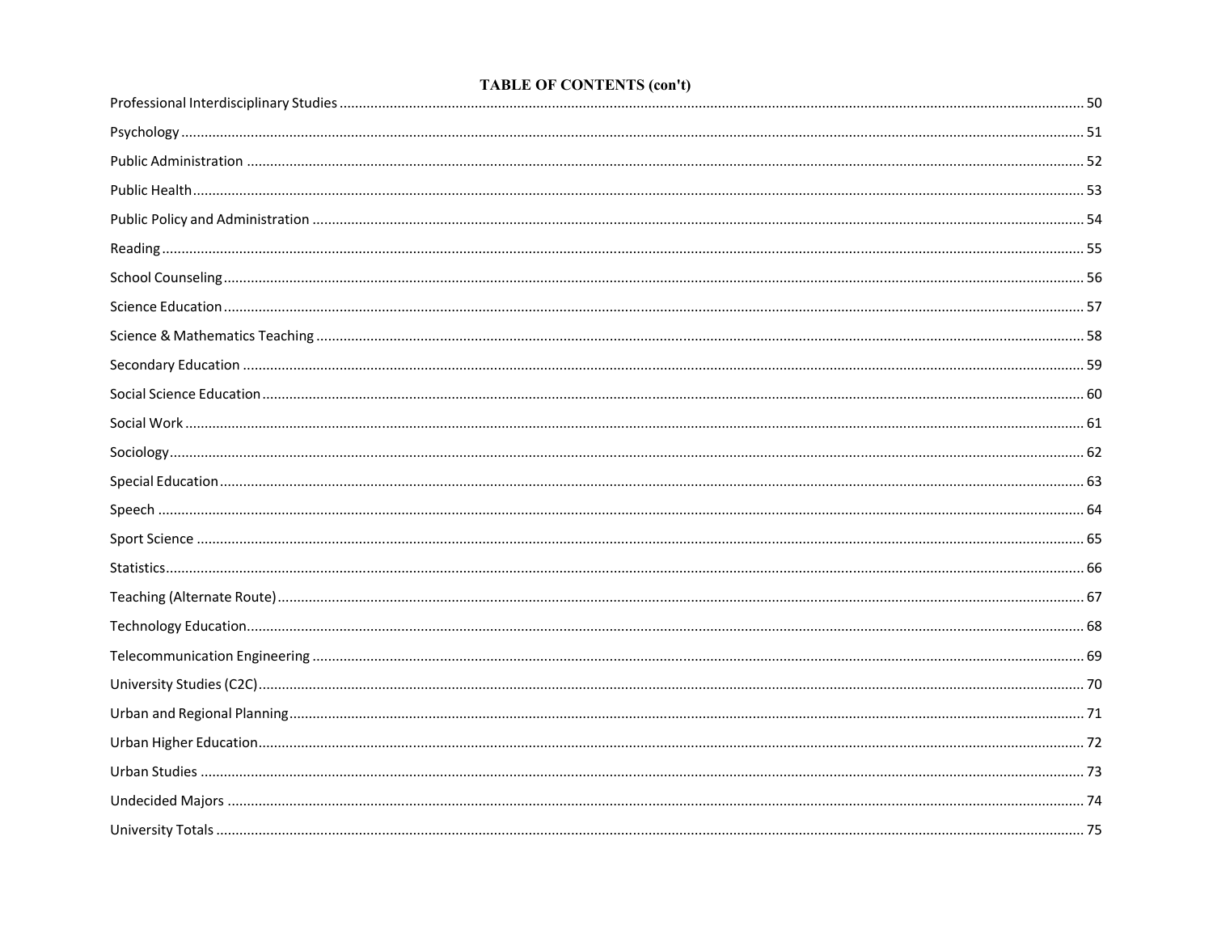## TABLE OF CONTENTS (con't)

| | |
|---|---|
| Professional Interdisciplinary Studies | 50 |
| Psychology | 51 |
| Public Administration | 52 |
| Public Health | 53 |
| Public Policy and Administration | 54 |
| Reading | 55 |
| School Counseling | 56 |
| Science Education | 57 |
| Science & Mathematics Teaching | 58 |
| Secondary Education | 59 |
| Social Science Education | 60 |
| Social Work | 61 |
| Sociology | 62 |
| Special Education | 63 |
| Speech | 64 |
| Sport Science | 65 |
| Statistics | 66 |
| Teaching (Alternate Route) | 67 |
| Technology Education | 68 |
| Telecommunication Engineering | 69 |
| University Studies (C2C) | 70 |
| Urban and Regional Planning | 71 |
| Urban Higher Education | 72 |
| Urban Studies | 73 |
| Undecided Majors | 74 |
| University Totals | 75 |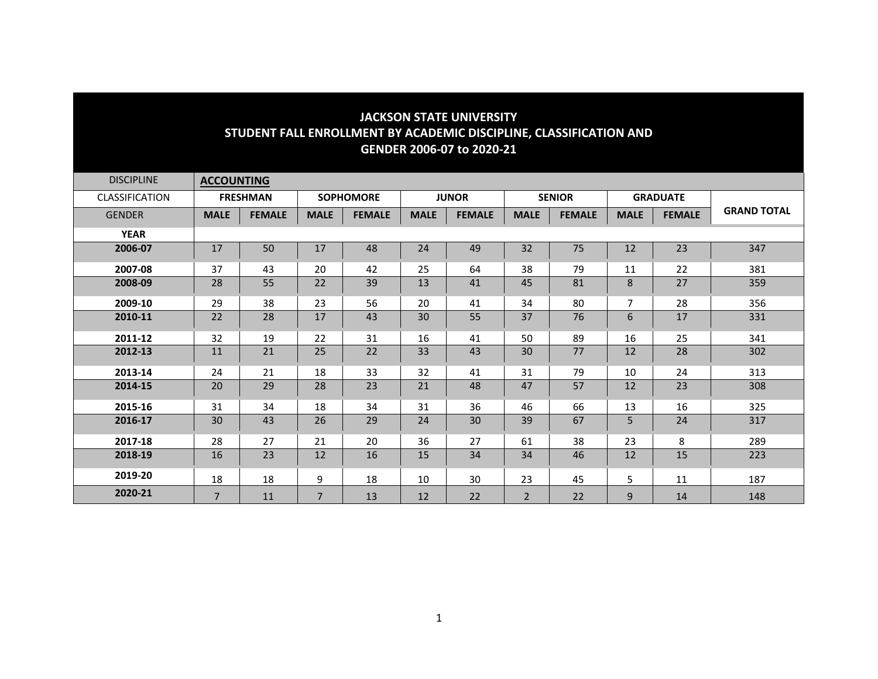## JACKSON STATE UNIVERSITY
## STUDENT FALL ENROLLMENT BY ACADEMIC DISCIPLINE, CLASSIFICATION AND GENDER 2006-07 to 2020-21

| DISCIPLINE | **ACCOUNTING** | | | | | | | | | | |
|---|---|---|---|---|---|---|---|---|---|---|---|
| CLASSIFICATION | **FRESHMAN** | | **SOPHOMORE** | | **JUNOR** | | **SENIOR** | | **GRADUATE** | | |
| GENDER | **MALE** | **FEMALE** | **MALE** | **FEMALE** | **MALE** | **FEMALE** | **MALE** | **FEMALE** | **MALE** | **FEMALE** | **GRAND TOTAL** |
| **YEAR** | | | | | | | | | | | |
| **2006-07** | 17 | 50 | 17 | 48 | 24 | 49 | 32 | 75 | 12 | 23 | 347 |
| **2007-08** | 37 | 43 | 20 | 42 | 25 | 64 | 38 | 79 | 11 | 22 | 381 |
| **2008-09** | 28 | 55 | 22 | 39 | 13 | 41 | 45 | 81 | 8 | 27 | 359 |
| **2009-10** | 29 | 38 | 23 | 56 | 20 | 41 | 34 | 80 | 7 | 28 | 356 |
| **2010-11** | 22 | 28 | 17 | 43 | 30 | 55 | 37 | 76 | 6 | 17 | 331 |
| **2011-12** | 32 | 19 | 22 | 31 | 16 | 41 | 50 | 89 | 16 | 25 | 341 |
| **2012-13** | 11 | 21 | 25 | 22 | 33 | 43 | 30 | 77 | 12 | 28 | 302 |
| **2013-14** | 24 | 21 | 18 | 33 | 32 | 41 | 31 | 79 | 10 | 24 | 313 |
| **2014-15** | 20 | 29 | 28 | 23 | 21 | 48 | 47 | 57 | 12 | 23 | 308 |
| **2015-16** | 31 | 34 | 18 | 34 | 31 | 36 | 46 | 66 | 13 | 16 | 325 |
| **2016-17** | 30 | 43 | 26 | 29 | 24 | 30 | 39 | 67 | 5 | 24 | 317 |
| **2017-18** | 28 | 27 | 21 | 20 | 36 | 27 | 61 | 38 | 23 | 8 | 289 |
| **2018-19** | 16 | 23 | 12 | 16 | 15 | 34 | 34 | 46 | 12 | 15 | 223 |
| **2019-20** | 18 | 18 | 9 | 18 | 10 | 30 | 23 | 45 | 5 | 11 | 187 |
| **2020-21** | 7 | 11 | 7 | 13 | 12 | 22 | 2 | 22 | 9 | 14 | 148 |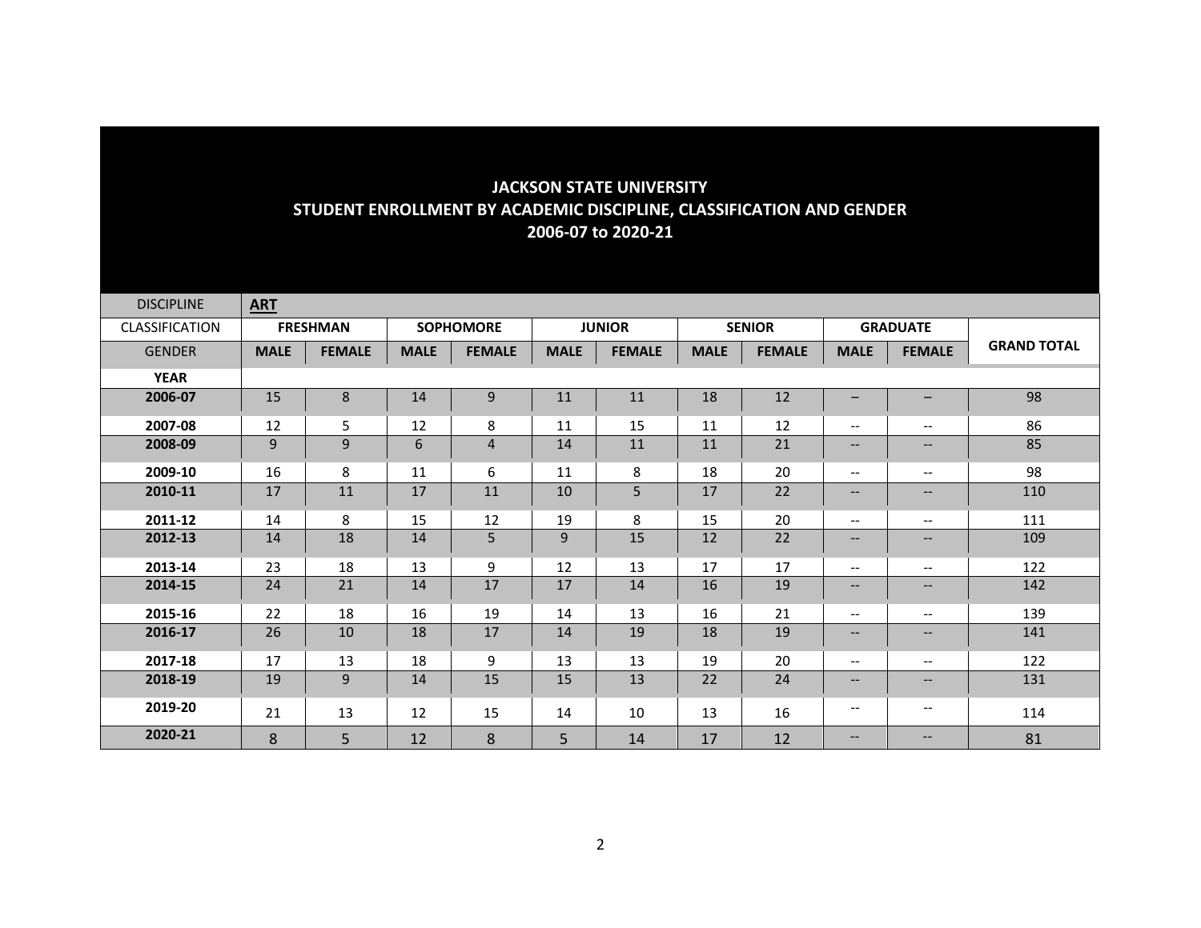# JACKSON STATE UNIVERSITY
## STUDENT ENROLLMENT BY ACADEMIC DISCIPLINE, CLASSIFICATION AND GENDER
### 2006-07 to 2020-21

| DISCIPLINE | **ART** | | | | | | | | | | |
|---|---|---|---|---|---|---|---|---|---|---|---|
| CLASSIFICATION | **FRESHMAN** | | **SOPHOMORE** | | **JUNIOR** | | **SENIOR** | | **GRADUATE** | | |
| GENDER | **MALE** | **FEMALE** | **MALE** | **FEMALE** | **MALE** | **FEMALE** | **MALE** | **FEMALE** | **MALE** | **FEMALE** | **GRAND TOTAL** |
| **YEAR** | | | | | | | | | | | |
| **2006-07** | 15 | 8 | 14 | 9 | 11 | 11 | 18 | 12 | – | – | 98 |
| **2007-08** | 12 | 5 | 12 | 8 | 11 | 15 | 11 | 12 | -- | -- | 86 |
| **2008-09** | 9 | 9 | 6 | 4 | 14 | 11 | 11 | 21 | -- | -- | 85 |
| **2009-10** | 16 | 8 | 11 | 6 | 11 | 8 | 18 | 20 | -- | -- | 98 |
| **2010-11** | 17 | 11 | 17 | 11 | 10 | 5 | 17 | 22 | -- | -- | 110 |
| **2011-12** | 14 | 8 | 15 | 12 | 19 | 8 | 15 | 20 | -- | -- | 111 |
| **2012-13** | 14 | 18 | 14 | 5 | 9 | 15 | 12 | 22 | -- | -- | 109 |
| **2013-14** | 23 | 18 | 13 | 9 | 12 | 13 | 17 | 17 | -- | -- | 122 |
| **2014-15** | 24 | 21 | 14 | 17 | 17 | 14 | 16 | 19 | -- | -- | 142 |
| **2015-16** | 22 | 18 | 16 | 19 | 14 | 13 | 16 | 21 | -- | -- | 139 |
| **2016-17** | 26 | 10 | 18 | 17 | 14 | 19 | 18 | 19 | -- | -- | 141 |
| **2017-18** | 17 | 13 | 18 | 9 | 13 | 13 | 19 | 20 | -- | -- | 122 |
| **2018-19** | 19 | 9 | 14 | 15 | 15 | 13 | 22 | 24 | -- | -- | 131 |
| **2019-20** | 21 | 13 | 12 | 15 | 14 | 10 | 13 | 16 | -- | -- | 114 |
| **2020-21** | 8 | 5 | 12 | 8 | 5 | 14 | 17 | 12 | -- | -- | 81 |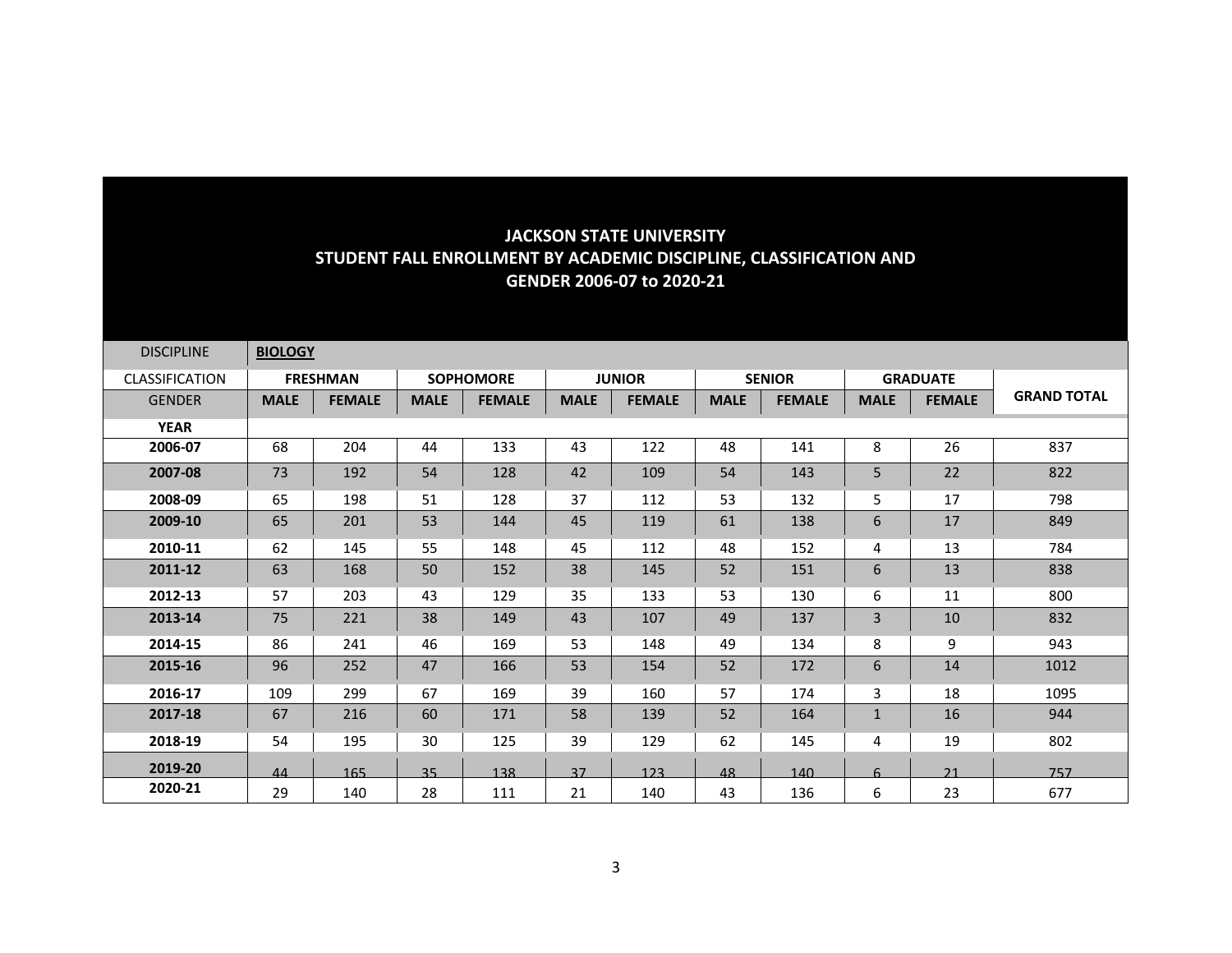# JACKSON STATE UNIVERSITY
## STUDENT FALL ENROLLMENT BY ACADEMIC DISCIPLINE, CLASSIFICATION AND GENDER 2006-07 to 2020-21

| DISCIPLINE | **BIOLOGY** | | | | | | | | | | |
|---|---|---|---|---|---|---|---|---|---|---|---|
| CLASSIFICATION | **FRESHMAN** | | **SOPHOMORE** | | **JUNIOR** | | **SENIOR** | | **GRADUATE** | | **GRAND TOTAL** |
| GENDER | **MALE** | **FEMALE** | **MALE** | **FEMALE** | **MALE** | **FEMALE** | **MALE** | **FEMALE** | **MALE** | **FEMALE** | |
| **YEAR** | | | | | | | | | | | |
| **2006-07** | 68 | 204 | 44 | 133 | 43 | 122 | 48 | 141 | 8 | 26 | 837 |
| **2007-08** | 73 | 192 | 54 | 128 | 42 | 109 | 54 | 143 | 5 | 22 | 822 |
| **2008-09** | 65 | 198 | 51 | 128 | 37 | 112 | 53 | 132 | 5 | 17 | 798 |
| **2009-10** | 65 | 201 | 53 | 144 | 45 | 119 | 61 | 138 | 6 | 17 | 849 |
| **2010-11** | 62 | 145 | 55 | 148 | 45 | 112 | 48 | 152 | 4 | 13 | 784 |
| **2011-12** | 63 | 168 | 50 | 152 | 38 | 145 | 52 | 151 | 6 | 13 | 838 |
| **2012-13** | 57 | 203 | 43 | 129 | 35 | 133 | 53 | 130 | 6 | 11 | 800 |
| **2013-14** | 75 | 221 | 38 | 149 | 43 | 107 | 49 | 137 | 3 | 10 | 832 |
| **2014-15** | 86 | 241 | 46 | 169 | 53 | 148 | 49 | 134 | 8 | 9 | 943 |
| **2015-16** | 96 | 252 | 47 | 166 | 53 | 154 | 52 | 172 | 6 | 14 | 1012 |
| **2016-17** | 109 | 299 | 67 | 169 | 39 | 160 | 57 | 174 | 3 | 18 | 1095 |
| **2017-18** | 67 | 216 | 60 | 171 | 58 | 139 | 52 | 164 | 1 | 16 | 944 |
| **2018-19** | 54 | 195 | 30 | 125 | 39 | 129 | 62 | 145 | 4 | 19 | 802 |
| **2019-20** | 44 | 165 | 35 | 138 | 37 | 123 | 48 | 140 | 6 | 21 | 757 |
| **2020-21** | 29 | 140 | 28 | 111 | 21 | 140 | 43 | 136 | 6 | 23 | 677 |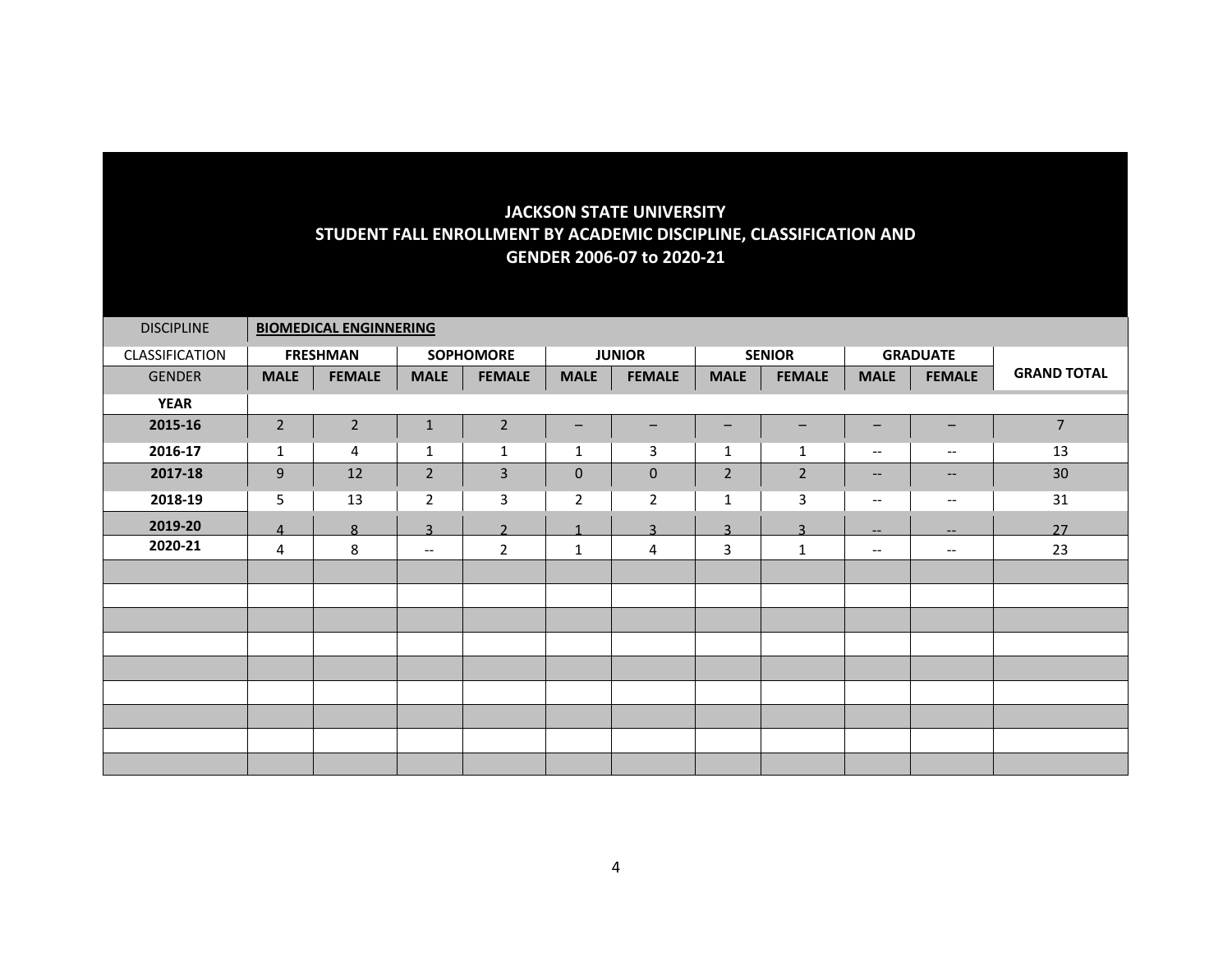# JACKSON STATE UNIVERSITY
## STUDENT FALL ENROLLMENT BY ACADEMIC DISCIPLINE, CLASSIFICATION AND GENDER 2006-07 to 2020-21

| DISCIPLINE | **BIOMEDICAL ENGINNERING** | | | | | | | | | | |
|---|---|---|---|---|---|---|---|---|---|---|---|
| CLASSIFICATION | **FRESHMAN** | | **SOPHOMORE** | | **JUNIOR** | | **SENIOR** | | **GRADUATE** | | **GRAND TOTAL** |
| GENDER | **MALE** | **FEMALE** | **MALE** | **FEMALE** | **MALE** | **FEMALE** | **MALE** | **FEMALE** | **MALE** | **FEMALE** | |
| **YEAR** | | | | | | | | | | | |
| **2015-16** | 2 | 2 | 1 | 2 | – | – | – | – | – | – | 7 |
| **2016-17** | 1 | 4 | 1 | 1 | 1 | 3 | 1 | 1 | -- | -- | 13 |
| **2017-18** | 9 | 12 | 2 | 3 | 0 | 0 | 2 | 2 | -- | -- | 30 |
| **2018-19** | 5 | 13 | 2 | 3 | 2 | 2 | 1 | 3 | -- | -- | 31 |
| **2019-20** | 4 | 8 | 3 | 2 | 1 | 3 | 3 | 3 | -- | -- | 27 |
| **2020-21** | 4 | 8 | -- | 2 | 1 | 4 | 3 | 1 | -- | -- | 23 |
| | | | | | | | | | | | |
| | | | | | | | | | | | |
| | | | | | | | | | | | |
| | | | | | | | | | | | |
| | | | | | | | | | | | |
| | | | | | | | | | | | |
| | | | | | | | | | | | |
| | | | | | | | | | | | |
| | | | | | | | | | | | |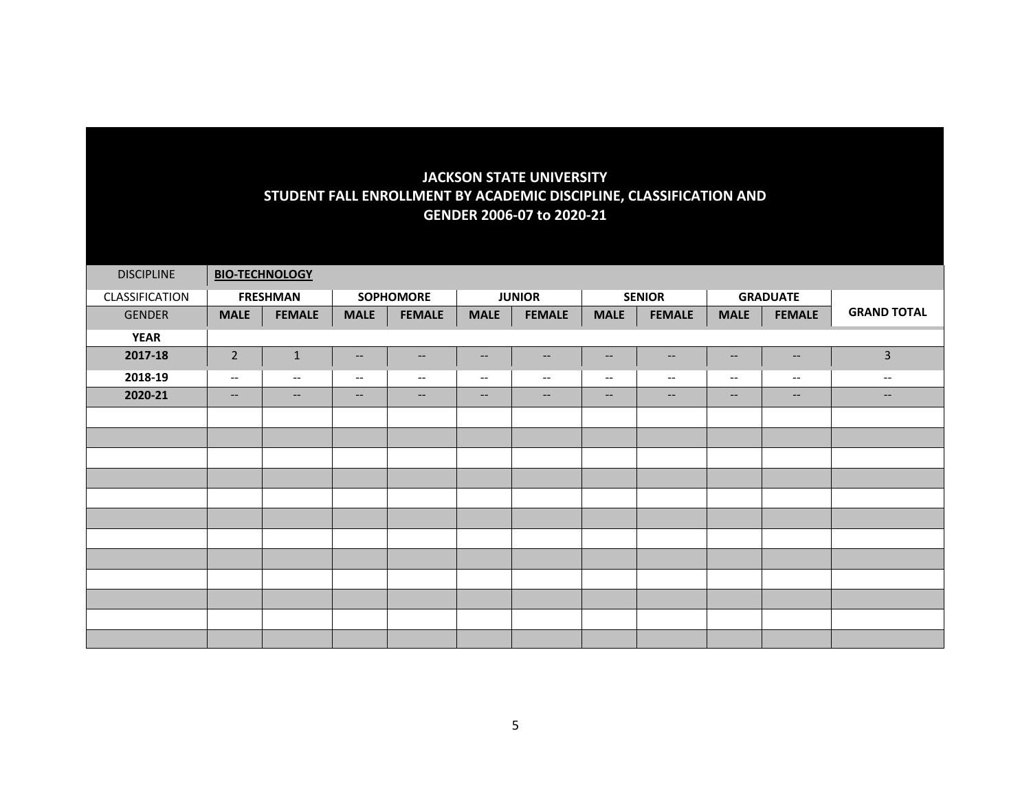# JACKSON STATE UNIVERSITY
## STUDENT FALL ENROLLMENT BY ACADEMIC DISCIPLINE, CLASSIFICATION AND GENDER 2006-07 to 2020-21

| DISCIPLINE | **BIO-TECHNOLOGY** | | | | | | | | | | |
|---|---|---|---|---|---|---|---|---|---|---|---|
| CLASSIFICATION | **FRESHMAN** | | **SOPHOMORE** | | **JUNIOR** | | **SENIOR** | | **GRADUATE** | | **GRAND TOTAL** |
| GENDER | **MALE** | **FEMALE** | **MALE** | **FEMALE** | **MALE** | **FEMALE** | **MALE** | **FEMALE** | **MALE** | **FEMALE** | |
| **YEAR** | | | | | | | | | | | |
| **2017-18** | 2 | 1 | -- | -- | -- | -- | -- | -- | -- | -- | 3 |
| **2018-19** | -- | -- | -- | -- | -- | -- | -- | -- | -- | -- | -- |
| **2020-21** | -- | -- | -- | -- | -- | -- | -- | -- | -- | -- | -- |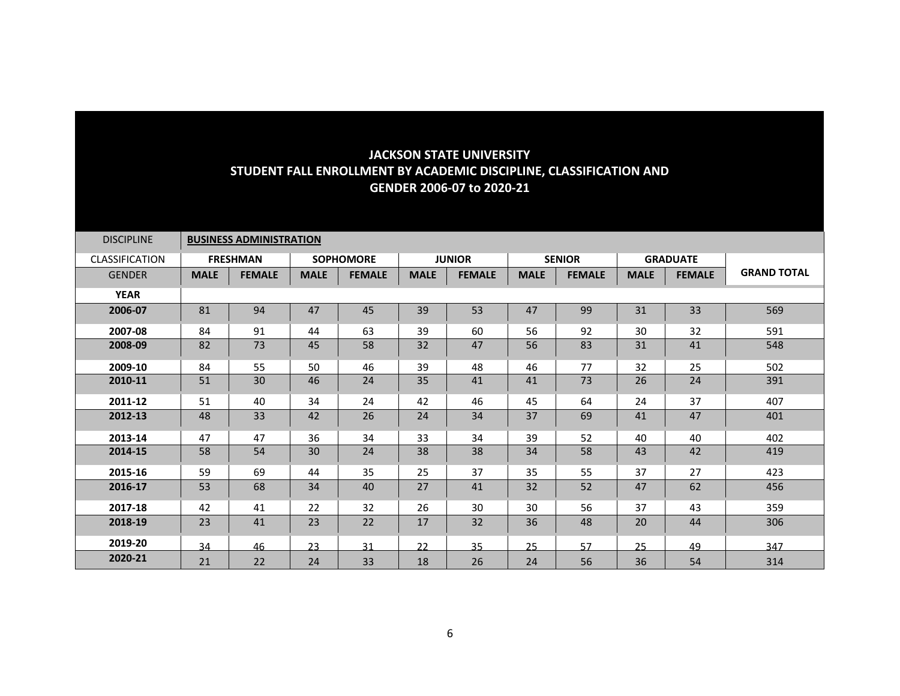# JACKSON STATE UNIVERSITY
## STUDENT FALL ENROLLMENT BY ACADEMIC DISCIPLINE, CLASSIFICATION AND GENDER 2006-07 to 2020-21

| DISCIPLINE | **BUSINESS ADMINISTRATION** | | | | | | | | | | |
|---|---|---|---|---|---|---|---|---|---|---|---|
| CLASSIFICATION | **FRESHMAN** | | **SOPHOMORE** | | **JUNIOR** | | **SENIOR** | | **GRADUATE** | | **GRAND TOTAL** |
| GENDER | **MALE** | **FEMALE** | **MALE** | **FEMALE** | **MALE** | **FEMALE** | **MALE** | **FEMALE** | **MALE** | **FEMALE** | |
| **YEAR** | | | | | | | | | | | |
| **2006-07** | 81 | 94 | 47 | 45 | 39 | 53 | 47 | 99 | 31 | 33 | 569 |
| **2007-08** | 84 | 91 | 44 | 63 | 39 | 60 | 56 | 92 | 30 | 32 | 591 |
| **2008-09** | 82 | 73 | 45 | 58 | 32 | 47 | 56 | 83 | 31 | 41 | 548 |
| **2009-10** | 84 | 55 | 50 | 46 | 39 | 48 | 46 | 77 | 32 | 25 | 502 |
| **2010-11** | 51 | 30 | 46 | 24 | 35 | 41 | 41 | 73 | 26 | 24 | 391 |
| **2011-12** | 51 | 40 | 34 | 24 | 42 | 46 | 45 | 64 | 24 | 37 | 407 |
| **2012-13** | 48 | 33 | 42 | 26 | 24 | 34 | 37 | 69 | 41 | 47 | 401 |
| **2013-14** | 47 | 47 | 36 | 34 | 33 | 34 | 39 | 52 | 40 | 40 | 402 |
| **2014-15** | 58 | 54 | 30 | 24 | 38 | 38 | 34 | 58 | 43 | 42 | 419 |
| **2015-16** | 59 | 69 | 44 | 35 | 25 | 37 | 35 | 55 | 37 | 27 | 423 |
| **2016-17** | 53 | 68 | 34 | 40 | 27 | 41 | 32 | 52 | 47 | 62 | 456 |
| **2017-18** | 42 | 41 | 22 | 32 | 26 | 30 | 30 | 56 | 37 | 43 | 359 |
| **2018-19** | 23 | 41 | 23 | 22 | 17 | 32 | 36 | 48 | 20 | 44 | 306 |
| **2019-20** | 34 | 46 | 23 | 31 | 22 | 35 | 25 | 57 | 25 | 49 | 347 |
| **2020-21** | 21 | 22 | 24 | 33 | 18 | 26 | 24 | 56 | 36 | 54 | 314 |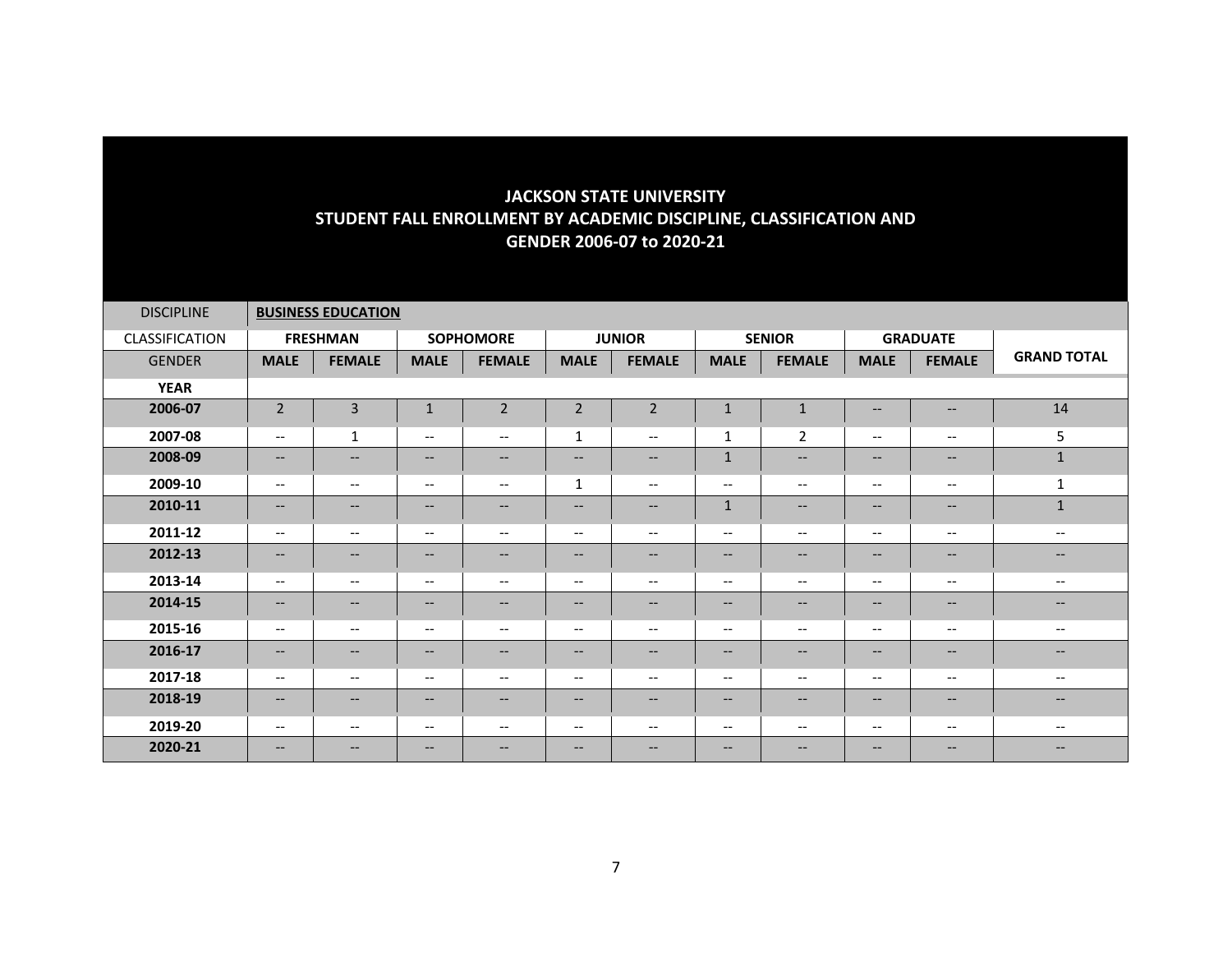# JACKSON STATE UNIVERSITY
## STUDENT FALL ENROLLMENT BY ACADEMIC DISCIPLINE, CLASSIFICATION AND GENDER 2006-07 to 2020-21

| DISCIPLINE | **BUSINESS EDUCATION** | | | | | | | | | | |
|---|---|---|---|---|---|---|---|---|---|---|---|
| CLASSIFICATION | **FRESHMAN** | | **SOPHOMORE** | | **JUNIOR** | | **SENIOR** | | **GRADUATE** | | **GRAND TOTAL** |
| GENDER | **MALE** | **FEMALE** | **MALE** | **FEMALE** | **MALE** | **FEMALE** | **MALE** | **FEMALE** | **MALE** | **FEMALE** | |
| **YEAR** | | | | | | | | | | | |
| **2006-07** | 2 | 3 | 1 | 2 | 2 | 2 | 1 | 1 | -- | -- | 14 |
| **2007-08** | -- | 1 | -- | -- | 1 | -- | 1 | 2 | -- | -- | 5 |
| **2008-09** | -- | -- | -- | -- | -- | -- | 1 | -- | -- | -- | 1 |
| **2009-10** | -- | -- | -- | -- | 1 | -- | -- | -- | -- | -- | 1 |
| **2010-11** | -- | -- | -- | -- | -- | -- | 1 | -- | -- | -- | 1 |
| **2011-12** | -- | -- | -- | -- | -- | -- | -- | -- | -- | -- | -- |
| **2012-13** | -- | -- | -- | -- | -- | -- | -- | -- | -- | -- | -- |
| **2013-14** | -- | -- | -- | -- | -- | -- | -- | -- | -- | -- | -- |
| **2014-15** | -- | -- | -- | -- | -- | -- | -- | -- | -- | -- | -- |
| **2015-16** | -- | -- | -- | -- | -- | -- | -- | -- | -- | -- | -- |
| **2016-17** | -- | -- | -- | -- | -- | -- | -- | -- | -- | -- | -- |
| **2017-18** | -- | -- | -- | -- | -- | -- | -- | -- | -- | -- | -- |
| **2018-19** | -- | -- | -- | -- | -- | -- | -- | -- | -- | -- | -- |
| **2019-20** | -- | -- | -- | -- | -- | -- | -- | -- | -- | -- | -- |
| **2020-21** | -- | -- | -- | -- | -- | -- | -- | -- | -- | -- | -- |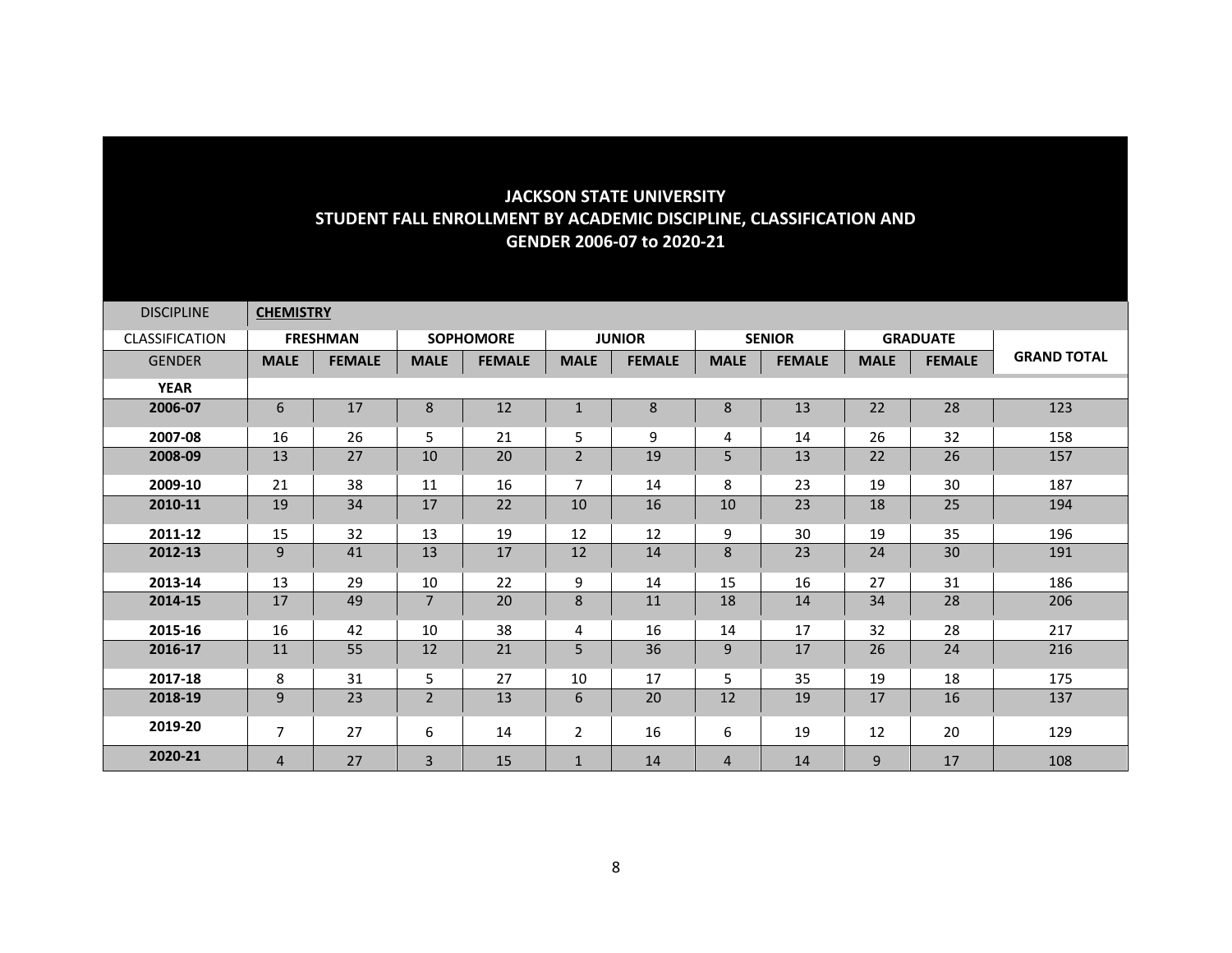# JACKSON STATE UNIVERSITY
## STUDENT FALL ENROLLMENT BY ACADEMIC DISCIPLINE, CLASSIFICATION AND GENDER 2006-07 to 2020-21

| DISCIPLINE | **CHEMISTRY** | | | | | | | | | | |
|---|---|---|---|---|---|---|---|---|---|---|---|
| CLASSIFICATION | **FRESHMAN** | | **SOPHOMORE** | | **JUNIOR** | | **SENIOR** | | **GRADUATE** | | |
| GENDER | **MALE** | **FEMALE** | **MALE** | **FEMALE** | **MALE** | **FEMALE** | **MALE** | **FEMALE** | **MALE** | **FEMALE** | **GRAND TOTAL** |
| **YEAR** | | | | | | | | | | | |
| **2006-07** | 6 | 17 | 8 | 12 | 1 | 8 | 8 | 13 | 22 | 28 | 123 |
| **2007-08** | 16 | 26 | 5 | 21 | 5 | 9 | 4 | 14 | 26 | 32 | 158 |
| **2008-09** | 13 | 27 | 10 | 20 | 2 | 19 | 5 | 13 | 22 | 26 | 157 |
| **2009-10** | 21 | 38 | 11 | 16 | 7 | 14 | 8 | 23 | 19 | 30 | 187 |
| **2010-11** | 19 | 34 | 17 | 22 | 10 | 16 | 10 | 23 | 18 | 25 | 194 |
| **2011-12** | 15 | 32 | 13 | 19 | 12 | 12 | 9 | 30 | 19 | 35 | 196 |
| **2012-13** | 9 | 41 | 13 | 17 | 12 | 14 | 8 | 23 | 24 | 30 | 191 |
| **2013-14** | 13 | 29 | 10 | 22 | 9 | 14 | 15 | 16 | 27 | 31 | 186 |
| **2014-15** | 17 | 49 | 7 | 20 | 8 | 11 | 18 | 14 | 34 | 28 | 206 |
| **2015-16** | 16 | 42 | 10 | 38 | 4 | 16 | 14 | 17 | 32 | 28 | 217 |
| **2016-17** | 11 | 55 | 12 | 21 | 5 | 36 | 9 | 17 | 26 | 24 | 216 |
| **2017-18** | 8 | 31 | 5 | 27 | 10 | 17 | 5 | 35 | 19 | 18 | 175 |
| **2018-19** | 9 | 23 | 2 | 13 | 6 | 20 | 12 | 19 | 17 | 16 | 137 |
| **2019-20** | 7 | 27 | 6 | 14 | 2 | 16 | 6 | 19 | 12 | 20 | 129 |
| **2020-21** | 4 | 27 | 3 | 15 | 1 | 14 | 4 | 14 | 9 | 17 | 108 |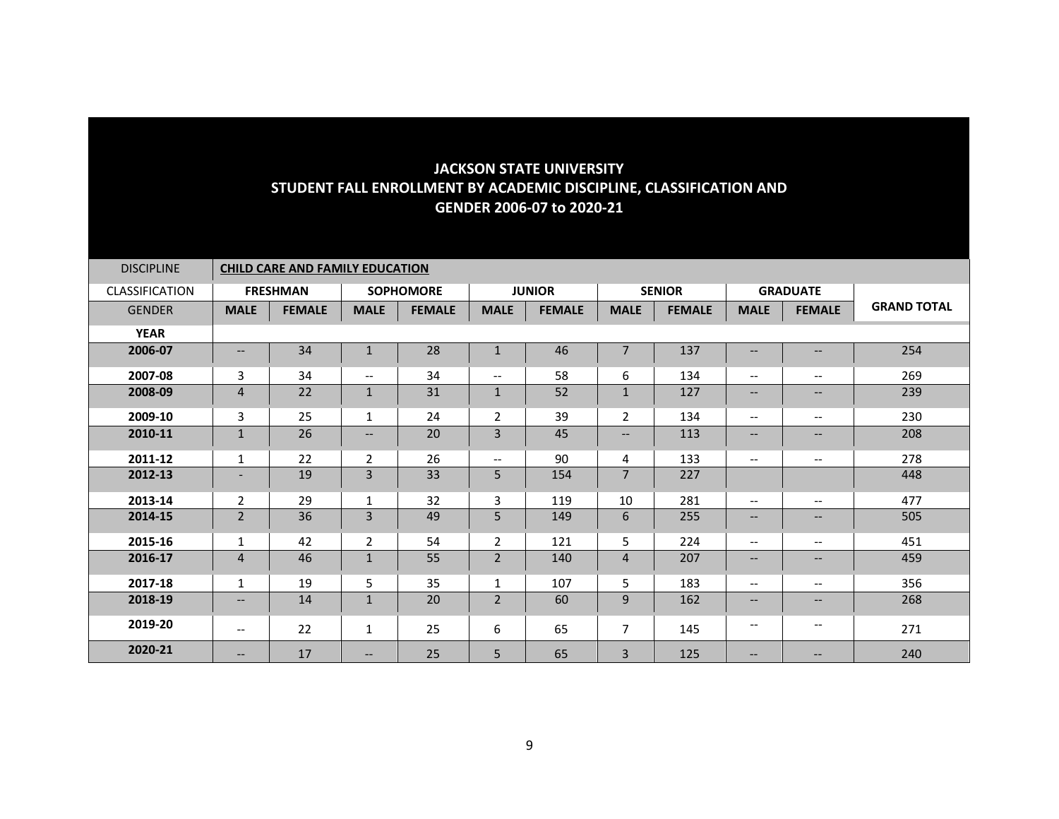# JACKSON STATE UNIVERSITY
## STUDENT FALL ENROLLMENT BY ACADEMIC DISCIPLINE, CLASSIFICATION AND GENDER 2006-07 to 2020-21

| DISCIPLINE | **CHILD CARE AND FAMILY EDUCATION** | | | | | | | | | | |
|---|---|---|---|---|---|---|---|---|---|---|---|
| CLASSIFICATION | **FRESHMAN** | | **SOPHOMORE** | | **JUNIOR** | | **SENIOR** | | **GRADUATE** | | **GRAND TOTAL** |
| GENDER | **MALE** | **FEMALE** | **MALE** | **FEMALE** | **MALE** | **FEMALE** | **MALE** | **FEMALE** | **MALE** | **FEMALE** | |
| **YEAR** | | | | | | | | | | | |
| **2006-07** | -- | 34 | 1 | 28 | 1 | 46 | 7 | 137 | -- | -- | 254 |
| **2007-08** | 3 | 34 | -- | 34 | -- | 58 | 6 | 134 | -- | -- | 269 |
| **2008-09** | 4 | 22 | 1 | 31 | 1 | 52 | 1 | 127 | -- | -- | 239 |
| **2009-10** | 3 | 25 | 1 | 24 | 2 | 39 | 2 | 134 | -- | -- | 230 |
| **2010-11** | 1 | 26 | -- | 20 | 3 | 45 | -- | 113 | -- | -- | 208 |
| **2011-12** | 1 | 22 | 2 | 26 | -- | 90 | 4 | 133 | -- | -- | 278 |
| **2012-13** | - | 19 | 3 | 33 | 5 | 154 | 7 | 227 | | | 448 |
| **2013-14** | 2 | 29 | 1 | 32 | 3 | 119 | 10 | 281 | -- | -- | 477 |
| **2014-15** | 2 | 36 | 3 | 49 | 5 | 149 | 6 | 255 | -- | -- | 505 |
| **2015-16** | 1 | 42 | 2 | 54 | 2 | 121 | 5 | 224 | -- | -- | 451 |
| **2016-17** | 4 | 46 | 1 | 55 | 2 | 140 | 4 | 207 | -- | -- | 459 |
| **2017-18** | 1 | 19 | 5 | 35 | 1 | 107 | 5 | 183 | -- | -- | 356 |
| **2018-19** | -- | 14 | 1 | 20 | 2 | 60 | 9 | 162 | -- | -- | 268 |
| **2019-20** | -- | 22 | 1 | 25 | 6 | 65 | 7 | 145 | -- | -- | 271 |
| **2020-21** | -- | 17 | -- | 25 | 5 | 65 | 3 | 125 | -- | -- | 240 |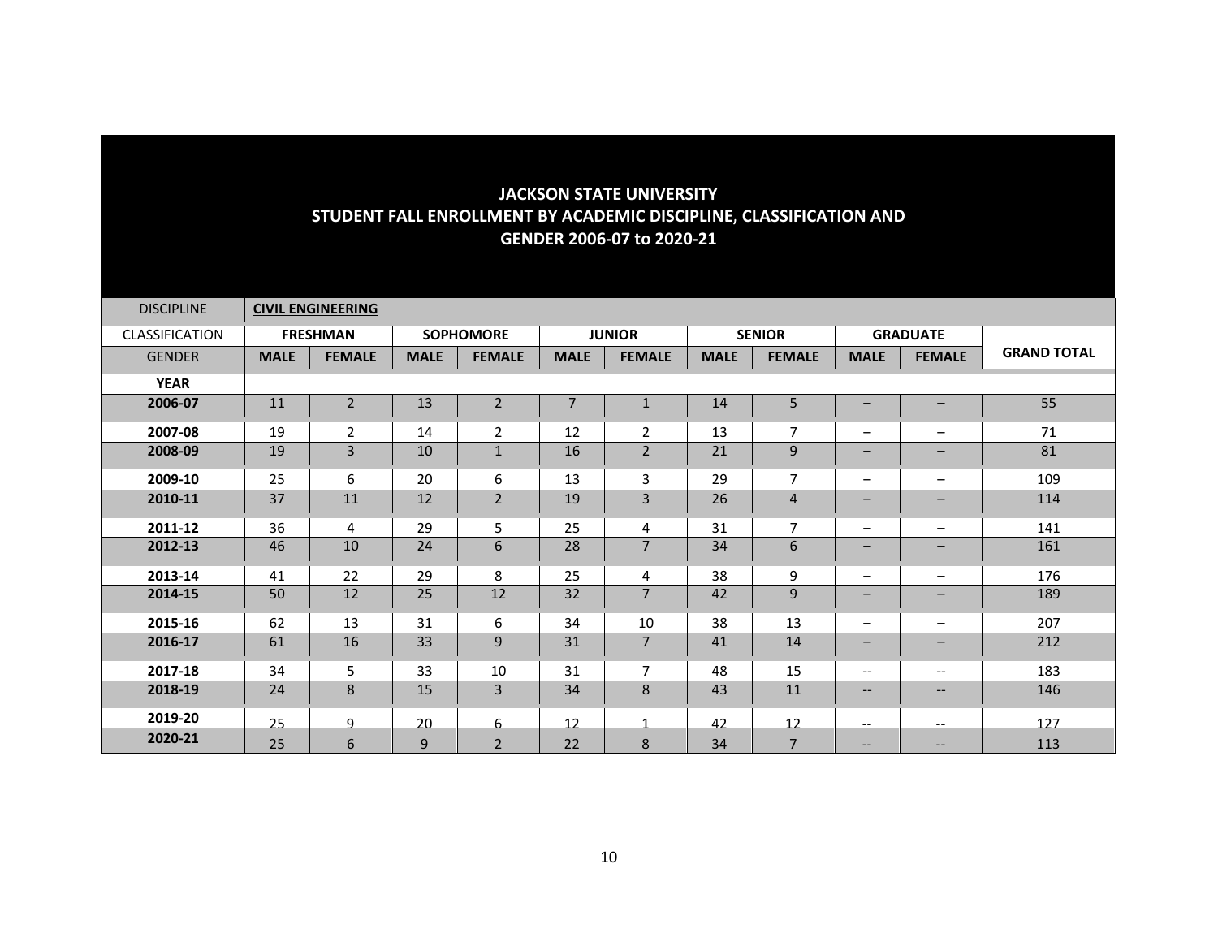# JACKSON STATE UNIVERSITY
## STUDENT FALL ENROLLMENT BY ACADEMIC DISCIPLINE, CLASSIFICATION AND GENDER 2006-07 to 2020-21

| DISCIPLINE | **CIVIL ENGINEERING** | | | | | | | | | | |
|---|---|---|---|---|---|---|---|---|---|---|---|
| CLASSIFICATION | **FRESHMAN** | | **SOPHOMORE** | | **JUNIOR** | | **SENIOR** | | **GRADUATE** | | **GRAND TOTAL** |
| GENDER | **MALE** | **FEMALE** | **MALE** | **FEMALE** | **MALE** | **FEMALE** | **MALE** | **FEMALE** | **MALE** | **FEMALE** | |
| **YEAR** | | | | | | | | | | | |
| **2006-07** | 11 | 2 | 13 | 2 | 7 | 1 | 14 | 5 | – | – | 55 |
| **2007-08** | 19 | 2 | 14 | 2 | 12 | 2 | 13 | 7 | – | – | 71 |
| **2008-09** | 19 | 3 | 10 | 1 | 16 | 2 | 21 | 9 | – | – | 81 |
| **2009-10** | 25 | 6 | 20 | 6 | 13 | 3 | 29 | 7 | – | – | 109 |
| **2010-11** | 37 | 11 | 12 | 2 | 19 | 3 | 26 | 4 | – | – | 114 |
| **2011-12** | 36 | 4 | 29 | 5 | 25 | 4 | 31 | 7 | – | – | 141 |
| **2012-13** | 46 | 10 | 24 | 6 | 28 | 7 | 34 | 6 | – | – | 161 |
| **2013-14** | 41 | 22 | 29 | 8 | 25 | 4 | 38 | 9 | – | – | 176 |
| **2014-15** | 50 | 12 | 25 | 12 | 32 | 7 | 42 | 9 | – | – | 189 |
| **2015-16** | 62 | 13 | 31 | 6 | 34 | 10 | 38 | 13 | – | – | 207 |
| **2016-17** | 61 | 16 | 33 | 9 | 31 | 7 | 41 | 14 | – | – | 212 |
| **2017-18** | 34 | 5 | 33 | 10 | 31 | 7 | 48 | 15 | -- | -- | 183 |
| **2018-19** | 24 | 8 | 15 | 3 | 34 | 8 | 43 | 11 | -- | -- | 146 |
| **2019-20** | 25 | 9 | 20 | 6 | 12 | 1 | 42 | 12 | -- | -- | 127 |
| **2020-21** | 25 | 6 | 9 | 2 | 22 | 8 | 34 | 7 | -- | -- | 113 |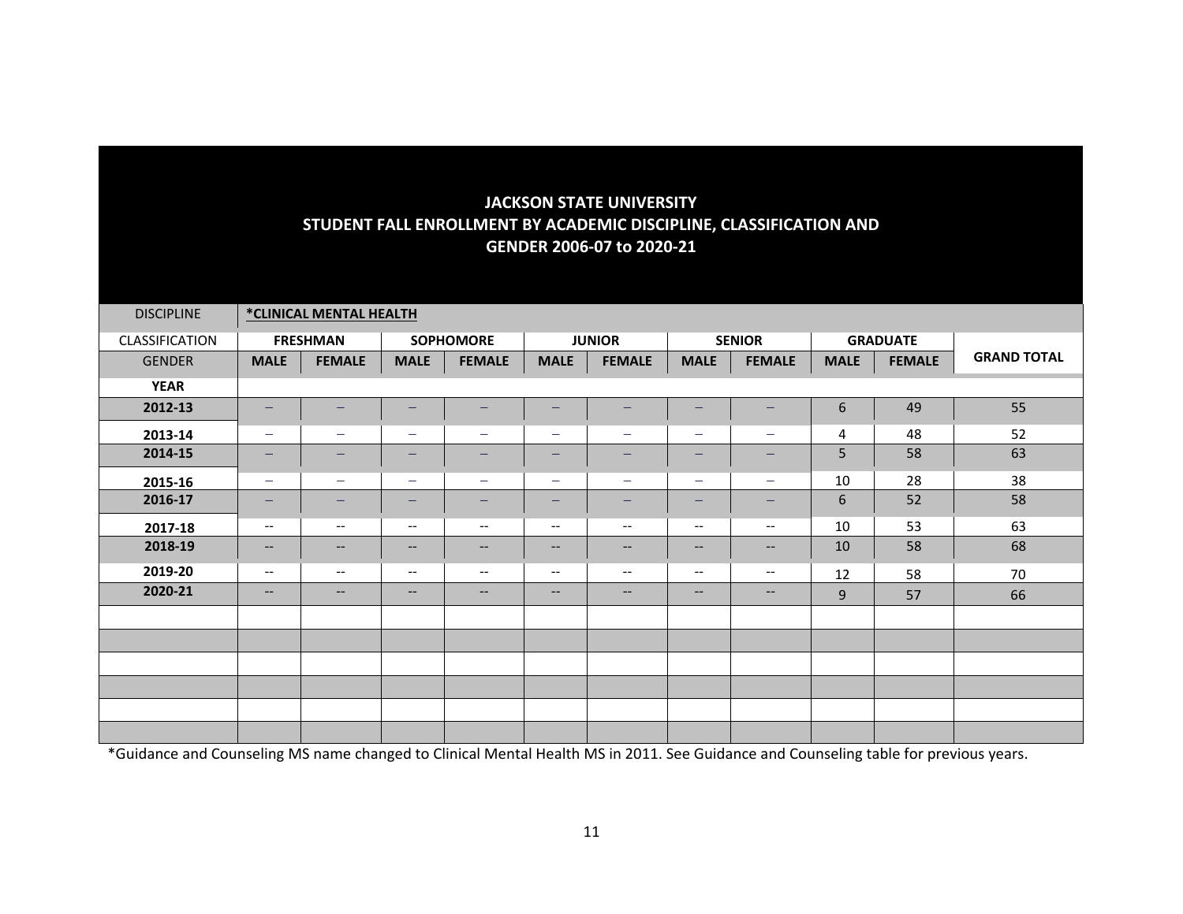# JACKSON STATE UNIVERSITY
## STUDENT FALL ENROLLMENT BY ACADEMIC DISCIPLINE, CLASSIFICATION AND GENDER 2006-07 to 2020-21

| DISCIPLINE | *CLINICAL MENTAL HEALTH | | | | | | | | | | |
|---|---|---|---|---|---|---|---|---|---|---|---|
| CLASSIFICATION | FRESHMAN | | SOPHOMORE | | JUNIOR | | SENIOR | | GRADUATE | | GRAND TOTAL |
| GENDER | MALE | FEMALE | MALE | FEMALE | MALE | FEMALE | MALE | FEMALE | MALE | FEMALE | |
| YEAR | | | | | | | | | | | |
| 2012-13 | – | – | – | – | – | – | – | – | 6 | 49 | 55 |
| 2013-14 | – | – | – | – | – | – | – | – | 4 | 48 | 52 |
| 2014-15 | – | – | – | – | – | – | – | – | 5 | 58 | 63 |
| 2015-16 | – | – | – | – | – | – | – | – | 10 | 28 | 38 |
| 2016-17 | – | – | – | – | – | – | – | – | 6 | 52 | 58 |
| 2017-18 | -- | -- | -- | -- | -- | -- | -- | -- | 10 | 53 | 63 |
| 2018-19 | -- | -- | -- | -- | -- | -- | -- | -- | 10 | 58 | 68 |
| 2019-20 | -- | -- | -- | -- | -- | -- | -- | -- | 12 | 58 | 70 |
| 2020-21 | -- | -- | -- | -- | -- | -- | -- | -- | 9 | 57 | 66 |

*Guidance and Counseling MS name changed to Clinical Mental Health MS in 2011. See Guidance and Counseling table for previous years.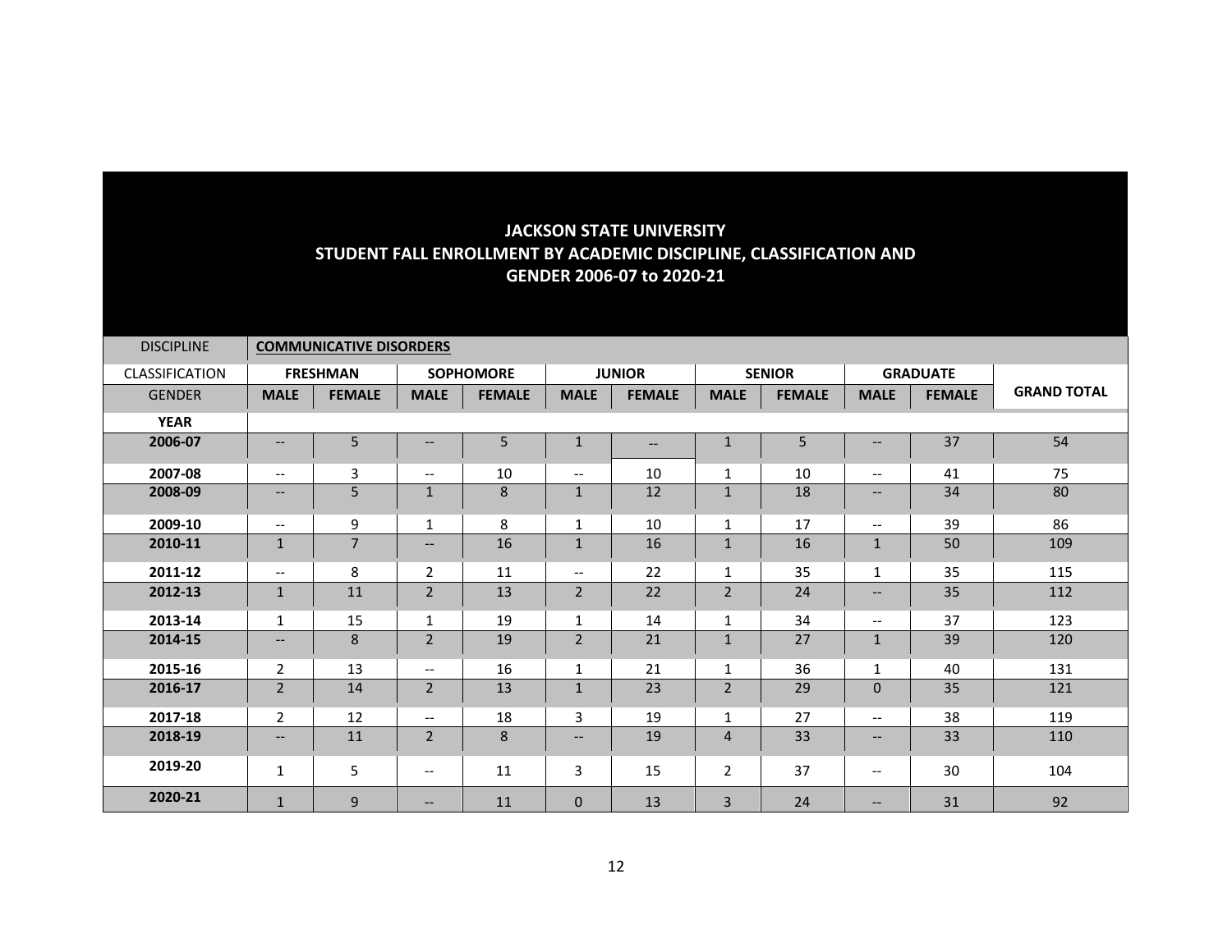## JACKSON STATE UNIVERSITY
## STUDENT FALL ENROLLMENT BY ACADEMIC DISCIPLINE, CLASSIFICATION AND GENDER 2006-07 to 2020-21

| DISCIPLINE | **COMMUNICATIVE DISORDERS** | | | | | | | | | | |
|---|---|---|---|---|---|---|---|---|---|---|---|
| CLASSIFICATION | **FRESHMAN** | | **SOPHOMORE** | | **JUNIOR** | | **SENIOR** | | **GRADUATE** | | |
| GENDER | **MALE** | **FEMALE** | **MALE** | **FEMALE** | **MALE** | **FEMALE** | **MALE** | **FEMALE** | **MALE** | **FEMALE** | **GRAND TOTAL** |
| **YEAR** | | | | | | | | | | | |
| **2006-07** | -- | 5 | -- | 5 | 1 | -- | 1 | 5 | -- | 37 | 54 |
| **2007-08** | -- | 3 | -- | 10 | -- | 10 | 1 | 10 | -- | 41 | 75 |
| **2008-09** | -- | 5 | 1 | 8 | 1 | 12 | 1 | 18 | -- | 34 | 80 |
| **2009-10** | -- | 9 | 1 | 8 | 1 | 10 | 1 | 17 | -- | 39 | 86 |
| **2010-11** | 1 | 7 | -- | 16 | 1 | 16 | 1 | 16 | 1 | 50 | 109 |
| **2011-12** | -- | 8 | 2 | 11 | -- | 22 | 1 | 35 | 1 | 35 | 115 |
| **2012-13** | 1 | 11 | 2 | 13 | 2 | 22 | 2 | 24 | -- | 35 | 112 |
| **2013-14** | 1 | 15 | 1 | 19 | 1 | 14 | 1 | 34 | -- | 37 | 123 |
| **2014-15** | -- | 8 | 2 | 19 | 2 | 21 | 1 | 27 | 1 | 39 | 120 |
| **2015-16** | 2 | 13 | -- | 16 | 1 | 21 | 1 | 36 | 1 | 40 | 131 |
| **2016-17** | 2 | 14 | 2 | 13 | 1 | 23 | 2 | 29 | 0 | 35 | 121 |
| **2017-18** | 2 | 12 | -- | 18 | 3 | 19 | 1 | 27 | -- | 38 | 119 |
| **2018-19** | -- | 11 | 2 | 8 | -- | 19 | 4 | 33 | -- | 33 | 110 |
| **2019-20** | 1 | 5 | -- | 11 | 3 | 15 | 2 | 37 | -- | 30 | 104 |
| **2020-21** | 1 | 9 | -- | 11 | 0 | 13 | 3 | 24 | -- | 31 | 92 |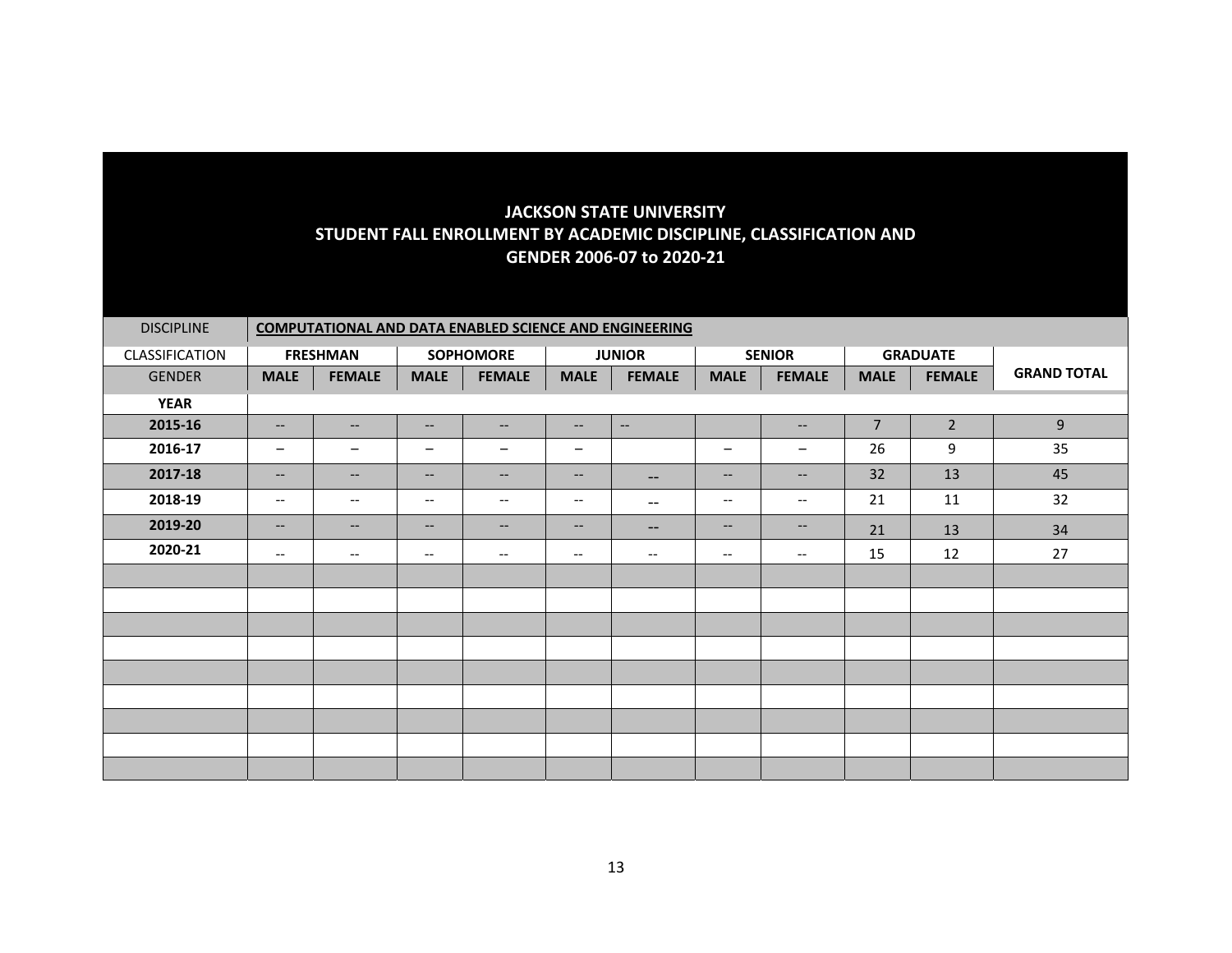# JACKSON STATE UNIVERSITY
# STUDENT FALL ENROLLMENT BY ACADEMIC DISCIPLINE, CLASSIFICATION AND GENDER 2006-07 to 2020-21

| DISCIPLINE | **COMPUTATIONAL AND DATA ENABLED SCIENCE AND ENGINEERING** | | | | | | | | | | |
|---|---|---|---|---|---|---|---|---|---|---|---|
| CLASSIFICATION | **FRESHMAN** | | **SOPHOMORE** | | **JUNIOR** | | **SENIOR** | | **GRADUATE** | | **GRAND TOTAL** |
| GENDER | **MALE** | **FEMALE** | **MALE** | **FEMALE** | **MALE** | **FEMALE** | **MALE** | **FEMALE** | **MALE** | **FEMALE** | |
| **YEAR** | | | | | | | | | | | |
| **2015-16** | -- | -- | -- | -- | -- | -- | | -- | 7 | 2 | 9 |
| **2016-17** | – | – | – | – | – | | – | – | 26 | 9 | 35 |
| **2017-18** | -- | -- | -- | -- | -- | -- | -- | -- | 32 | 13 | 45 |
| **2018-19** | -- | -- | -- | -- | -- | -- | -- | -- | 21 | 11 | 32 |
| **2019-20** | -- | -- | -- | -- | -- | -- | -- | -- | 21 | 13 | 34 |
| **2020-21** | -- | -- | -- | -- | -- | -- | -- | -- | 15 | 12 | 27 |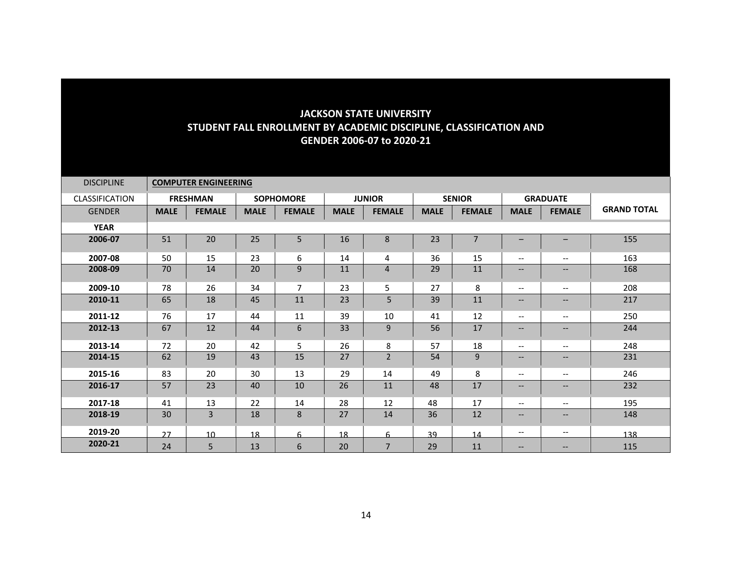# JACKSON STATE UNIVERSITY
## STUDENT FALL ENROLLMENT BY ACADEMIC DISCIPLINE, CLASSIFICATION AND GENDER 2006-07 to 2020-21

| DISCIPLINE | **COMPUTER ENGINEERING** | | | | | | | | | | |
|---|---|---|---|---|---|---|---|---|---|---|---|
| CLASSIFICATION | **FRESHMAN** | | **SOPHOMORE** | | **JUNIOR** | | **SENIOR** | | **GRADUATE** | | |
| GENDER | **MALE** | **FEMALE** | **MALE** | **FEMALE** | **MALE** | **FEMALE** | **MALE** | **FEMALE** | **MALE** | **FEMALE** | **GRAND TOTAL** |
| **YEAR** | | | | | | | | | | | |
| **2006-07** | 51 | 20 | 25 | 5 | 16 | 8 | 23 | 7 | – | – | 155 |
| **2007-08** | 50 | 15 | 23 | 6 | 14 | 4 | 36 | 15 | -- | -- | 163 |
| **2008-09** | 70 | 14 | 20 | 9 | 11 | 4 | 29 | 11 | -- | -- | 168 |
| **2009-10** | 78 | 26 | 34 | 7 | 23 | 5 | 27 | 8 | -- | -- | 208 |
| **2010-11** | 65 | 18 | 45 | 11 | 23 | 5 | 39 | 11 | -- | -- | 217 |
| **2011-12** | 76 | 17 | 44 | 11 | 39 | 10 | 41 | 12 | -- | -- | 250 |
| **2012-13** | 67 | 12 | 44 | 6 | 33 | 9 | 56 | 17 | -- | -- | 244 |
| **2013-14** | 72 | 20 | 42 | 5 | 26 | 8 | 57 | 18 | -- | -- | 248 |
| **2014-15** | 62 | 19 | 43 | 15 | 27 | 2 | 54 | 9 | -- | -- | 231 |
| **2015-16** | 83 | 20 | 30 | 13 | 29 | 14 | 49 | 8 | -- | -- | 246 |
| **2016-17** | 57 | 23 | 40 | 10 | 26 | 11 | 48 | 17 | -- | -- | 232 |
| **2017-18** | 41 | 13 | 22 | 14 | 28 | 12 | 48 | 17 | -- | -- | 195 |
| **2018-19** | 30 | 3 | 18 | 8 | 27 | 14 | 36 | 12 | -- | -- | 148 |
| **2019-20** | 27 | 10 | 18 | 6 | 18 | 6 | 39 | 14 | -- | -- | 138 |
| **2020-21** | 24 | 5 | 13 | 6 | 20 | 7 | 29 | 11 | -- | -- | 115 |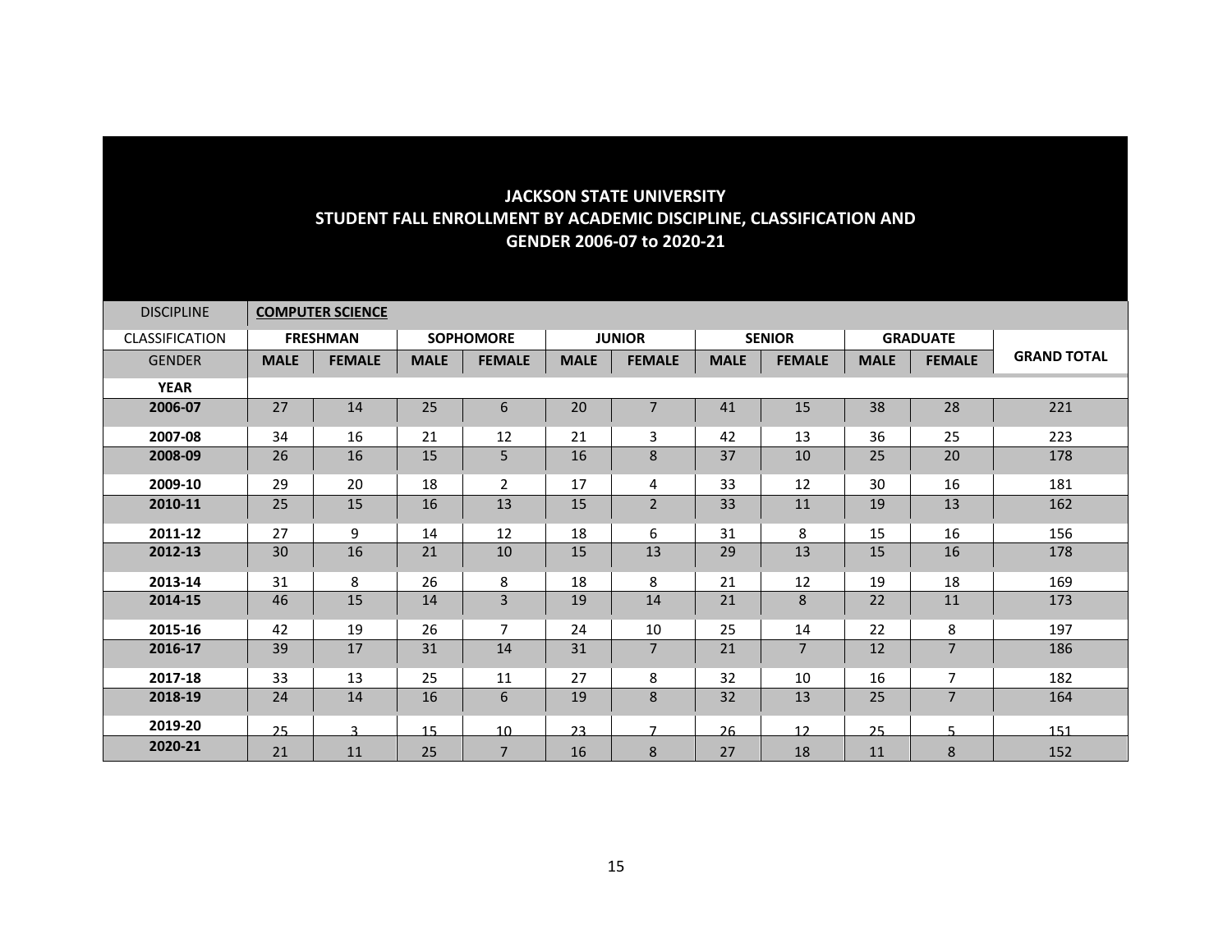# JACKSON STATE UNIVERSITY
## STUDENT FALL ENROLLMENT BY ACADEMIC DISCIPLINE, CLASSIFICATION AND GENDER 2006-07 to 2020-21

| DISCIPLINE | **COMPUTER SCIENCE** | | | | | | | | | | |
|---|---|---|---|---|---|---|---|---|---|---|---|
| CLASSIFICATION | **FRESHMAN** | | **SOPHOMORE** | | **JUNIOR** | | **SENIOR** | | **GRADUATE** | | **GRAND TOTAL** |
| GENDER | **MALE** | **FEMALE** | **MALE** | **FEMALE** | **MALE** | **FEMALE** | **MALE** | **FEMALE** | **MALE** | **FEMALE** | |
| **YEAR** | | | | | | | | | | | |
| **2006-07** | 27 | 14 | 25 | 6 | 20 | 7 | 41 | 15 | 38 | 28 | 221 |
| **2007-08** | 34 | 16 | 21 | 12 | 21 | 3 | 42 | 13 | 36 | 25 | 223 |
| **2008-09** | 26 | 16 | 15 | 5 | 16 | 8 | 37 | 10 | 25 | 20 | 178 |
| **2009-10** | 29 | 20 | 18 | 2 | 17 | 4 | 33 | 12 | 30 | 16 | 181 |
| **2010-11** | 25 | 15 | 16 | 13 | 15 | 2 | 33 | 11 | 19 | 13 | 162 |
| **2011-12** | 27 | 9 | 14 | 12 | 18 | 6 | 31 | 8 | 15 | 16 | 156 |
| **2012-13** | 30 | 16 | 21 | 10 | 15 | 13 | 29 | 13 | 15 | 16 | 178 |
| **2013-14** | 31 | 8 | 26 | 8 | 18 | 8 | 21 | 12 | 19 | 18 | 169 |
| **2014-15** | 46 | 15 | 14 | 3 | 19 | 14 | 21 | 8 | 22 | 11 | 173 |
| **2015-16** | 42 | 19 | 26 | 7 | 24 | 10 | 25 | 14 | 22 | 8 | 197 |
| **2016-17** | 39 | 17 | 31 | 14 | 31 | 7 | 21 | 7 | 12 | 7 | 186 |
| **2017-18** | 33 | 13 | 25 | 11 | 27 | 8 | 32 | 10 | 16 | 7 | 182 |
| **2018-19** | 24 | 14 | 16 | 6 | 19 | 8 | 32 | 13 | 25 | 7 | 164 |
| **2019-20** | 25 | 3 | 15 | 10 | 23 | 7 | 26 | 12 | 25 | 5 | 151 |
| **2020-21** | 21 | 11 | 25 | 7 | 16 | 8 | 27 | 18 | 11 | 8 | 152 |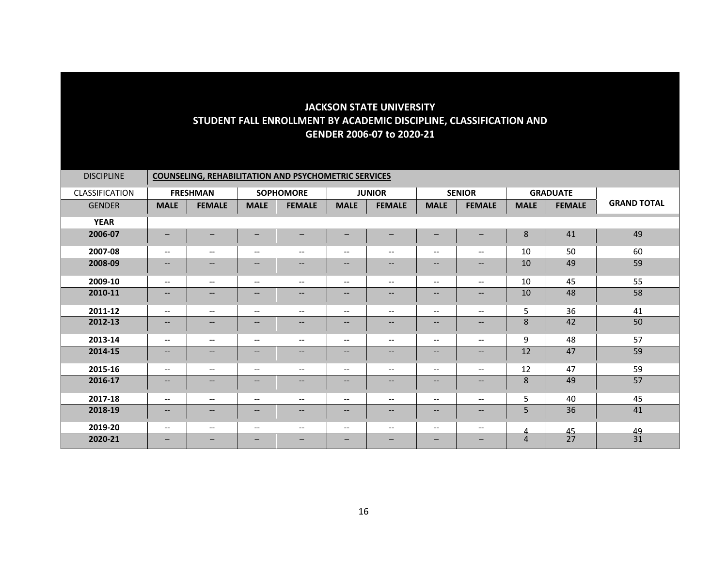**JACKSON STATE UNIVERSITY**
**STUDENT FALL ENROLLMENT BY ACADEMIC DISCIPLINE, CLASSIFICATION AND GENDER 2006-07 to 2020-21**

| DISCIPLINE | COUNSELING, REHABILITATION AND PSYCHOMETRIC SERVICES | | | | | | | | | | |
|---|---|---|---|---|---|---|---|---|---|---|---|
| CLASSIFICATION | FRESHMAN | | SOPHOMORE | | JUNIOR | | SENIOR | | GRADUATE | | |
| GENDER | MALE | FEMALE | MALE | FEMALE | MALE | FEMALE | MALE | FEMALE | MALE | FEMALE | GRAND TOTAL |
| **YEAR** | | | | | | | | | | | |
| **2006-07** | – | – | – | – | – | – | – | – | 8 | 41 | 49 |
| **2007-08** | -- | -- | -- | -- | -- | -- | -- | -- | 10 | 50 | 60 |
| **2008-09** | -- | -- | -- | -- | -- | -- | -- | -- | 10 | 49 | 59 |
| **2009-10** | -- | -- | -- | -- | -- | -- | -- | -- | 10 | 45 | 55 |
| **2010-11** | -- | -- | -- | -- | -- | -- | -- | -- | 10 | 48 | 58 |
| **2011-12** | -- | -- | -- | -- | -- | -- | -- | -- | 5 | 36 | 41 |
| **2012-13** | -- | -- | -- | -- | -- | -- | -- | -- | 8 | 42 | 50 |
| **2013-14** | -- | -- | -- | -- | -- | -- | -- | -- | 9 | 48 | 57 |
| **2014-15** | -- | -- | -- | -- | -- | -- | -- | -- | 12 | 47 | 59 |
| **2015-16** | -- | -- | -- | -- | -- | -- | -- | -- | 12 | 47 | 59 |
| **2016-17** | -- | -- | -- | -- | -- | -- | -- | -- | 8 | 49 | 57 |
| **2017-18** | -- | -- | -- | -- | -- | -- | -- | -- | 5 | 40 | 45 |
| **2018-19** | -- | -- | -- | -- | -- | -- | -- | -- | 5 | 36 | 41 |
| **2019-20** | -- | -- | -- | -- | -- | -- | -- | -- | 4 | 45 | 49 |
| **2020-21** | – | – | – | – | – | – | – | – | 4 | 27 | 31 |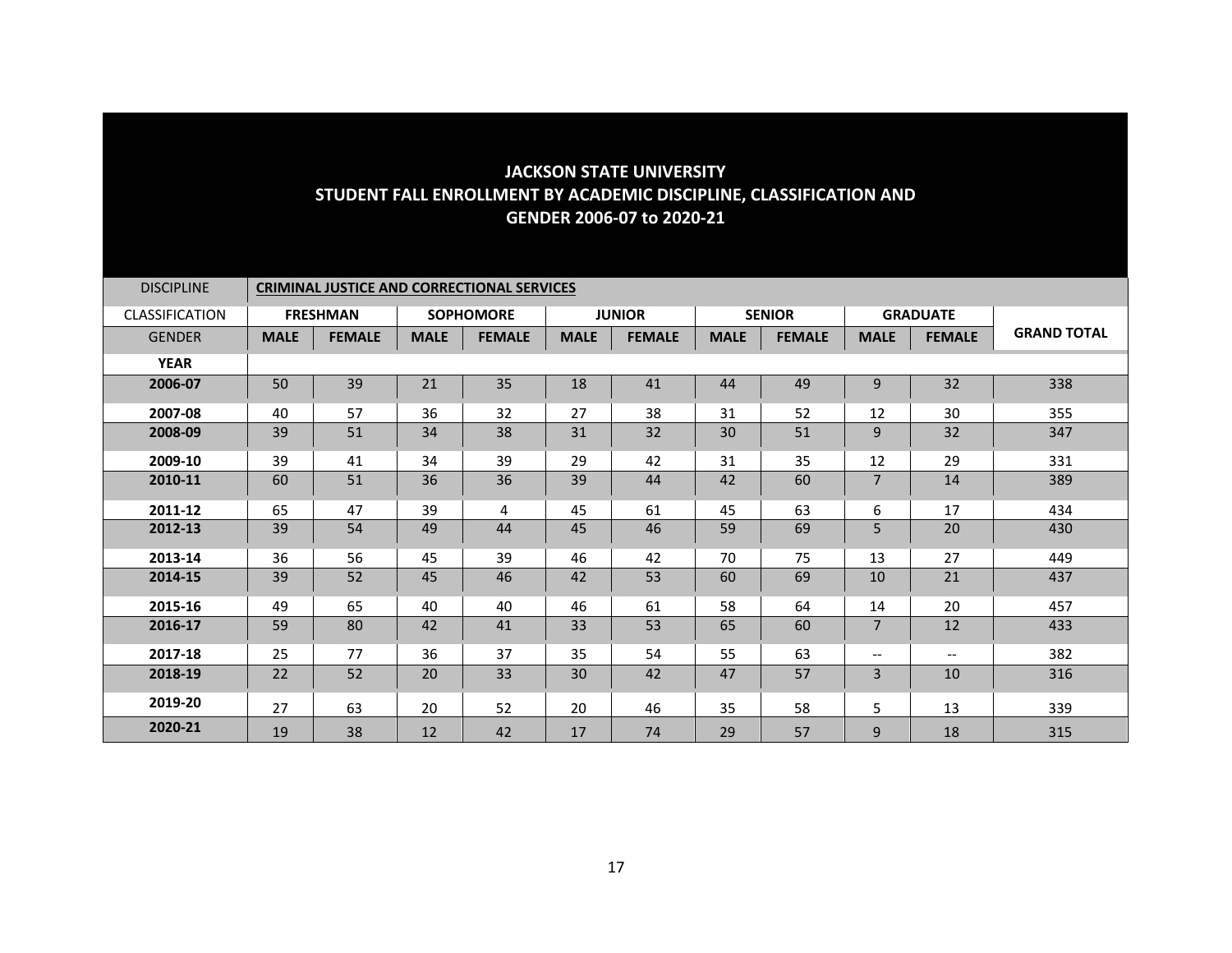# JACKSON STATE UNIVERSITY
## STUDENT FALL ENROLLMENT BY ACADEMIC DISCIPLINE, CLASSIFICATION AND GENDER 2006-07 to 2020-21

| DISCIPLINE | CRIMINAL JUSTICE AND CORRECTIONAL SERVICES | | | | | | | | | | |
|---|---|---|---|---|---|---|---|---|---|---|---|
| CLASSIFICATION | FRESHMAN | | SOPHOMORE | | JUNIOR | | SENIOR | | GRADUATE | | |
| GENDER | MALE | FEMALE | MALE | FEMALE | MALE | FEMALE | MALE | FEMALE | MALE | FEMALE | GRAND TOTAL |
| **YEAR** | | | | | | | | | | | |
| **2006-07** | 50 | 39 | 21 | 35 | 18 | 41 | 44 | 49 | 9 | 32 | 338 |
| **2007-08** | 40 | 57 | 36 | 32 | 27 | 38 | 31 | 52 | 12 | 30 | 355 |
| **2008-09** | 39 | 51 | 34 | 38 | 31 | 32 | 30 | 51 | 9 | 32 | 347 |
| **2009-10** | 39 | 41 | 34 | 39 | 29 | 42 | 31 | 35 | 12 | 29 | 331 |
| **2010-11** | 60 | 51 | 36 | 36 | 39 | 44 | 42 | 60 | 7 | 14 | 389 |
| **2011-12** | 65 | 47 | 39 | 4 | 45 | 61 | 45 | 63 | 6 | 17 | 434 |
| **2012-13** | 39 | 54 | 49 | 44 | 45 | 46 | 59 | 69 | 5 | 20 | 430 |
| **2013-14** | 36 | 56 | 45 | 39 | 46 | 42 | 70 | 75 | 13 | 27 | 449 |
| **2014-15** | 39 | 52 | 45 | 46 | 42 | 53 | 60 | 69 | 10 | 21 | 437 |
| **2015-16** | 49 | 65 | 40 | 40 | 46 | 61 | 58 | 64 | 14 | 20 | 457 |
| **2016-17** | 59 | 80 | 42 | 41 | 33 | 53 | 65 | 60 | 7 | 12 | 433 |
| **2017-18** | 25 | 77 | 36 | 37 | 35 | 54 | 55 | 63 | -- | -- | 382 |
| **2018-19** | 22 | 52 | 20 | 33 | 30 | 42 | 47 | 57 | 3 | 10 | 316 |
| **2019-20** | 27 | 63 | 20 | 52 | 20 | 46 | 35 | 58 | 5 | 13 | 339 |
| **2020-21** | 19 | 38 | 12 | 42 | 17 | 74 | 29 | 57 | 9 | 18 | 315 |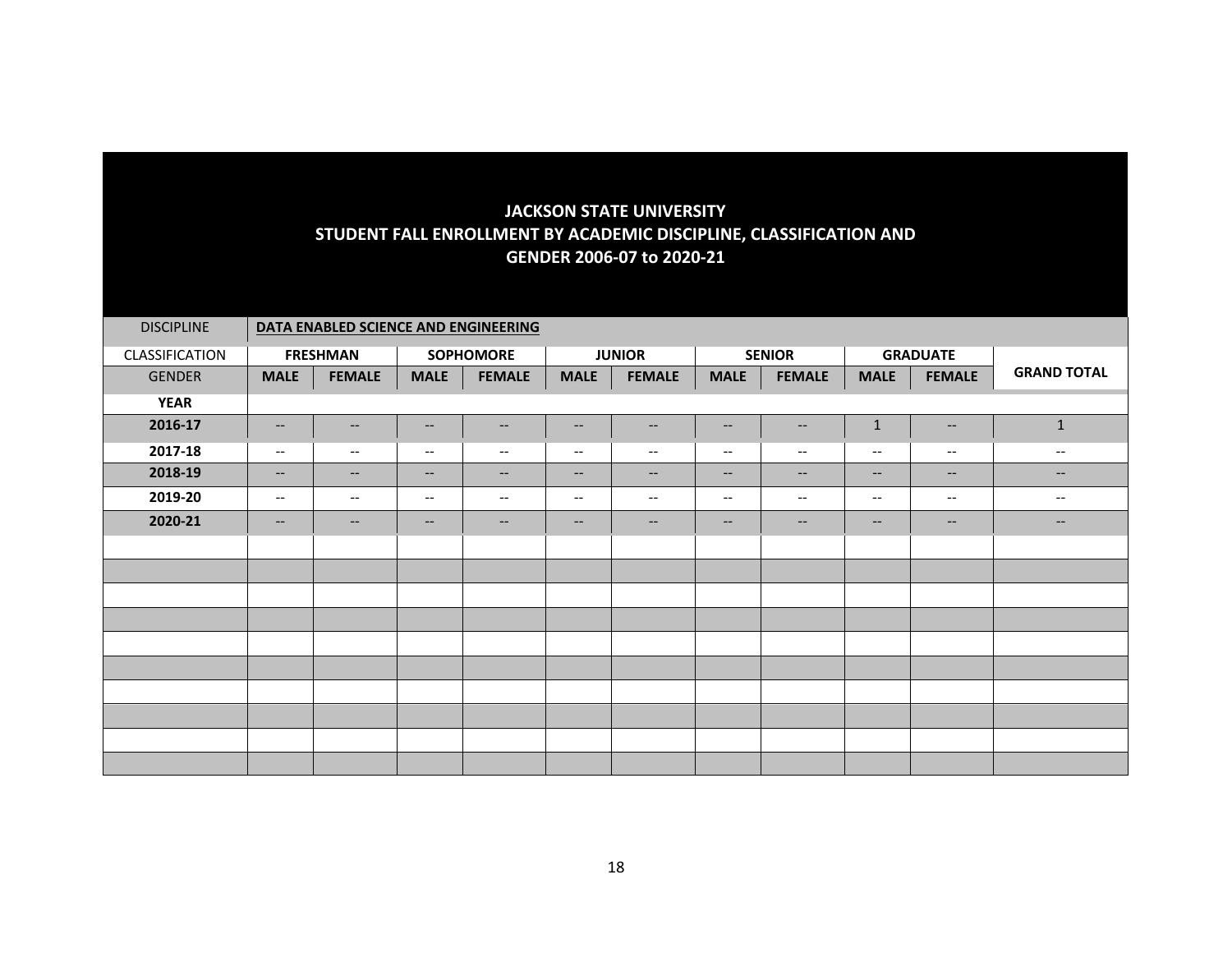# JACKSON STATE UNIVERSITY
## STUDENT FALL ENROLLMENT BY ACADEMIC DISCIPLINE, CLASSIFICATION AND GENDER 2006-07 to 2020-21

| DISCIPLINE | DATA ENABLED SCIENCE AND ENGINEERING | | | | | | | | | | |
|---|---|---|---|---|---|---|---|---|---|---|---|
| CLASSIFICATION | FRESHMAN | | SOPHOMORE | | JUNIOR | | SENIOR | | GRADUATE | | GRAND TOTAL |
| GENDER | MALE | FEMALE | MALE | FEMALE | MALE | FEMALE | MALE | FEMALE | MALE | FEMALE | |
| **YEAR** | | | | | | | | | | | |
| **2016-17** | -- | -- | -- | -- | -- | -- | -- | -- | 1 | -- | 1 |
| **2017-18** | -- | -- | -- | -- | -- | -- | -- | -- | -- | -- | -- |
| **2018-19** | -- | -- | -- | -- | -- | -- | -- | -- | -- | -- | -- |
| **2019-20** | -- | -- | -- | -- | -- | -- | -- | -- | -- | -- | -- |
| **2020-21** | -- | -- | -- | -- | -- | -- | -- | -- | -- | -- | -- |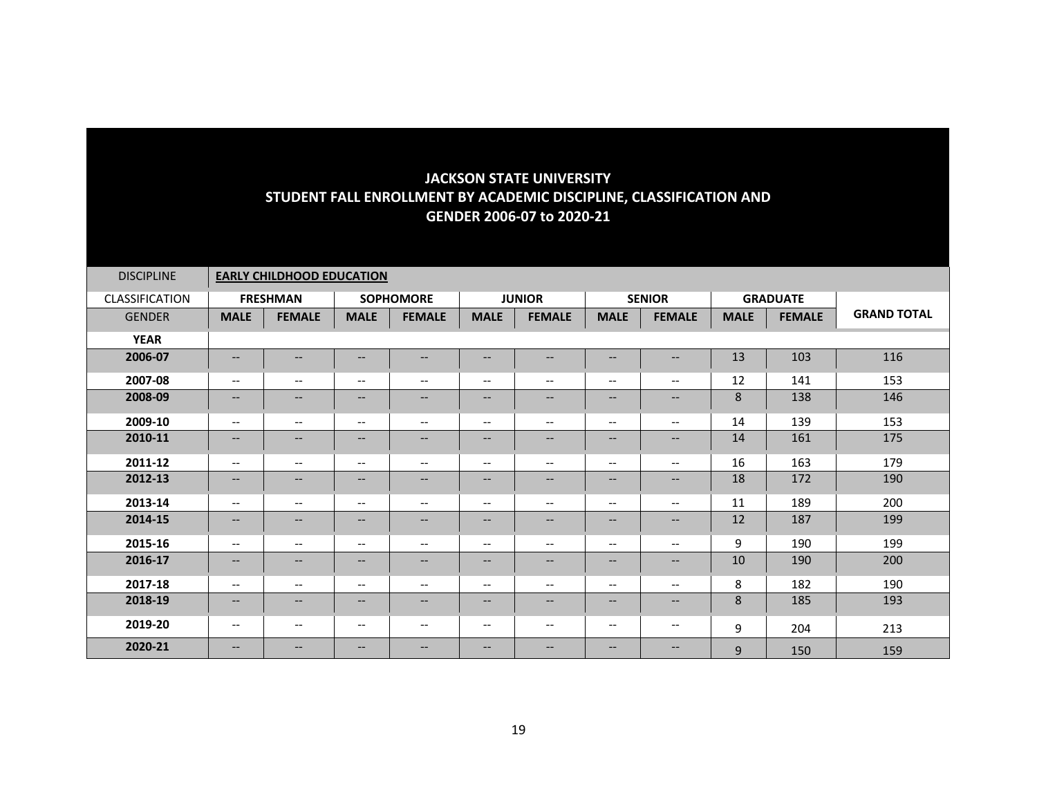# JACKSON STATE UNIVERSITY
## STUDENT FALL ENROLLMENT BY ACADEMIC DISCIPLINE, CLASSIFICATION AND GENDER 2006-07 to 2020-21

| DISCIPLINE | **EARLY CHILDHOOD EDUCATION** | | | | | | | | | | |
|---|---|---|---|---|---|---|---|---|---|---|---|
| CLASSIFICATION | **FRESHMAN** | | **SOPHOMORE** | | **JUNIOR** | | **SENIOR** | | **GRADUATE** | | **GRAND TOTAL** |
| GENDER | **MALE** | **FEMALE** | **MALE** | **FEMALE** | **MALE** | **FEMALE** | **MALE** | **FEMALE** | **MALE** | **FEMALE** | |
| **YEAR** | | | | | | | | | | | |
| **2006-07** | -- | -- | -- | -- | -- | -- | -- | -- | 13 | 103 | 116 |
| **2007-08** | -- | -- | -- | -- | -- | -- | -- | -- | 12 | 141 | 153 |
| **2008-09** | -- | -- | -- | -- | -- | -- | -- | -- | 8 | 138 | 146 |
| **2009-10** | -- | -- | -- | -- | -- | -- | -- | -- | 14 | 139 | 153 |
| **2010-11** | -- | -- | -- | -- | -- | -- | -- | -- | 14 | 161 | 175 |
| **2011-12** | -- | -- | -- | -- | -- | -- | -- | -- | 16 | 163 | 179 |
| **2012-13** | -- | -- | -- | -- | -- | -- | -- | -- | 18 | 172 | 190 |
| **2013-14** | -- | -- | -- | -- | -- | -- | -- | -- | 11 | 189 | 200 |
| **2014-15** | -- | -- | -- | -- | -- | -- | -- | -- | 12 | 187 | 199 |
| **2015-16** | -- | -- | -- | -- | -- | -- | -- | -- | 9 | 190 | 199 |
| **2016-17** | -- | -- | -- | -- | -- | -- | -- | -- | 10 | 190 | 200 |
| **2017-18** | -- | -- | -- | -- | -- | -- | -- | -- | 8 | 182 | 190 |
| **2018-19** | -- | -- | -- | -- | -- | -- | -- | -- | 8 | 185 | 193 |
| **2019-20** | -- | -- | -- | -- | -- | -- | -- | -- | 9 | 204 | 213 |
| **2020-21** | -- | -- | -- | -- | -- | -- | -- | -- | 9 | 150 | 159 |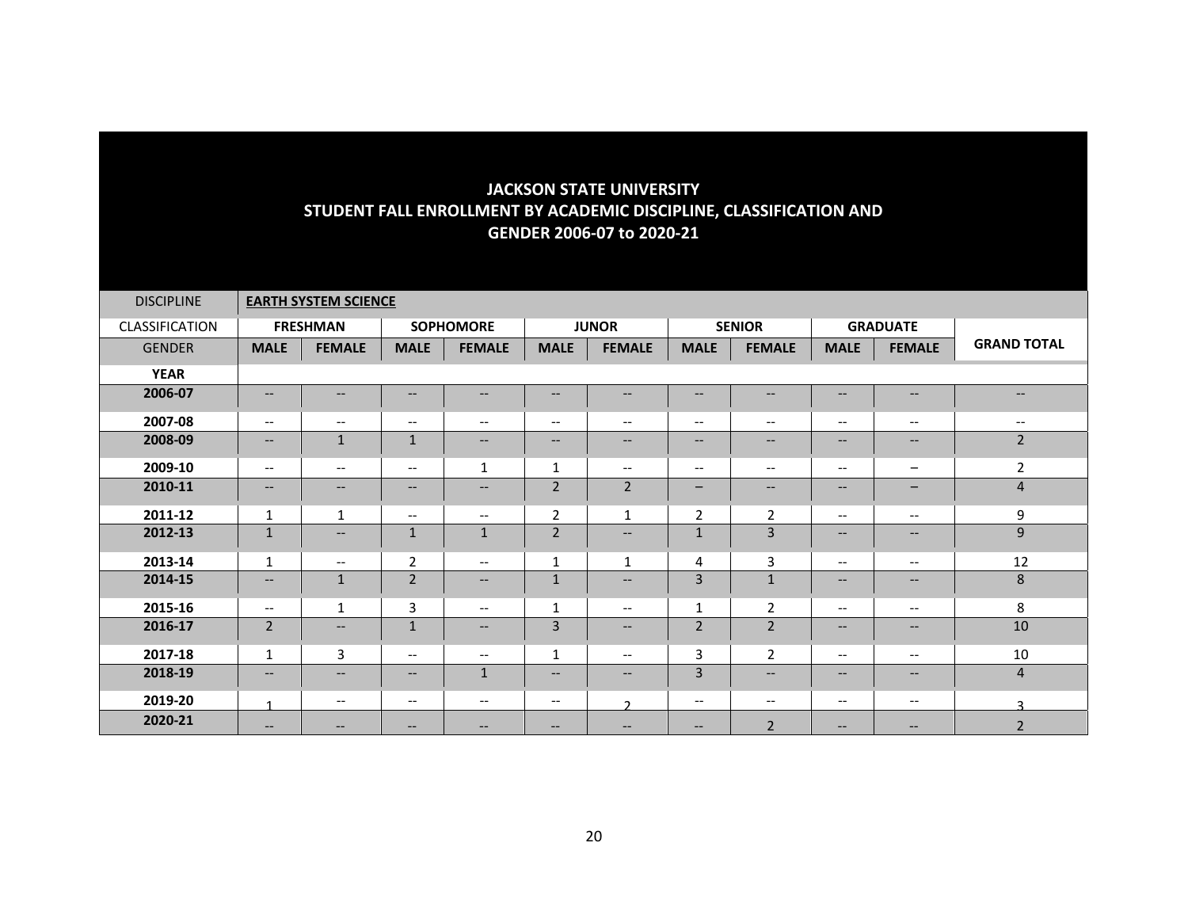## JACKSON STATE UNIVERSITY
## STUDENT FALL ENROLLMENT BY ACADEMIC DISCIPLINE, CLASSIFICATION AND GENDER 2006-07 to 2020-21

| DISCIPLINE | **EARTH SYSTEM SCIENCE** | | | | | | | | | | |
|---|---|---|---|---|---|---|---|---|---|---|---|
| CLASSIFICATION | **FRESHMAN** | | **SOPHOMORE** | | **JUNOR** | | **SENIOR** | | **GRADUATE** | | |
| GENDER | **MALE** | **FEMALE** | **MALE** | **FEMALE** | **MALE** | **FEMALE** | **MALE** | **FEMALE** | **MALE** | **FEMALE** | **GRAND TOTAL** |
| **YEAR** | | | | | | | | | | | |
| **2006-07** | -- | -- | -- | -- | -- | -- | -- | -- | -- | -- | -- |
| **2007-08** | -- | -- | -- | -- | -- | -- | -- | -- | -- | -- | -- |
| **2008-09** | -- | 1 | 1 | -- | -- | -- | -- | -- | -- | -- | 2 |
| **2009-10** | -- | -- | -- | 1 | 1 | -- | -- | -- | -- | – | 2 |
| **2010-11** | -- | -- | -- | -- | 2 | 2 | – | -- | -- | – | 4 |
| **2011-12** | 1 | 1 | -- | -- | 2 | 1 | 2 | 2 | -- | -- | 9 |
| **2012-13** | 1 | -- | 1 | 1 | 2 | -- | 1 | 3 | -- | -- | 9 |
| **2013-14** | 1 | -- | 2 | -- | 1 | 1 | 4 | 3 | -- | -- | 12 |
| **2014-15** | -- | 1 | 2 | -- | 1 | -- | 3 | 1 | -- | -- | 8 |
| **2015-16** | -- | 1 | 3 | -- | 1 | -- | 1 | 2 | -- | -- | 8 |
| **2016-17** | 2 | -- | 1 | -- | 3 | -- | 2 | 2 | -- | -- | 10 |
| **2017-18** | 1 | 3 | -- | -- | 1 | -- | 3 | 2 | -- | -- | 10 |
| **2018-19** | -- | -- | -- | 1 | -- | -- | 3 | -- | -- | -- | 4 |
| **2019-20** | 1 | -- | -- | -- | -- | 2 | -- | -- | -- | -- | 3 |
| **2020-21** | -- | -- | -- | -- | -- | -- | -- | 2 | -- | -- | 2 |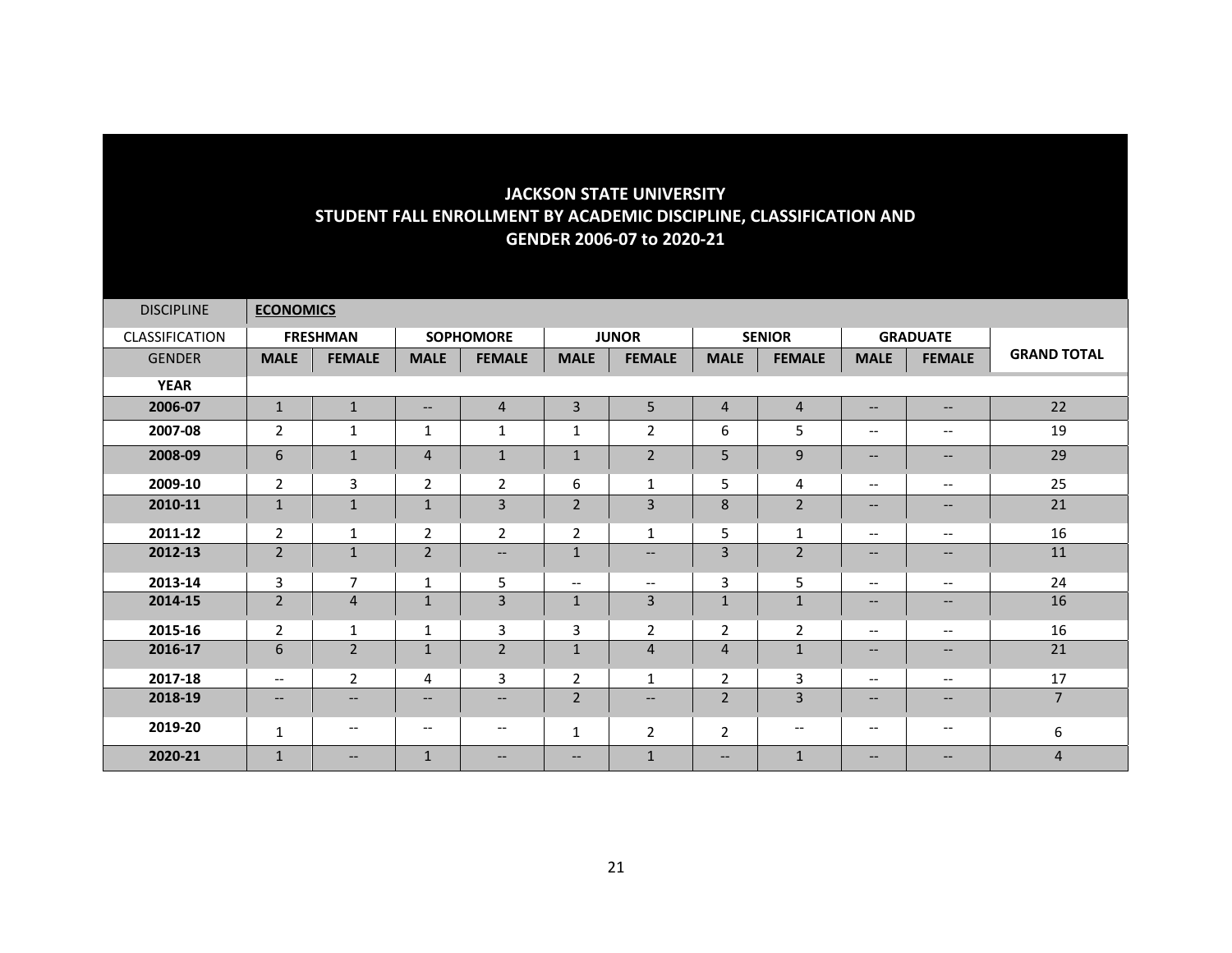# JACKSON STATE UNIVERSITY
## STUDENT FALL ENROLLMENT BY ACADEMIC DISCIPLINE, CLASSIFICATION AND GENDER 2006-07 to 2020-21

| DISCIPLINE | **ECONOMICS** | | | | | | | | | | |
|---|---|---|---|---|---|---|---|---|---|---|---|
| CLASSIFICATION | **FRESHMAN** | | **SOPHOMORE** | | **JUNOR** | | **SENIOR** | | **GRADUATE** | | **GRAND TOTAL** |
| GENDER | **MALE** | **FEMALE** | **MALE** | **FEMALE** | **MALE** | **FEMALE** | **MALE** | **FEMALE** | **MALE** | **FEMALE** | |
| **YEAR** | | | | | | | | | | | |
| **2006-07** | 1 | 1 | -- | 4 | 3 | 5 | 4 | 4 | -- | -- | 22 |
| **2007-08** | 2 | 1 | 1 | 1 | 1 | 2 | 6 | 5 | -- | -- | 19 |
| **2008-09** | 6 | 1 | 4 | 1 | 1 | 2 | 5 | 9 | -- | -- | 29 |
| **2009-10** | 2 | 3 | 2 | 2 | 6 | 1 | 5 | 4 | -- | -- | 25 |
| **2010-11** | 1 | 1 | 1 | 3 | 2 | 3 | 8 | 2 | -- | -- | 21 |
| **2011-12** | 2 | 1 | 2 | 2 | 2 | 1 | 5 | 1 | -- | -- | 16 |
| **2012-13** | 2 | 1 | 2 | -- | 1 | -- | 3 | 2 | -- | -- | 11 |
| **2013-14** | 3 | 7 | 1 | 5 | -- | -- | 3 | 5 | -- | -- | 24 |
| **2014-15** | 2 | 4 | 1 | 3 | 1 | 3 | 1 | 1 | -- | -- | 16 |
| **2015-16** | 2 | 1 | 1 | 3 | 3 | 2 | 2 | 2 | -- | -- | 16 |
| **2016-17** | 6 | 2 | 1 | 2 | 1 | 4 | 4 | 1 | -- | -- | 21 |
| **2017-18** | -- | 2 | 4 | 3 | 2 | 1 | 2 | 3 | -- | -- | 17 |
| **2018-19** | -- | -- | -- | -- | 2 | -- | 2 | 3 | -- | -- | 7 |
| **2019-20** | 1 | -- | -- | -- | 1 | 2 | 2 | -- | -- | -- | 6 |
| **2020-21** | 1 | -- | 1 | -- | -- | 1 | -- | 1 | -- | -- | 4 |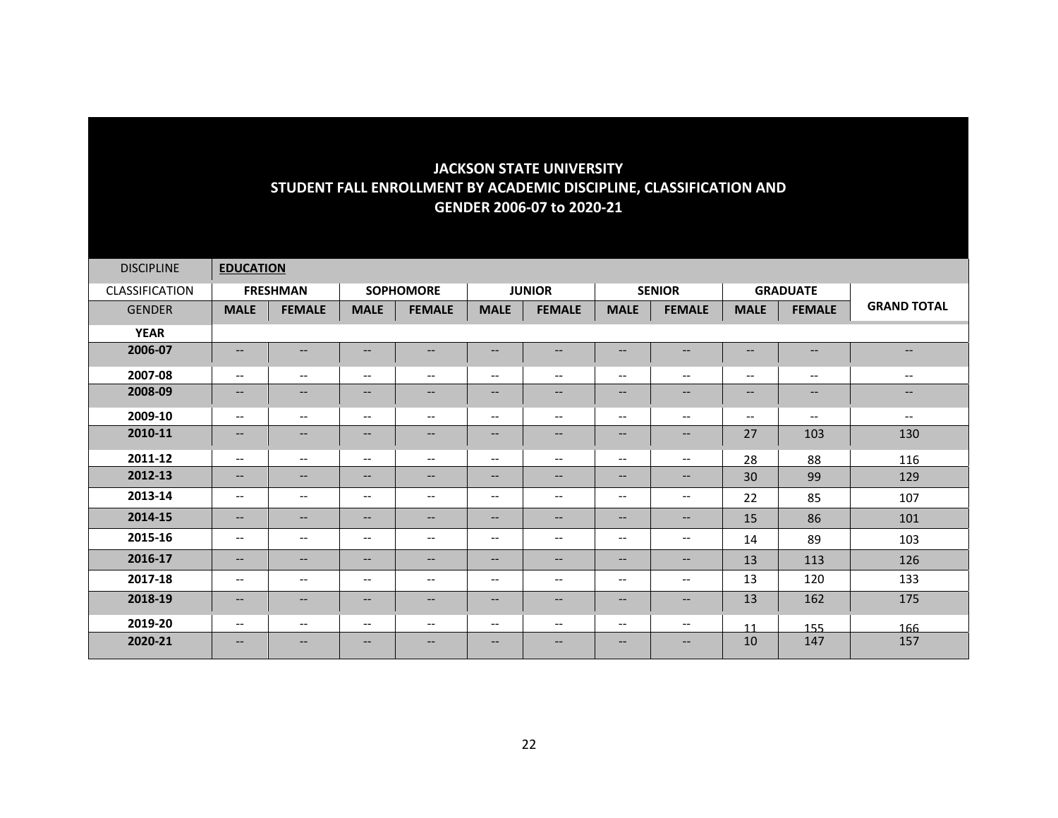# JACKSON STATE UNIVERSITY
## STUDENT FALL ENROLLMENT BY ACADEMIC DISCIPLINE, CLASSIFICATION AND GENDER 2006-07 to 2020-21

| DISCIPLINE | **EDUCATION** | | | | | | | | | | |
|---|---|---|---|---|---|---|---|---|---|---|---|
| CLASSIFICATION | **FRESHMAN** | | **SOPHOMORE** | | **JUNIOR** | | **SENIOR** | | **GRADUATE** | | **GRAND TOTAL** |
| GENDER | **MALE** | **FEMALE** | **MALE** | **FEMALE** | **MALE** | **FEMALE** | **MALE** | **FEMALE** | **MALE** | **FEMALE** | |
| **YEAR** | | | | | | | | | | | |
| **2006-07** | -- | -- | -- | -- | -- | -- | -- | -- | -- | -- | -- |
| **2007-08** | -- | -- | -- | -- | -- | -- | -- | -- | -- | -- | -- |
| **2008-09** | -- | -- | -- | -- | -- | -- | -- | -- | -- | -- | -- |
| **2009-10** | -- | -- | -- | -- | -- | -- | -- | -- | -- | -- | -- |
| **2010-11** | -- | -- | -- | -- | -- | -- | -- | -- | 27 | 103 | 130 |
| **2011-12** | -- | -- | -- | -- | -- | -- | -- | -- | 28 | 88 | 116 |
| **2012-13** | -- | -- | -- | -- | -- | -- | -- | -- | 30 | 99 | 129 |
| **2013-14** | -- | -- | -- | -- | -- | -- | -- | -- | 22 | 85 | 107 |
| **2014-15** | -- | -- | -- | -- | -- | -- | -- | -- | 15 | 86 | 101 |
| **2015-16** | -- | -- | -- | -- | -- | -- | -- | -- | 14 | 89 | 103 |
| **2016-17** | -- | -- | -- | -- | -- | -- | -- | -- | 13 | 113 | 126 |
| **2017-18** | -- | -- | -- | -- | -- | -- | -- | -- | 13 | 120 | 133 |
| **2018-19** | -- | -- | -- | -- | -- | -- | -- | -- | 13 | 162 | 175 |
| **2019-20** | -- | -- | -- | -- | -- | -- | -- | -- | 11 | 155 | 166 |
| **2020-21** | -- | -- | -- | -- | -- | -- | -- | -- | 10 | 147 | 157 |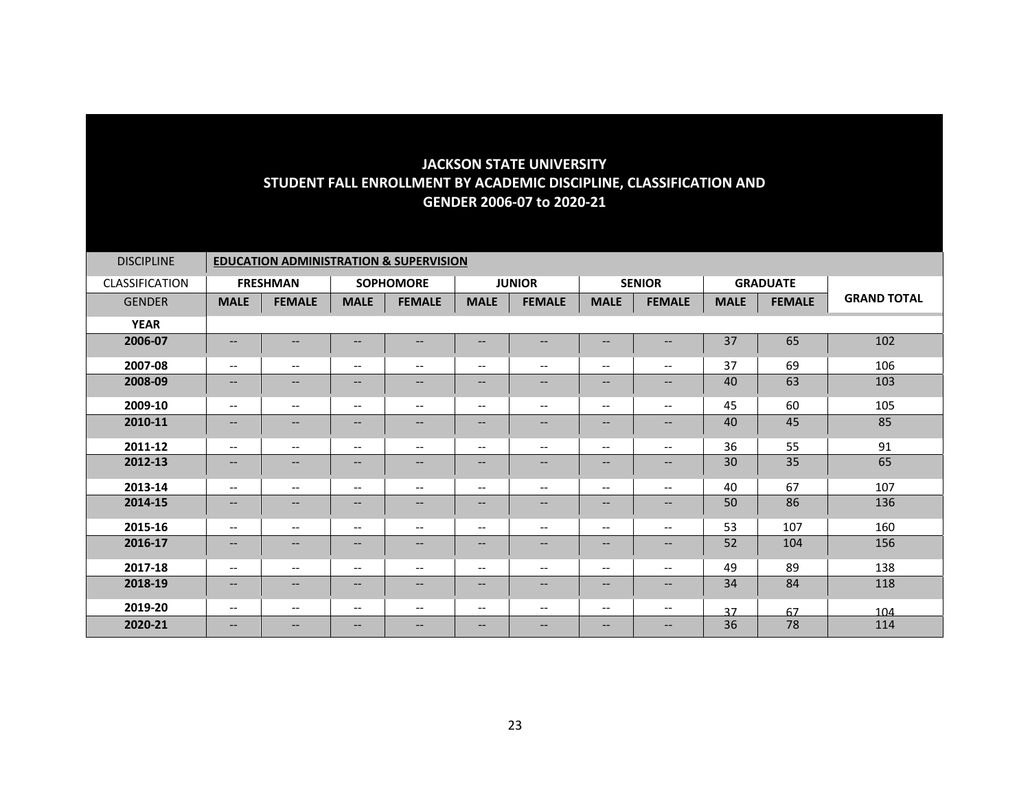# JACKSON STATE UNIVERSITY
## STUDENT FALL ENROLLMENT BY ACADEMIC DISCIPLINE, CLASSIFICATION AND GENDER 2006-07 to 2020-21

| DISCIPLINE | **EDUCATION ADMINISTRATION & SUPERVISION** | | | | | | | | | | |
|---|---|---|---|---|---|---|---|---|---|---|---|
| CLASSIFICATION | **FRESHMAN** | | **SOPHOMORE** | | **JUNIOR** | | **SENIOR** | | **GRADUATE** | | **GRAND TOTAL** |
| GENDER | **MALE** | **FEMALE** | **MALE** | **FEMALE** | **MALE** | **FEMALE** | **MALE** | **FEMALE** | **MALE** | **FEMALE** | |
| **YEAR** | | | | | | | | | | | |
| **2006-07** | -- | -- | -- | -- | -- | -- | -- | -- | 37 | 65 | 102 |
| **2007-08** | -- | -- | -- | -- | -- | -- | -- | -- | 37 | 69 | 106 |
| **2008-09** | -- | -- | -- | -- | -- | -- | -- | -- | 40 | 63 | 103 |
| **2009-10** | -- | -- | -- | -- | -- | -- | -- | -- | 45 | 60 | 105 |
| **2010-11** | -- | -- | -- | -- | -- | -- | -- | -- | 40 | 45 | 85 |
| **2011-12** | -- | -- | -- | -- | -- | -- | -- | -- | 36 | 55 | 91 |
| **2012-13** | -- | -- | -- | -- | -- | -- | -- | -- | 30 | 35 | 65 |
| **2013-14** | -- | -- | -- | -- | -- | -- | -- | -- | 40 | 67 | 107 |
| **2014-15** | -- | -- | -- | -- | -- | -- | -- | -- | 50 | 86 | 136 |
| **2015-16** | -- | -- | -- | -- | -- | -- | -- | -- | 53 | 107 | 160 |
| **2016-17** | -- | -- | -- | -- | -- | -- | -- | -- | 52 | 104 | 156 |
| **2017-18** | -- | -- | -- | -- | -- | -- | -- | -- | 49 | 89 | 138 |
| **2018-19** | -- | -- | -- | -- | -- | -- | -- | -- | 34 | 84 | 118 |
| **2019-20** | -- | -- | -- | -- | -- | -- | -- | -- | 37 | 67 | 104 |
| **2020-21** | -- | -- | -- | -- | -- | -- | -- | -- | 36 | 78 | 114 |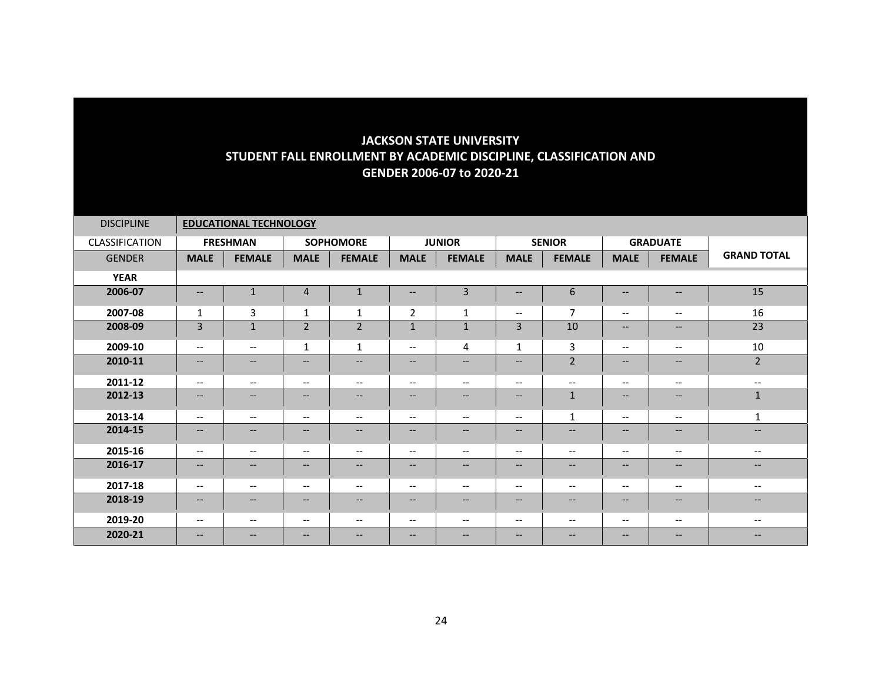## JACKSON STATE UNIVERSITY
## STUDENT FALL ENROLLMENT BY ACADEMIC DISCIPLINE, CLASSIFICATION AND GENDER 2006-07 to 2020-21

| DISCIPLINE | EDUCATIONAL TECHNOLOGY | | | | | | | | | | |
|---|---|---|---|---|---|---|---|---|---|---|---|
| CLASSIFICATION | FRESHMAN | | SOPHOMORE | | JUNIOR | | SENIOR | | GRADUATE | | |
| GENDER | MALE | FEMALE | MALE | FEMALE | MALE | FEMALE | MALE | FEMALE | MALE | FEMALE | GRAND TOTAL |
| YEAR | | | | | | | | | | | |
| 2006-07 | -- | 1 | 4 | 1 | -- | 3 | -- | 6 | -- | -- | 15 |
| 2007-08 | 1 | 3 | 1 | 1 | 2 | 1 | -- | 7 | -- | -- | 16 |
| 2008-09 | 3 | 1 | 2 | 2 | 1 | 1 | 3 | 10 | -- | -- | 23 |
| 2009-10 | -- | -- | 1 | 1 | -- | 4 | 1 | 3 | -- | -- | 10 |
| 2010-11 | -- | -- | -- | -- | -- | -- | -- | 2 | -- | -- | 2 |
| 2011-12 | -- | -- | -- | -- | -- | -- | -- | -- | -- | -- | -- |
| 2012-13 | -- | -- | -- | -- | -- | -- | -- | 1 | -- | -- | 1 |
| 2013-14 | -- | -- | -- | -- | -- | -- | -- | 1 | -- | -- | 1 |
| 2014-15 | -- | -- | -- | -- | -- | -- | -- | -- | -- | -- | -- |
| 2015-16 | -- | -- | -- | -- | -- | -- | -- | -- | -- | -- | -- |
| 2016-17 | -- | -- | -- | -- | -- | -- | -- | -- | -- | -- | -- |
| 2017-18 | -- | -- | -- | -- | -- | -- | -- | -- | -- | -- | -- |
| 2018-19 | -- | -- | -- | -- | -- | -- | -- | -- | -- | -- | -- |
| 2019-20 | -- | -- | -- | -- | -- | -- | -- | -- | -- | -- | -- |
| 2020-21 | -- | -- | -- | -- | -- | -- | -- | -- | -- | -- | -- |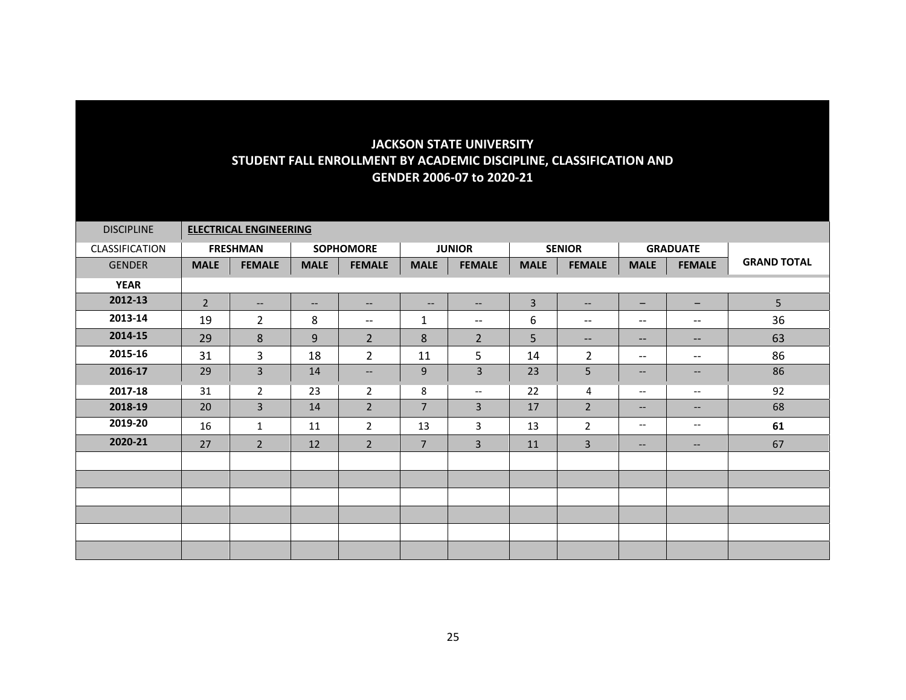# JACKSON STATE UNIVERSITY
## STUDENT FALL ENROLLMENT BY ACADEMIC DISCIPLINE, CLASSIFICATION AND GENDER 2006-07 to 2020-21

| DISCIPLINE | ELECTRICAL ENGINEERING | | | | | | | | | | |
|---|---|---|---|---|---|---|---|---|---|---|---|
| CLASSIFICATION | FRESHMAN | | SOPHOMORE | | JUNIOR | | SENIOR | | GRADUATE | | GRAND TOTAL |
| GENDER | MALE | FEMALE | MALE | FEMALE | MALE | FEMALE | MALE | FEMALE | MALE | FEMALE | |
| YEAR | | | | | | | | | | | |
| 2012-13 | 2 | -- | -- | -- | -- | -- | 3 | -- | – | – | 5 |
| 2013-14 | 19 | 2 | 8 | -- | 1 | -- | 6 | -- | -- | -- | 36 |
| 2014-15 | 29 | 8 | 9 | 2 | 8 | 2 | 5 | -- | -- | -- | 63 |
| 2015-16 | 31 | 3 | 18 | 2 | 11 | 5 | 14 | 2 | -- | -- | 86 |
| 2016-17 | 29 | 3 | 14 | -- | 9 | 3 | 23 | 5 | -- | -- | 86 |
| 2017-18 | 31 | 2 | 23 | 2 | 8 | -- | 22 | 4 | -- | -- | 92 |
| 2018-19 | 20 | 3 | 14 | 2 | 7 | 3 | 17 | 2 | -- | -- | 68 |
| 2019-20 | 16 | 1 | 11 | 2 | 13 | 3 | 13 | 2 | -- | -- | **61** |
| 2020-21 | 27 | 2 | 12 | 2 | 7 | 3 | 11 | 3 | -- | -- | 67 |
| | | | | | | | | | | | |
| | | | | | | | | | | | |
| | | | | | | | | | | | |
| | | | | | | | | | | | |
| | | | | | | | | | | | |
| | | | | | | | | | | | |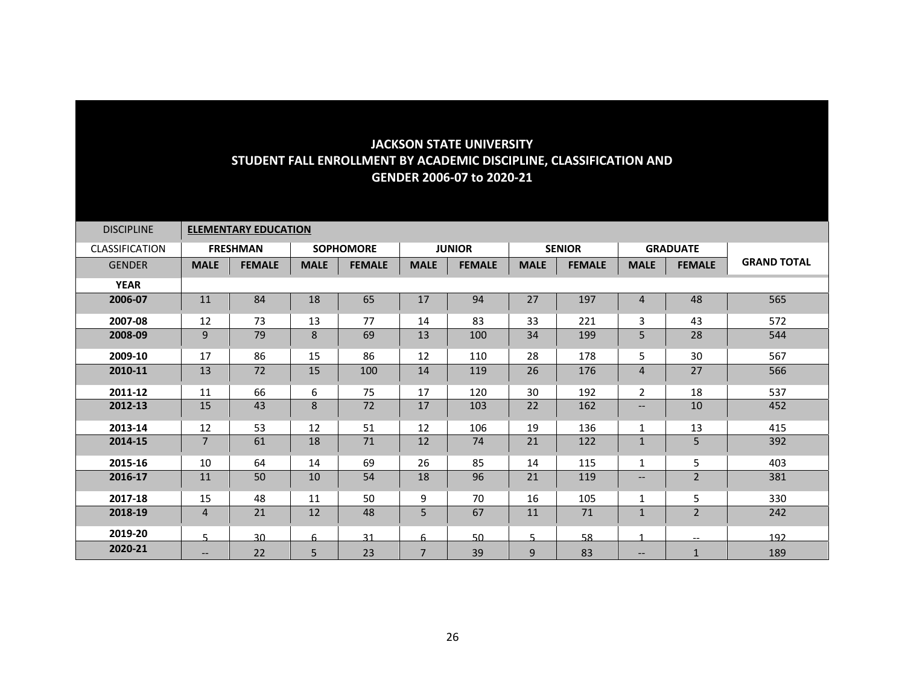## JACKSON STATE UNIVERSITY
## STUDENT FALL ENROLLMENT BY ACADEMIC DISCIPLINE, CLASSIFICATION AND GENDER 2006-07 to 2020-21

| DISCIPLINE | ELEMENTARY EDUCATION | | | | | | | | | | |
|---|---|---|---|---|---|---|---|---|---|---|---|
| CLASSIFICATION | FRESHMAN | | SOPHOMORE | | JUNIOR | | SENIOR | | GRADUATE | | |
| GENDER | MALE | FEMALE | MALE | FEMALE | MALE | FEMALE | MALE | FEMALE | MALE | FEMALE | GRAND TOTAL |
| YEAR | | | | | | | | | | | |
| 2006-07 | 11 | 84 | 18 | 65 | 17 | 94 | 27 | 197 | 4 | 48 | 565 |
| 2007-08 | 12 | 73 | 13 | 77 | 14 | 83 | 33 | 221 | 3 | 43 | 572 |
| 2008-09 | 9 | 79 | 8 | 69 | 13 | 100 | 34 | 199 | 5 | 28 | 544 |
| 2009-10 | 17 | 86 | 15 | 86 | 12 | 110 | 28 | 178 | 5 | 30 | 567 |
| 2010-11 | 13 | 72 | 15 | 100 | 14 | 119 | 26 | 176 | 4 | 27 | 566 |
| 2011-12 | 11 | 66 | 6 | 75 | 17 | 120 | 30 | 192 | 2 | 18 | 537 |
| 2012-13 | 15 | 43 | 8 | 72 | 17 | 103 | 22 | 162 | -- | 10 | 452 |
| 2013-14 | 12 | 53 | 12 | 51 | 12 | 106 | 19 | 136 | 1 | 13 | 415 |
| 2014-15 | 7 | 61 | 18 | 71 | 12 | 74 | 21 | 122 | 1 | 5 | 392 |
| 2015-16 | 10 | 64 | 14 | 69 | 26 | 85 | 14 | 115 | 1 | 5 | 403 |
| 2016-17 | 11 | 50 | 10 | 54 | 18 | 96 | 21 | 119 | -- | 2 | 381 |
| 2017-18 | 15 | 48 | 11 | 50 | 9 | 70 | 16 | 105 | 1 | 5 | 330 |
| 2018-19 | 4 | 21 | 12 | 48 | 5 | 67 | 11 | 71 | 1 | 2 | 242 |
| 2019-20 | 5 | 30 | 6 | 31 | 6 | 50 | 5 | 58 | 1 | -- | 192 |
| 2020-21 | -- | 22 | 5 | 23 | 7 | 39 | 9 | 83 | -- | 1 | 189 |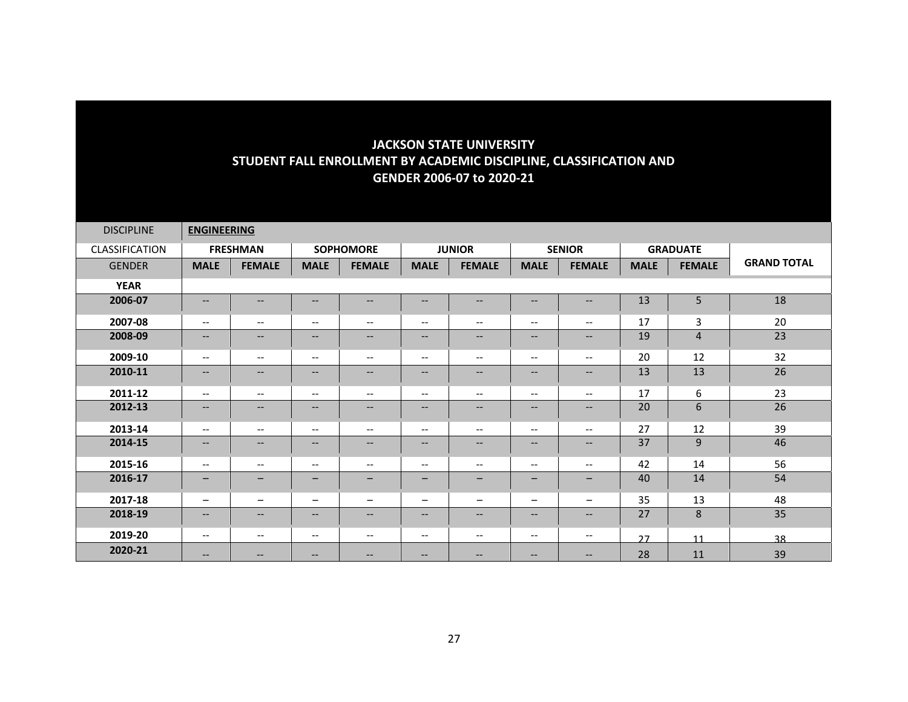# JACKSON STATE UNIVERSITY
## STUDENT FALL ENROLLMENT BY ACADEMIC DISCIPLINE, CLASSIFICATION AND GENDER 2006-07 to 2020-21

| DISCIPLINE | **ENGINEERING** | | | | | | | | | | |
|---|---|---|---|---|---|---|---|---|---|---|---|
| CLASSIFICATION | **FRESHMAN** | | **SOPHOMORE** | | **JUNIOR** | | **SENIOR** | | **GRADUATE** | | |
| GENDER | **MALE** | **FEMALE** | **MALE** | **FEMALE** | **MALE** | **FEMALE** | **MALE** | **FEMALE** | **MALE** | **FEMALE** | **GRAND TOTAL** |
| **YEAR** | | | | | | | | | | | |
| **2006-07** | -- | -- | -- | -- | -- | -- | -- | -- | 13 | 5 | 18 |
| **2007-08** | -- | -- | -- | -- | -- | -- | -- | -- | 17 | 3 | 20 |
| **2008-09** | -- | -- | -- | -- | -- | -- | -- | -- | 19 | 4 | 23 |
| **2009-10** | -- | -- | -- | -- | -- | -- | -- | -- | 20 | 12 | 32 |
| **2010-11** | -- | -- | -- | -- | -- | -- | -- | -- | 13 | 13 | 26 |
| **2011-12** | -- | -- | -- | -- | -- | -- | -- | -- | 17 | 6 | 23 |
| **2012-13** | -- | -- | -- | -- | -- | -- | -- | -- | 20 | 6 | 26 |
| **2013-14** | -- | -- | -- | -- | -- | -- | -- | -- | 27 | 12 | 39 |
| **2014-15** | -- | -- | -- | -- | -- | -- | -- | -- | 37 | 9 | 46 |
| **2015-16** | -- | -- | -- | -- | -- | -- | -- | -- | 42 | 14 | 56 |
| **2016-17** | – | – | – | – | – | – | – | – | 40 | 14 | 54 |
| **2017-18** | – | – | – | – | – | – | – | – | 35 | 13 | 48 |
| **2018-19** | -- | -- | -- | -- | -- | -- | -- | -- | 27 | 8 | 35 |
| **2019-20** | -- | -- | -- | -- | -- | -- | -- | -- | 27 | 11 | 38 |
| **2020-21** | -- | -- | -- | -- | -- | -- | -- | -- | 28 | 11 | 39 |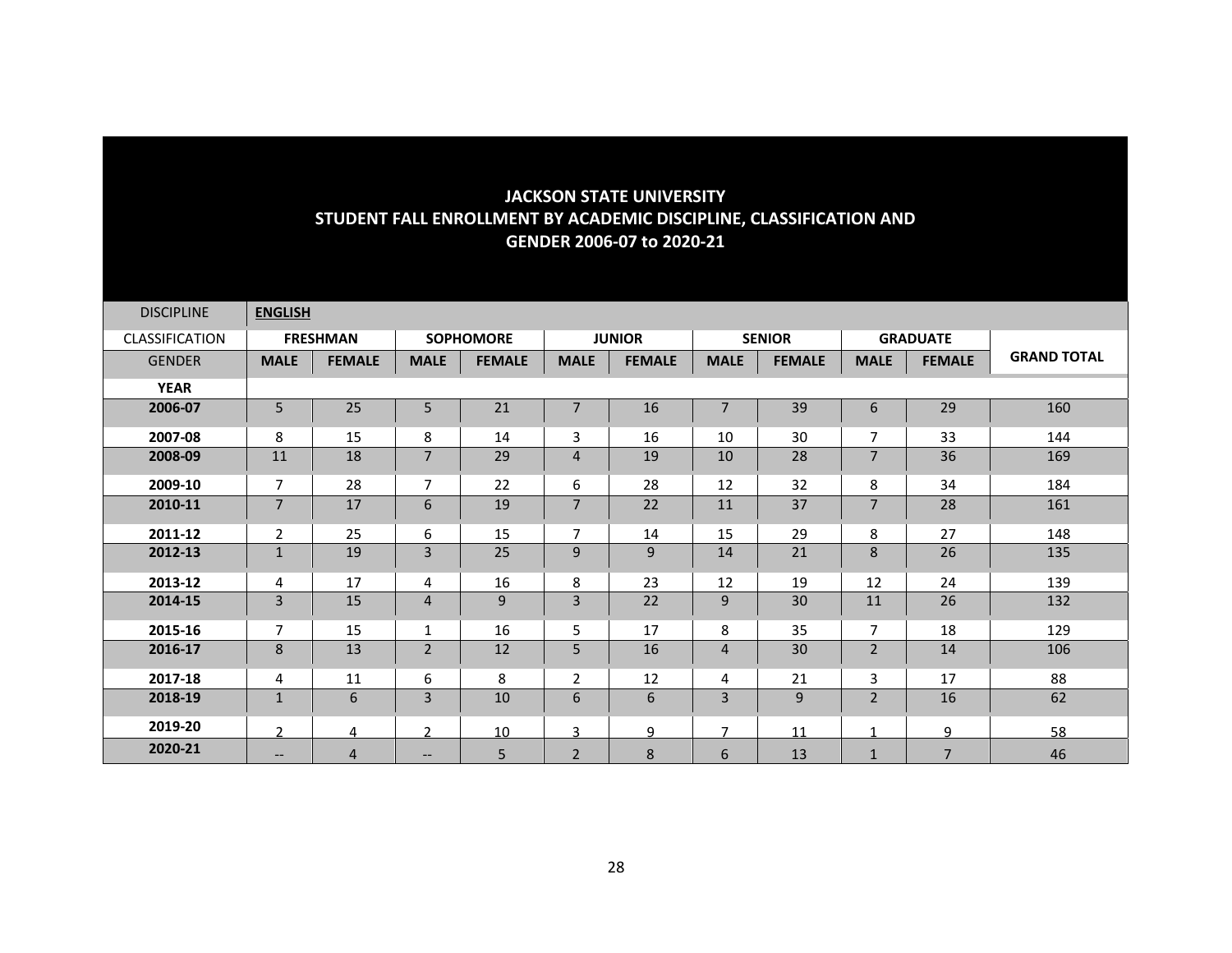**JACKSON STATE UNIVERSITY**
**STUDENT FALL ENROLLMENT BY ACADEMIC DISCIPLINE, CLASSIFICATION AND GENDER 2006-07 to 2020-21**

| DISCIPLINE | **ENGLISH** | | | | | | | | | | |
|---|---|---|---|---|---|---|---|---|---|---|---|
| CLASSIFICATION | **FRESHMAN** | | **SOPHOMORE** | | **JUNIOR** | | **SENIOR** | | **GRADUATE** | | |
| GENDER | **MALE** | **FEMALE** | **MALE** | **FEMALE** | **MALE** | **FEMALE** | **MALE** | **FEMALE** | **MALE** | **FEMALE** | **GRAND TOTAL** |
| **YEAR** | | | | | | | | | | | |
| **2006-07** | 5 | 25 | 5 | 21 | 7 | 16 | 7 | 39 | 6 | 29 | 160 |
| **2007-08** | 8 | 15 | 8 | 14 | 3 | 16 | 10 | 30 | 7 | 33 | 144 |
| **2008-09** | 11 | 18 | 7 | 29 | 4 | 19 | 10 | 28 | 7 | 36 | 169 |
| **2009-10** | 7 | 28 | 7 | 22 | 6 | 28 | 12 | 32 | 8 | 34 | 184 |
| **2010-11** | 7 | 17 | 6 | 19 | 7 | 22 | 11 | 37 | 7 | 28 | 161 |
| **2011-12** | 2 | 25 | 6 | 15 | 7 | 14 | 15 | 29 | 8 | 27 | 148 |
| **2012-13** | 1 | 19 | 3 | 25 | 9 | 9 | 14 | 21 | 8 | 26 | 135 |
| **2013-12** | 4 | 17 | 4 | 16 | 8 | 23 | 12 | 19 | 12 | 24 | 139 |
| **2014-15** | 3 | 15 | 4 | 9 | 3 | 22 | 9 | 30 | 11 | 26 | 132 |
| **2015-16** | 7 | 15 | 1 | 16 | 5 | 17 | 8 | 35 | 7 | 18 | 129 |
| **2016-17** | 8 | 13 | 2 | 12 | 5 | 16 | 4 | 30 | 2 | 14 | 106 |
| **2017-18** | 4 | 11 | 6 | 8 | 2 | 12 | 4 | 21 | 3 | 17 | 88 |
| **2018-19** | 1 | 6 | 3 | 10 | 6 | 6 | 3 | 9 | 2 | 16 | 62 |
| **2019-20** | 2 | 4 | 2 | 10 | 3 | 9 | 7 | 11 | 1 | 9 | 58 |
| **2020-21** | -- | 4 | -- | 5 | 2 | 8 | 6 | 13 | 1 | 7 | 46 |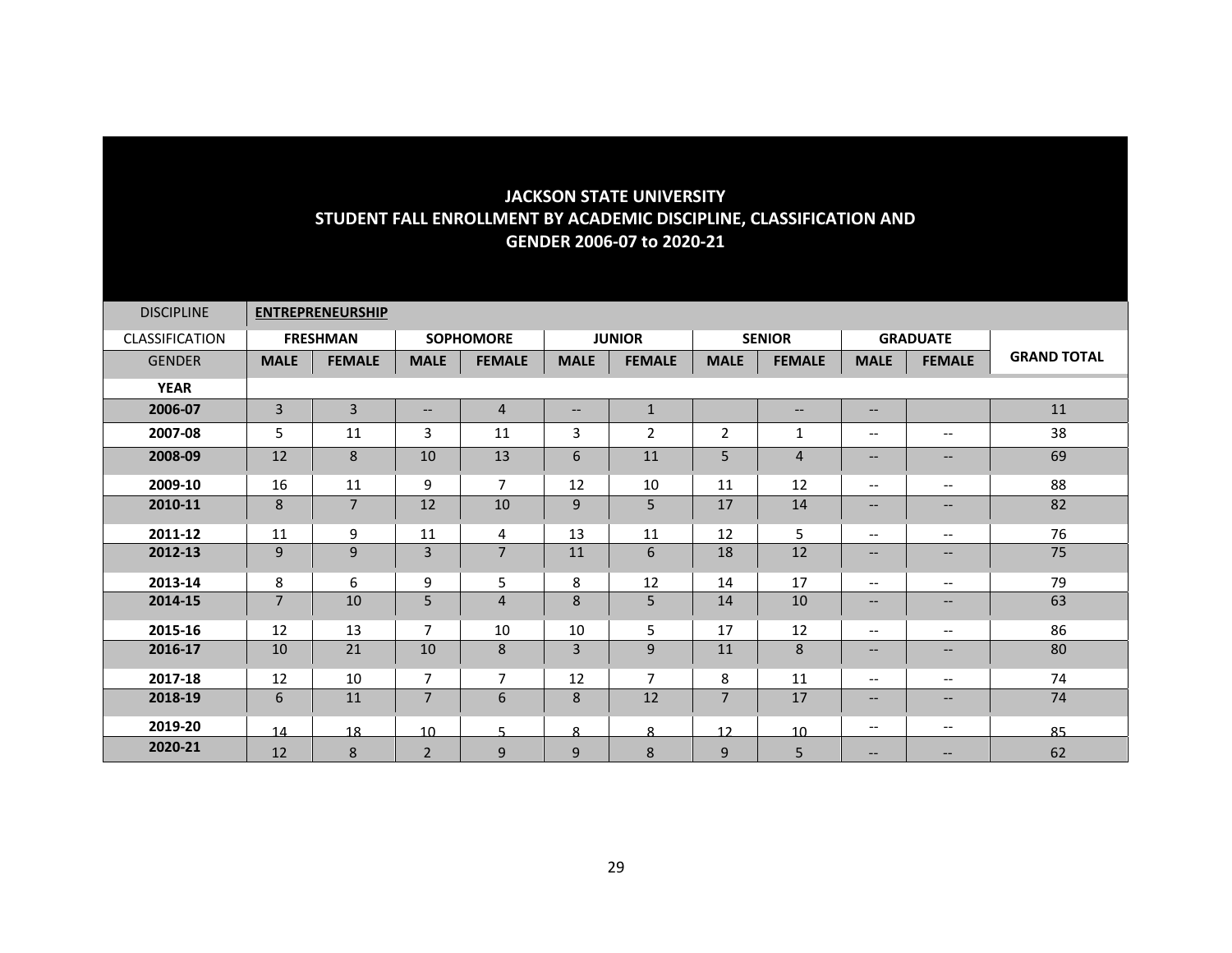# JACKSON STATE UNIVERSITY
## STUDENT FALL ENROLLMENT BY ACADEMIC DISCIPLINE, CLASSIFICATION AND GENDER 2006-07 to 2020-21

| DISCIPLINE | **ENTREPRENEURSHIP** | | | | | | | | | | |
|---|---|---|---|---|---|---|---|---|---|---|---|
| CLASSIFICATION | **FRESHMAN** | | **SOPHOMORE** | | **JUNIOR** | | **SENIOR** | | **GRADUATE** | | |
| GENDER | **MALE** | **FEMALE** | **MALE** | **FEMALE** | **MALE** | **FEMALE** | **MALE** | **FEMALE** | **MALE** | **FEMALE** | **GRAND TOTAL** |
| **YEAR** | | | | | | | | | | | |
| **2006-07** | 3 | 3 | -- | 4 | -- | 1 | | -- | -- | | 11 |
| **2007-08** | 5 | 11 | 3 | 11 | 3 | 2 | 2 | 1 | -- | -- | 38 |
| **2008-09** | 12 | 8 | 10 | 13 | 6 | 11 | 5 | 4 | -- | -- | 69 |
| **2009-10** | 16 | 11 | 9 | 7 | 12 | 10 | 11 | 12 | -- | -- | 88 |
| **2010-11** | 8 | 7 | 12 | 10 | 9 | 5 | 17 | 14 | -- | -- | 82 |
| **2011-12** | 11 | 9 | 11 | 4 | 13 | 11 | 12 | 5 | -- | -- | 76 |
| **2012-13** | 9 | 9 | 3 | 7 | 11 | 6 | 18 | 12 | -- | -- | 75 |
| **2013-14** | 8 | 6 | 9 | 5 | 8 | 12 | 14 | 17 | -- | -- | 79 |
| **2014-15** | 7 | 10 | 5 | 4 | 8 | 5 | 14 | 10 | -- | -- | 63 |
| **2015-16** | 12 | 13 | 7 | 10 | 10 | 5 | 17 | 12 | -- | -- | 86 |
| **2016-17** | 10 | 21 | 10 | 8 | 3 | 9 | 11 | 8 | -- | -- | 80 |
| **2017-18** | 12 | 10 | 7 | 7 | 12 | 7 | 8 | 11 | -- | -- | 74 |
| **2018-19** | 6 | 11 | 7 | 6 | 8 | 12 | 7 | 17 | -- | -- | 74 |
| **2019-20** | 14 | 18 | 10 | 5 | 8 | 8 | 12 | 10 | -- | -- | 85 |
| **2020-21** | 12 | 8 | 2 | 9 | 9 | 8 | 9 | 5 | -- | -- | 62 |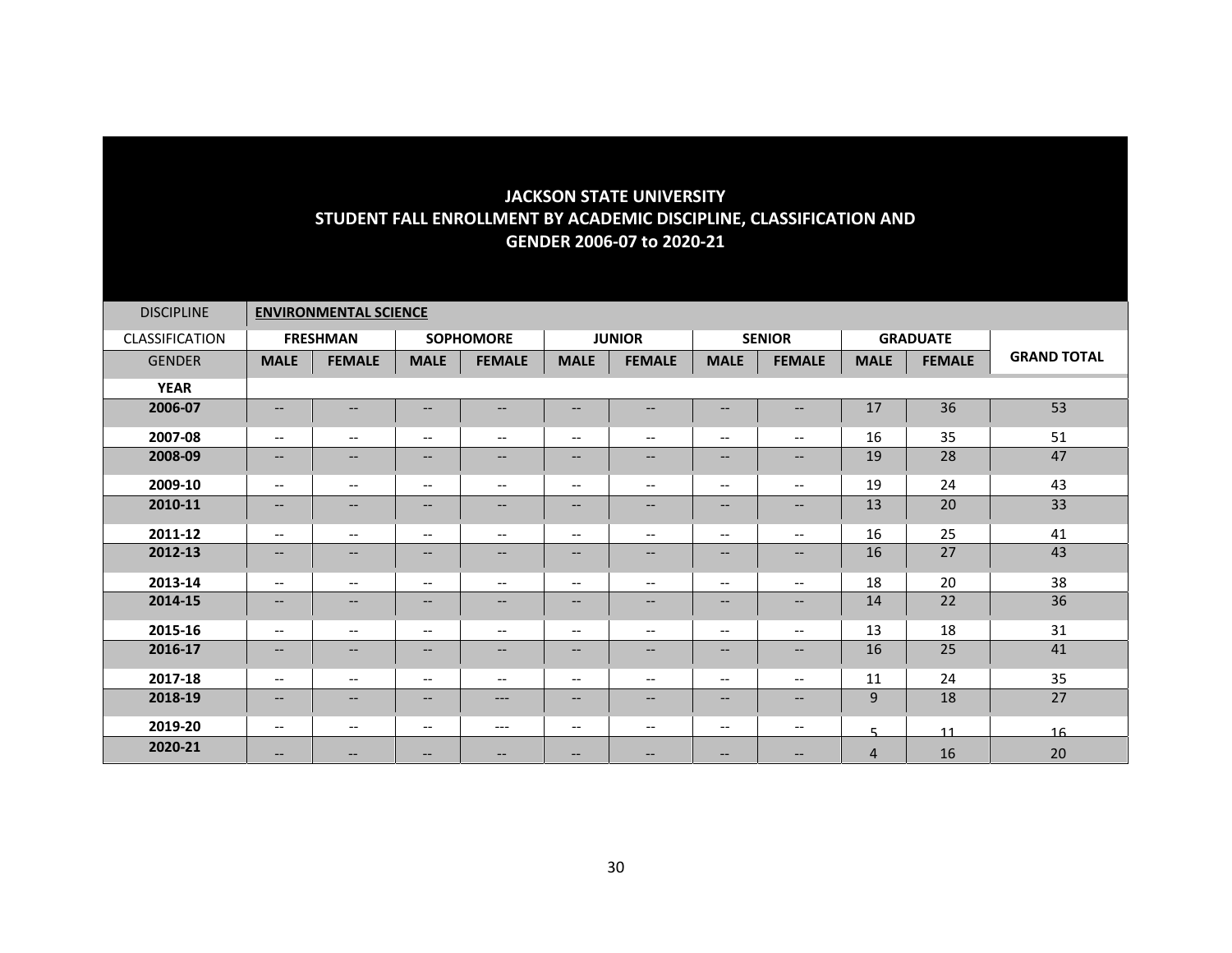# JACKSON STATE UNIVERSITY
## STUDENT FALL ENROLLMENT BY ACADEMIC DISCIPLINE, CLASSIFICATION AND GENDER 2006-07 to 2020-21

| DISCIPLINE | **ENVIRONMENTAL SCIENCE** | | | | | | | | | | |
|---|---|---|---|---|---|---|---|---|---|---|---|
| CLASSIFICATION | **FRESHMAN** | | **SOPHOMORE** | | **JUNIOR** | | **SENIOR** | | **GRADUATE** | | |
| GENDER | **MALE** | **FEMALE** | **MALE** | **FEMALE** | **MALE** | **FEMALE** | **MALE** | **FEMALE** | **MALE** | **FEMALE** | **GRAND TOTAL** |
| **YEAR** | | | | | | | | | | | |
| **2006-07** | -- | -- | -- | -- | -- | -- | -- | -- | 17 | 36 | 53 |
| **2007-08** | -- | -- | -- | -- | -- | -- | -- | -- | 16 | 35 | 51 |
| **2008-09** | -- | -- | -- | -- | -- | -- | -- | -- | 19 | 28 | 47 |
| **2009-10** | -- | -- | -- | -- | -- | -- | -- | -- | 19 | 24 | 43 |
| **2010-11** | -- | -- | -- | -- | -- | -- | -- | -- | 13 | 20 | 33 |
| **2011-12** | -- | -- | -- | -- | -- | -- | -- | -- | 16 | 25 | 41 |
| **2012-13** | -- | -- | -- | -- | -- | -- | -- | -- | 16 | 27 | 43 |
| **2013-14** | -- | -- | -- | -- | -- | -- | -- | -- | 18 | 20 | 38 |
| **2014-15** | -- | -- | -- | -- | -- | -- | -- | -- | 14 | 22 | 36 |
| **2015-16** | -- | -- | -- | -- | -- | -- | -- | -- | 13 | 18 | 31 |
| **2016-17** | -- | -- | -- | -- | -- | -- | -- | -- | 16 | 25 | 41 |
| **2017-18** | -- | -- | -- | -- | -- | -- | -- | -- | 11 | 24 | 35 |
| **2018-19** | -- | -- | -- | --- | -- | -- | -- | -- | 9 | 18 | 27 |
| **2019-20** | -- | -- | -- | --- | -- | -- | -- | -- | 5 | 11 | 16 |
| **2020-21** | -- | -- | -- | -- | -- | -- | -- | -- | 4 | 16 | 20 |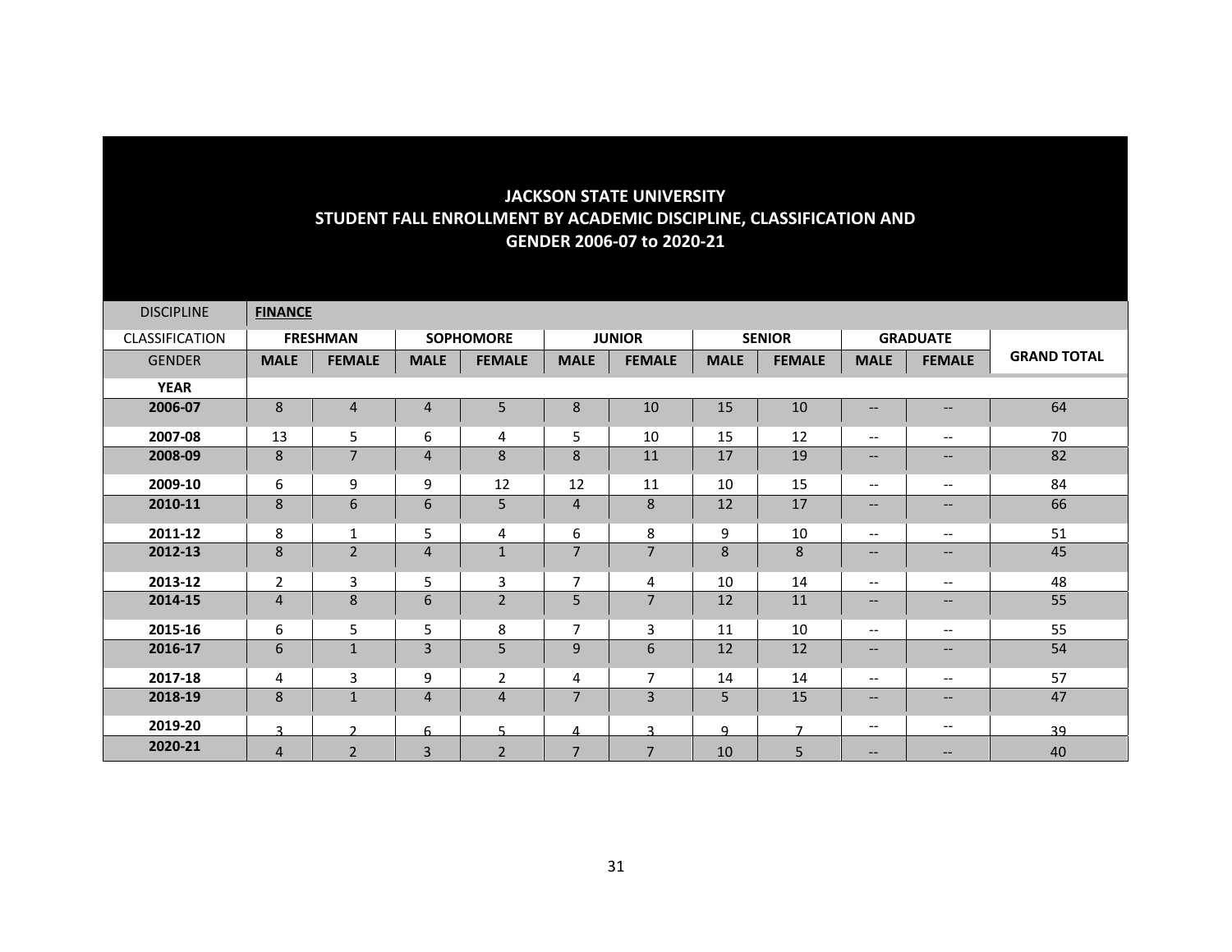## JACKSON STATE UNIVERSITY
## STUDENT FALL ENROLLMENT BY ACADEMIC DISCIPLINE, CLASSIFICATION AND GENDER 2006-07 to 2020-21

| DISCIPLINE | **FINANCE** | | | | | | | | | | |
|---|---|---|---|---|---|---|---|---|---|---|---|
| CLASSIFICATION | **FRESHMAN** | | **SOPHOMORE** | | **JUNIOR** | | **SENIOR** | | **GRADUATE** | | |
| GENDER | **MALE** | **FEMALE** | **MALE** | **FEMALE** | **MALE** | **FEMALE** | **MALE** | **FEMALE** | **MALE** | **FEMALE** | **GRAND TOTAL** |
| **YEAR** | | | | | | | | | | | |
| **2006-07** | 8 | 4 | 4 | 5 | 8 | 10 | 15 | 10 | -- | -- | 64 |
| **2007-08** | 13 | 5 | 6 | 4 | 5 | 10 | 15 | 12 | -- | -- | 70 |
| **2008-09** | 8 | 7 | 4 | 8 | 8 | 11 | 17 | 19 | -- | -- | 82 |
| **2009-10** | 6 | 9 | 9 | 12 | 12 | 11 | 10 | 15 | -- | -- | 84 |
| **2010-11** | 8 | 6 | 6 | 5 | 4 | 8 | 12 | 17 | -- | -- | 66 |
| **2011-12** | 8 | 1 | 5 | 4 | 6 | 8 | 9 | 10 | -- | -- | 51 |
| **2012-13** | 8 | 2 | 4 | 1 | 7 | 7 | 8 | 8 | -- | -- | 45 |
| **2013-12** | 2 | 3 | 5 | 3 | 7 | 4 | 10 | 14 | -- | -- | 48 |
| **2014-15** | 4 | 8 | 6 | 2 | 5 | 7 | 12 | 11 | -- | -- | 55 |
| **2015-16** | 6 | 5 | 5 | 8 | 7 | 3 | 11 | 10 | -- | -- | 55 |
| **2016-17** | 6 | 1 | 3 | 5 | 9 | 6 | 12 | 12 | -- | -- | 54 |
| **2017-18** | 4 | 3 | 9 | 2 | 4 | 7 | 14 | 14 | -- | -- | 57 |
| **2018-19** | 8 | 1 | 4 | 4 | 7 | 3 | 5 | 15 | -- | -- | 47 |
| **2019-20** | 3 | 2 | 6 | 5 | 4 | 3 | 9 | 7 | -- | -- | 39 |
| **2020-21** | 4 | 2 | 3 | 2 | 7 | 7 | 10 | 5 | -- | -- | 40 |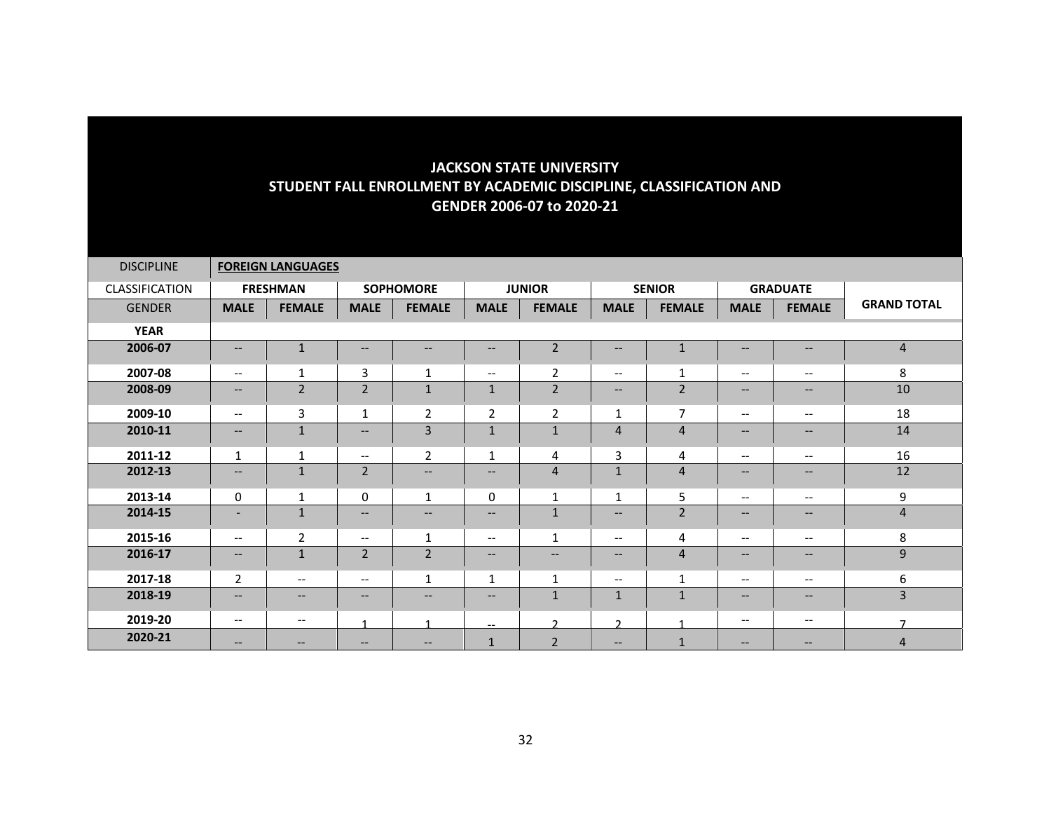# JACKSON STATE UNIVERSITY
# STUDENT FALL ENROLLMENT BY ACADEMIC DISCIPLINE, CLASSIFICATION AND GENDER 2006-07 to 2020-21

| DISCIPLINE | **FOREIGN LANGUAGES** | | | | | | | | | | |
|---|---|---|---|---|---|---|---|---|---|---|---|
| CLASSIFICATION | **FRESHMAN** | | **SOPHOMORE** | | **JUNIOR** | | **SENIOR** | | **GRADUATE** | | **GRAND TOTAL** |
| GENDER | **MALE** | **FEMALE** | **MALE** | **FEMALE** | **MALE** | **FEMALE** | **MALE** | **FEMALE** | **MALE** | **FEMALE** | |
| **YEAR** | | | | | | | | | | | |
| **2006-07** | -- | 1 | -- | -- | -- | 2 | -- | 1 | -- | -- | 4 |
| **2007-08** | -- | 1 | 3 | 1 | -- | 2 | -- | 1 | -- | -- | 8 |
| **2008-09** | -- | 2 | 2 | 1 | 1 | 2 | -- | 2 | -- | -- | 10 |
| **2009-10** | -- | 3 | 1 | 2 | 2 | 2 | 1 | 7 | -- | -- | 18 |
| **2010-11** | -- | 1 | -- | 3 | 1 | 1 | 4 | 4 | -- | -- | 14 |
| **2011-12** | 1 | 1 | -- | 2 | 1 | 4 | 3 | 4 | -- | -- | 16 |
| **2012-13** | -- | 1 | 2 | -- | -- | 4 | 1 | 4 | -- | -- | 12 |
| **2013-14** | 0 | 1 | 0 | 1 | 0 | 1 | 1 | 5 | -- | -- | 9 |
| **2014-15** | - | 1 | -- | -- | -- | 1 | -- | 2 | -- | -- | 4 |
| **2015-16** | -- | 2 | -- | 1 | -- | 1 | -- | 4 | -- | -- | 8 |
| **2016-17** | -- | 1 | 2 | 2 | -- | -- | -- | 4 | -- | -- | 9 |
| **2017-18** | 2 | -- | -- | 1 | 1 | 1 | -- | 1 | -- | -- | 6 |
| **2018-19** | -- | -- | -- | -- | -- | 1 | 1 | 1 | -- | -- | 3 |
| **2019-20** | -- | -- | 1 | 1 | -- | 2 | 2 | 1 | -- | -- | 7 |
| **2020-21** | -- | -- | -- | -- | 1 | 2 | -- | 1 | -- | -- | 4 |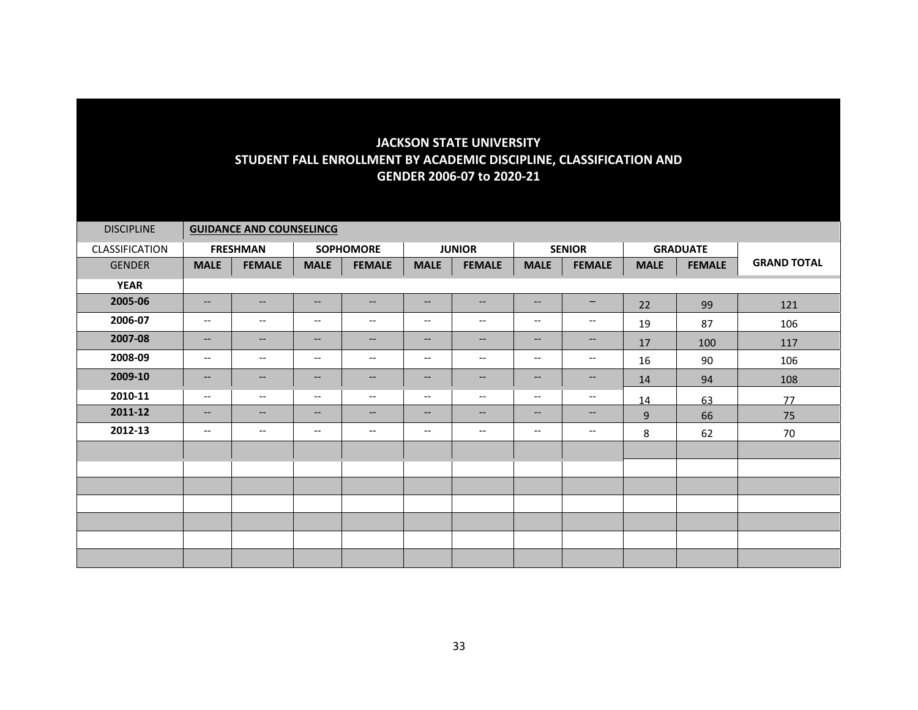# JACKSON STATE UNIVERSITY
## STUDENT FALL ENROLLMENT BY ACADEMIC DISCIPLINE, CLASSIFICATION AND GENDER 2006-07 to 2020-21

| DISCIPLINE | **GUIDANCE AND COUNSELINCG** | | | | | | | | | | |
|---|---|---|---|---|---|---|---|---|---|---|---|
| CLASSIFICATION | **FRESHMAN** | | **SOPHOMORE** | | **JUNIOR** | | **SENIOR** | | **GRADUATE** | | **GRAND TOTAL** |
| GENDER | **MALE** | **FEMALE** | **MALE** | **FEMALE** | **MALE** | **FEMALE** | **MALE** | **FEMALE** | **MALE** | **FEMALE** | |
| **YEAR** | | | | | | | | | | | |
| **2005-06** | -- | -- | -- | -- | -- | -- | -- | – | 22 | 99 | 121 |
| **2006-07** | -- | -- | -- | -- | -- | -- | -- | -- | 19 | 87 | 106 |
| **2007-08** | -- | -- | -- | -- | -- | -- | -- | -- | 17 | 100 | 117 |
| **2008-09** | -- | -- | -- | -- | -- | -- | -- | -- | 16 | 90 | 106 |
| **2009-10** | -- | -- | -- | -- | -- | -- | -- | -- | 14 | 94 | 108 |
| **2010-11** | -- | -- | -- | -- | -- | -- | -- | -- | 14 | 63 | 77 |
| **2011-12** | -- | -- | -- | -- | -- | -- | -- | -- | 9 | 66 | 75 |
| **2012-13** | -- | -- | -- | -- | -- | -- | -- | -- | 8 | 62 | 70 |
| | | | | | | | | | | | |
| | | | | | | | | | | | |
| | | | | | | | | | | | |
| | | | | | | | | | | | |
| | | | | | | | | | | | |
| | | | | | | | | | | | |
| | | | | | | | | | | | |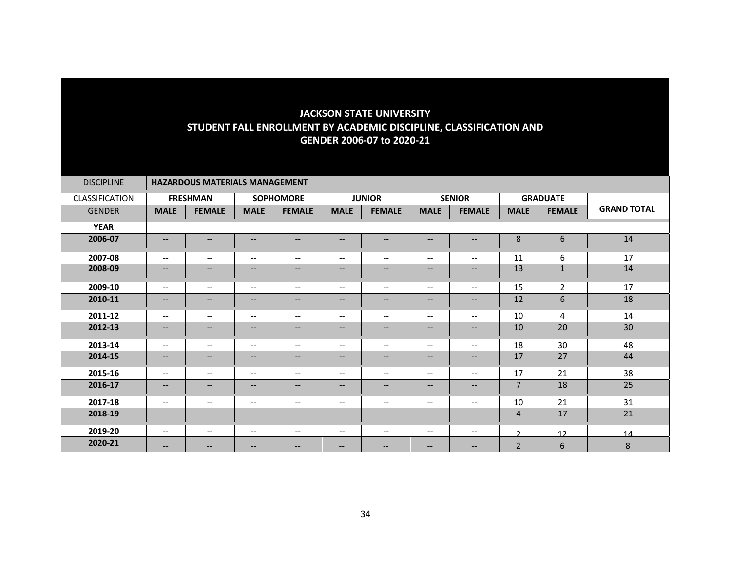# JACKSON STATE UNIVERSITY
## STUDENT FALL ENROLLMENT BY ACADEMIC DISCIPLINE, CLASSIFICATION AND GENDER 2006-07 to 2020-21

| DISCIPLINE | **HAZARDOUS MATERIALS MANAGEMENT** | | | | | | | | | | |
|---|---|---|---|---|---|---|---|---|---|---|---|
| CLASSIFICATION | **FRESHMAN** | | **SOPHOMORE** | | **JUNIOR** | | **SENIOR** | | **GRADUATE** | | |
| GENDER | **MALE** | **FEMALE** | **MALE** | **FEMALE** | **MALE** | **FEMALE** | **MALE** | **FEMALE** | **MALE** | **FEMALE** | **GRAND TOTAL** |
| **YEAR** | | | | | | | | | | | |
| **2006-07** | -- | -- | -- | -- | -- | -- | -- | -- | 8 | 6 | 14 |
| **2007-08** | -- | -- | -- | -- | -- | -- | -- | -- | 11 | 6 | 17 |
| **2008-09** | -- | -- | -- | -- | -- | -- | -- | -- | 13 | 1 | 14 |
| **2009-10** | -- | -- | -- | -- | -- | -- | -- | -- | 15 | 2 | 17 |
| **2010-11** | -- | -- | -- | -- | -- | -- | -- | -- | 12 | 6 | 18 |
| **2011-12** | -- | -- | -- | -- | -- | -- | -- | -- | 10 | 4 | 14 |
| **2012-13** | -- | -- | -- | -- | -- | -- | -- | -- | 10 | 20 | 30 |
| **2013-14** | -- | -- | -- | -- | -- | -- | -- | -- | 18 | 30 | 48 |
| **2014-15** | -- | -- | -- | -- | -- | -- | -- | -- | 17 | 27 | 44 |
| **2015-16** | -- | -- | -- | -- | -- | -- | -- | -- | 17 | 21 | 38 |
| **2016-17** | -- | -- | -- | -- | -- | -- | -- | -- | 7 | 18 | 25 |
| **2017-18** | -- | -- | -- | -- | -- | -- | -- | -- | 10 | 21 | 31 |
| **2018-19** | -- | -- | -- | -- | -- | -- | -- | -- | 4 | 17 | 21 |
| **2019-20** | -- | -- | -- | -- | -- | -- | -- | -- | 2 | 12 | 14 |
| **2020-21** | -- | -- | -- | -- | -- | -- | -- | -- | 2 | 6 | 8 |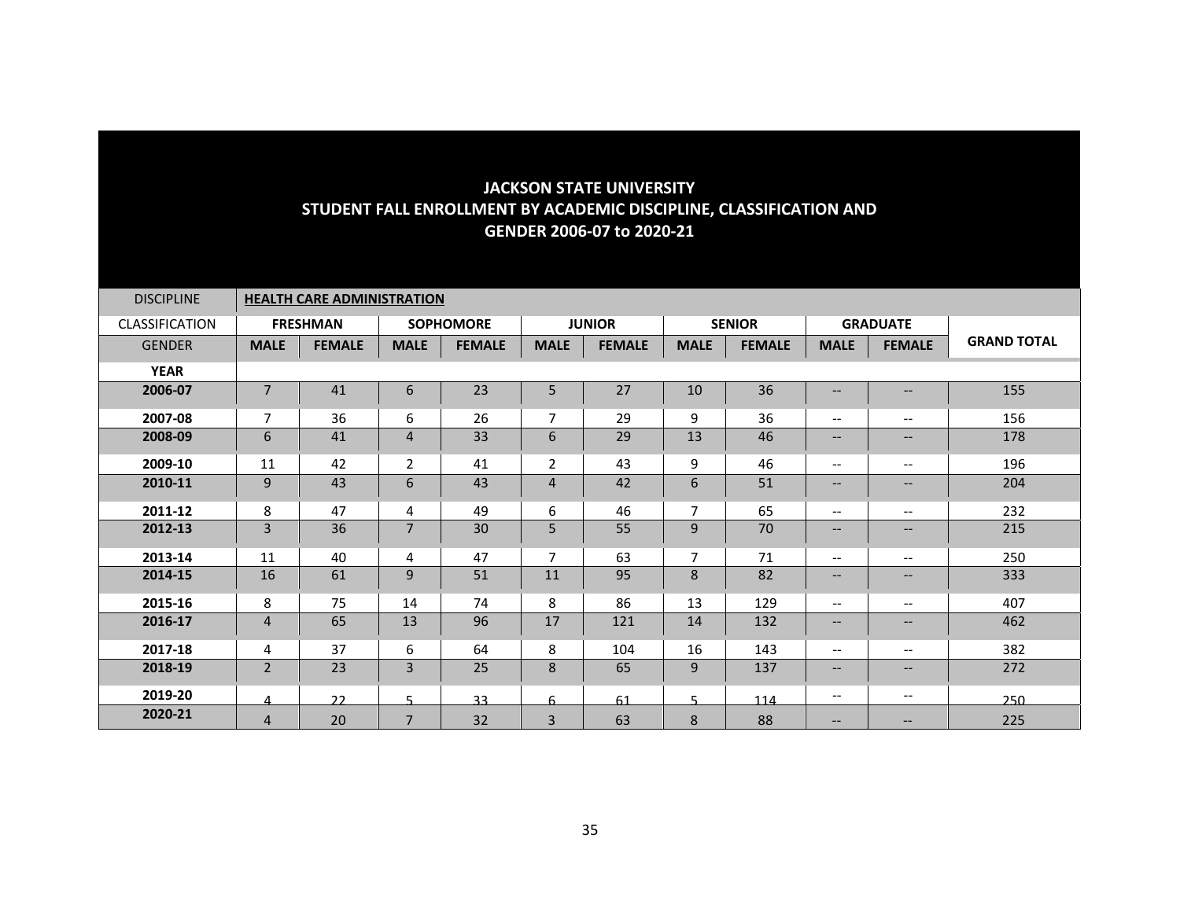# JACKSON STATE UNIVERSITY
## STUDENT FALL ENROLLMENT BY ACADEMIC DISCIPLINE, CLASSIFICATION AND GENDER 2006-07 to 2020-21

| DISCIPLINE | HEALTH CARE ADMINISTRATION | | | | | | | | | | |
|---|---|---|---|---|---|---|---|---|---|---|---|
| CLASSIFICATION | FRESHMAN | | SOPHOMORE | | JUNIOR | | SENIOR | | GRADUATE | | GRAND TOTAL |
| GENDER | MALE | FEMALE | MALE | FEMALE | MALE | FEMALE | MALE | FEMALE | MALE | FEMALE | |
| **YEAR** | | | | | | | | | | | |
| **2006-07** | 7 | 41 | 6 | 23 | 5 | 27 | 10 | 36 | -- | -- | 155 |
| **2007-08** | 7 | 36 | 6 | 26 | 7 | 29 | 9 | 36 | -- | -- | 156 |
| **2008-09** | 6 | 41 | 4 | 33 | 6 | 29 | 13 | 46 | -- | -- | 178 |
| **2009-10** | 11 | 42 | 2 | 41 | 2 | 43 | 9 | 46 | -- | -- | 196 |
| **2010-11** | 9 | 43 | 6 | 43 | 4 | 42 | 6 | 51 | -- | -- | 204 |
| **2011-12** | 8 | 47 | 4 | 49 | 6 | 46 | 7 | 65 | -- | -- | 232 |
| **2012-13** | 3 | 36 | 7 | 30 | 5 | 55 | 9 | 70 | -- | -- | 215 |
| **2013-14** | 11 | 40 | 4 | 47 | 7 | 63 | 7 | 71 | -- | -- | 250 |
| **2014-15** | 16 | 61 | 9 | 51 | 11 | 95 | 8 | 82 | -- | -- | 333 |
| **2015-16** | 8 | 75 | 14 | 74 | 8 | 86 | 13 | 129 | -- | -- | 407 |
| **2016-17** | 4 | 65 | 13 | 96 | 17 | 121 | 14 | 132 | -- | -- | 462 |
| **2017-18** | 4 | 37 | 6 | 64 | 8 | 104 | 16 | 143 | -- | -- | 382 |
| **2018-19** | 2 | 23 | 3 | 25 | 8 | 65 | 9 | 137 | -- | -- | 272 |
| **2019-20** | 4 | 22 | 5 | 33 | 6 | 61 | 5 | 114 | -- | -- | 250 |
| **2020-21** | 4 | 20 | 7 | 32 | 3 | 63 | 8 | 88 | -- | -- | 225 |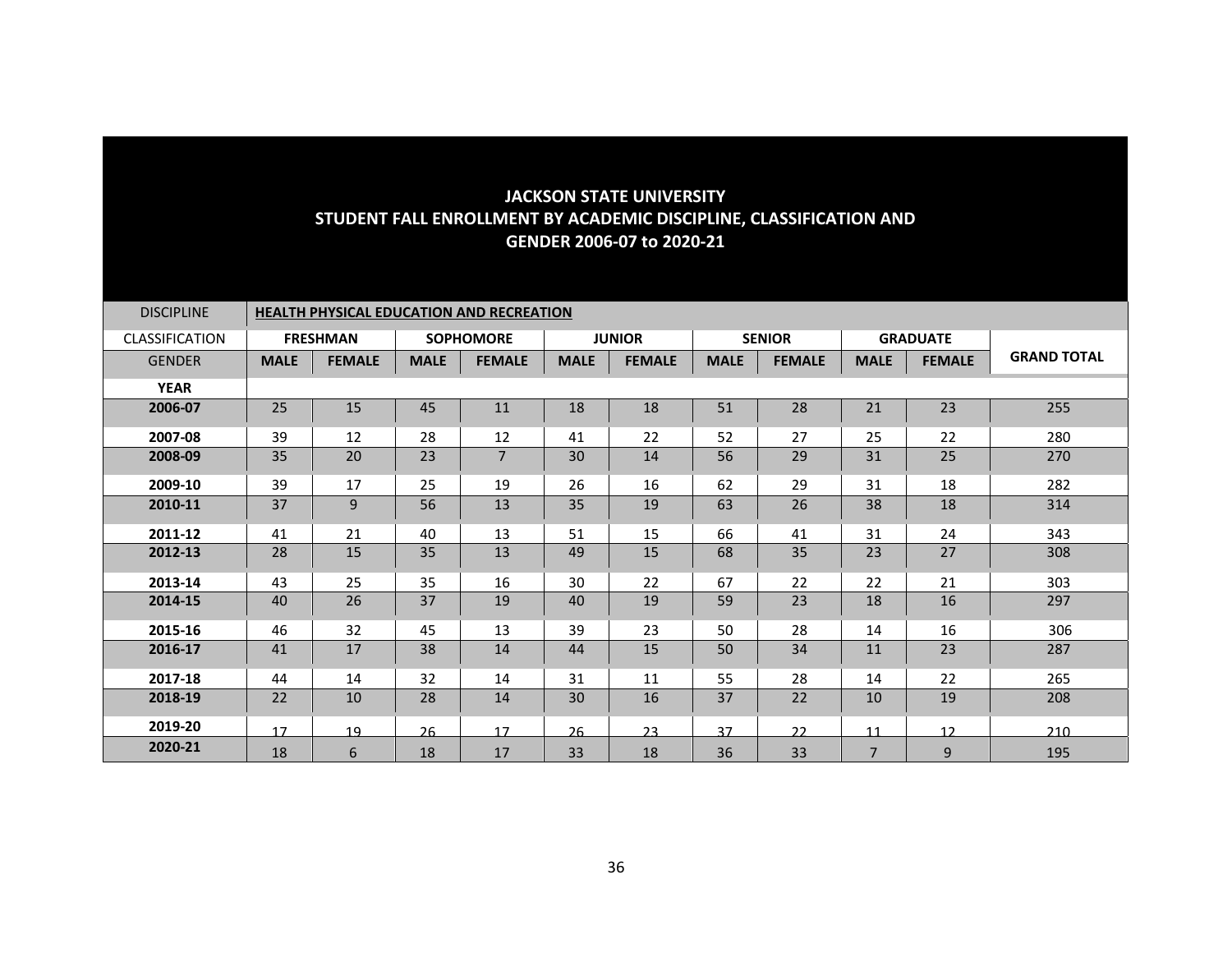# JACKSON STATE UNIVERSITY
## STUDENT FALL ENROLLMENT BY ACADEMIC DISCIPLINE, CLASSIFICATION AND GENDER 2006-07 to 2020-21

| DISCIPLINE | HEALTH PHYSICAL EDUCATION AND RECREATION | | | | | | | | | | |
|---|---|---|---|---|---|---|---|---|---|---|---|
| CLASSIFICATION | FRESHMAN | | SOPHOMORE | | JUNIOR | | SENIOR | | GRADUATE | | GRAND TOTAL |
| GENDER | MALE | FEMALE | MALE | FEMALE | MALE | FEMALE | MALE | FEMALE | MALE | FEMALE | |
| YEAR | | | | | | | | | | | |
| 2006-07 | 25 | 15 | 45 | 11 | 18 | 18 | 51 | 28 | 21 | 23 | 255 |
| 2007-08 | 39 | 12 | 28 | 12 | 41 | 22 | 52 | 27 | 25 | 22 | 280 |
| 2008-09 | 35 | 20 | 23 | 7 | 30 | 14 | 56 | 29 | 31 | 25 | 270 |
| 2009-10 | 39 | 17 | 25 | 19 | 26 | 16 | 62 | 29 | 31 | 18 | 282 |
| 2010-11 | 37 | 9 | 56 | 13 | 35 | 19 | 63 | 26 | 38 | 18 | 314 |
| 2011-12 | 41 | 21 | 40 | 13 | 51 | 15 | 66 | 41 | 31 | 24 | 343 |
| 2012-13 | 28 | 15 | 35 | 13 | 49 | 15 | 68 | 35 | 23 | 27 | 308 |
| 2013-14 | 43 | 25 | 35 | 16 | 30 | 22 | 67 | 22 | 22 | 21 | 303 |
| 2014-15 | 40 | 26 | 37 | 19 | 40 | 19 | 59 | 23 | 18 | 16 | 297 |
| 2015-16 | 46 | 32 | 45 | 13 | 39 | 23 | 50 | 28 | 14 | 16 | 306 |
| 2016-17 | 41 | 17 | 38 | 14 | 44 | 15 | 50 | 34 | 11 | 23 | 287 |
| 2017-18 | 44 | 14 | 32 | 14 | 31 | 11 | 55 | 28 | 14 | 22 | 265 |
| 2018-19 | 22 | 10 | 28 | 14 | 30 | 16 | 37 | 22 | 10 | 19 | 208 |
| 2019-20 | 17 | 19 | 26 | 17 | 26 | 23 | 37 | 22 | 11 | 12 | 210 |
| 2020-21 | 18 | 6 | 18 | 17 | 33 | 18 | 36 | 33 | 7 | 9 | 195 |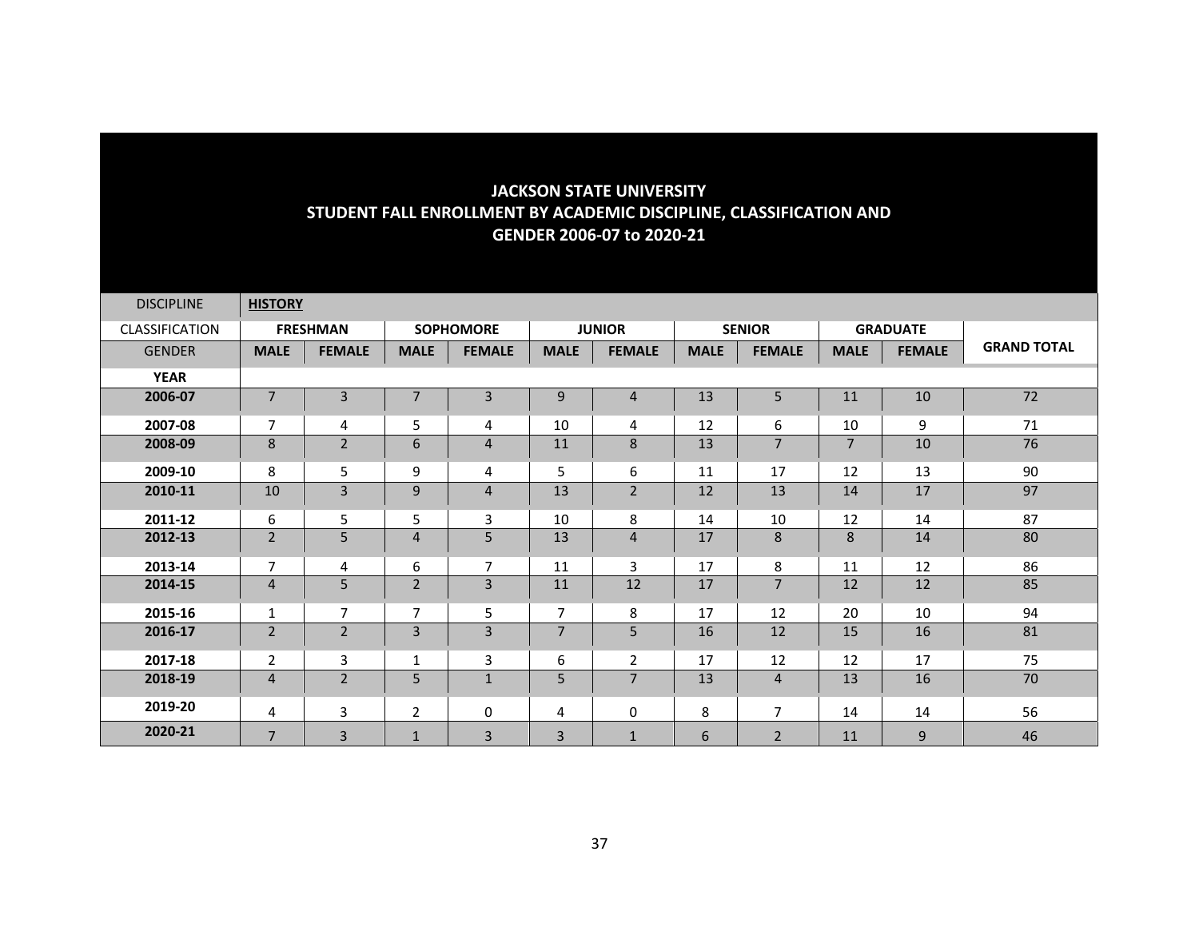# JACKSON STATE UNIVERSITY
## STUDENT FALL ENROLLMENT BY ACADEMIC DISCIPLINE, CLASSIFICATION AND GENDER 2006-07 to 2020-21

| DISCIPLINE | **HISTORY** | | | | | | | | | | |
|---|---|---|---|---|---|---|---|---|---|---|---|
| CLASSIFICATION | FRESHMAN | | SOPHOMORE | | JUNIOR | | SENIOR | | GRADUATE | | GRAND TOTAL |
| GENDER | MALE | FEMALE | MALE | FEMALE | MALE | FEMALE | MALE | FEMALE | MALE | FEMALE | |
| **YEAR** | | | | | | | | | | | |
| **2006-07** | 7 | 3 | 7 | 3 | 9 | 4 | 13 | 5 | 11 | 10 | 72 |
| **2007-08** | 7 | 4 | 5 | 4 | 10 | 4 | 12 | 6 | 10 | 9 | 71 |
| **2008-09** | 8 | 2 | 6 | 4 | 11 | 8 | 13 | 7 | 7 | 10 | 76 |
| **2009-10** | 8 | 5 | 9 | 4 | 5 | 6 | 11 | 17 | 12 | 13 | 90 |
| **2010-11** | 10 | 3 | 9 | 4 | 13 | 2 | 12 | 13 | 14 | 17 | 97 |
| **2011-12** | 6 | 5 | 5 | 3 | 10 | 8 | 14 | 10 | 12 | 14 | 87 |
| **2012-13** | 2 | 5 | 4 | 5 | 13 | 4 | 17 | 8 | 8 | 14 | 80 |
| **2013-14** | 7 | 4 | 6 | 7 | 11 | 3 | 17 | 8 | 11 | 12 | 86 |
| **2014-15** | 4 | 5 | 2 | 3 | 11 | 12 | 17 | 7 | 12 | 12 | 85 |
| **2015-16** | 1 | 7 | 7 | 5 | 7 | 8 | 17 | 12 | 20 | 10 | 94 |
| **2016-17** | 2 | 2 | 3 | 3 | 7 | 5 | 16 | 12 | 15 | 16 | 81 |
| **2017-18** | 2 | 3 | 1 | 3 | 6 | 2 | 17 | 12 | 12 | 17 | 75 |
| **2018-19** | 4 | 2 | 5 | 1 | 5 | 7 | 13 | 4 | 13 | 16 | 70 |
| **2019-20** | 4 | 3 | 2 | 0 | 4 | 0 | 8 | 7 | 14 | 14 | 56 |
| **2020-21** | 7 | 3 | 1 | 3 | 3 | 1 | 6 | 2 | 11 | 9 | 46 |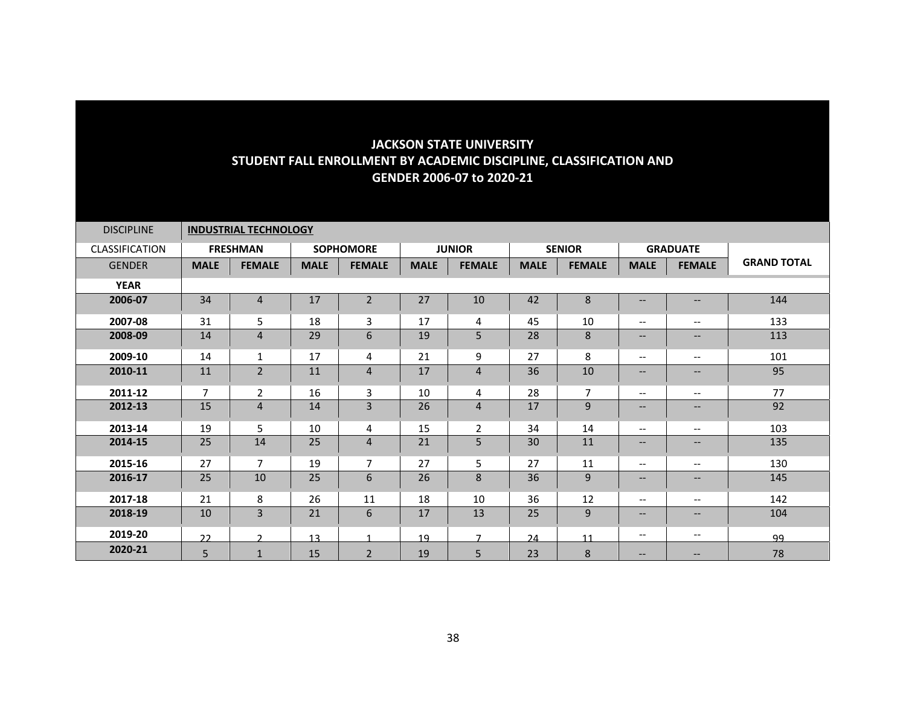# JACKSON STATE UNIVERSITY
## STUDENT FALL ENROLLMENT BY ACADEMIC DISCIPLINE, CLASSIFICATION AND GENDER 2006-07 to 2020-21

| DISCIPLINE | **INDUSTRIAL TECHNOLOGY** | | | | | | | | | | |
|---|---|---|---|---|---|---|---|---|---|---|---|
| CLASSIFICATION | **FRESHMAN** | | **SOPHOMORE** | | **JUNIOR** | | **SENIOR** | | **GRADUATE** | | |
| GENDER | **MALE** | **FEMALE** | **MALE** | **FEMALE** | **MALE** | **FEMALE** | **MALE** | **FEMALE** | **MALE** | **FEMALE** | **GRAND TOTAL** |
| **YEAR** | | | | | | | | | | | |
| **2006-07** | 34 | 4 | 17 | 2 | 27 | 10 | 42 | 8 | -- | -- | 144 |
| **2007-08** | 31 | 5 | 18 | 3 | 17 | 4 | 45 | 10 | -- | -- | 133 |
| **2008-09** | 14 | 4 | 29 | 6 | 19 | 5 | 28 | 8 | -- | -- | 113 |
| **2009-10** | 14 | 1 | 17 | 4 | 21 | 9 | 27 | 8 | -- | -- | 101 |
| **2010-11** | 11 | 2 | 11 | 4 | 17 | 4 | 36 | 10 | -- | -- | 95 |
| **2011-12** | 7 | 2 | 16 | 3 | 10 | 4 | 28 | 7 | -- | -- | 77 |
| **2012-13** | 15 | 4 | 14 | 3 | 26 | 4 | 17 | 9 | -- | -- | 92 |
| **2013-14** | 19 | 5 | 10 | 4 | 15 | 2 | 34 | 14 | -- | -- | 103 |
| **2014-15** | 25 | 14 | 25 | 4 | 21 | 5 | 30 | 11 | -- | -- | 135 |
| **2015-16** | 27 | 7 | 19 | 7 | 27 | 5 | 27 | 11 | -- | -- | 130 |
| **2016-17** | 25 | 10 | 25 | 6 | 26 | 8 | 36 | 9 | -- | -- | 145 |
| **2017-18** | 21 | 8 | 26 | 11 | 18 | 10 | 36 | 12 | -- | -- | 142 |
| **2018-19** | 10 | 3 | 21 | 6 | 17 | 13 | 25 | 9 | -- | -- | 104 |
| **2019-20** | 22 | 2 | 13 | 1 | 19 | 7 | 24 | 11 | -- | -- | 99 |
| **2020-21** | 5 | 1 | 15 | 2 | 19 | 5 | 23 | 8 | -- | -- | 78 |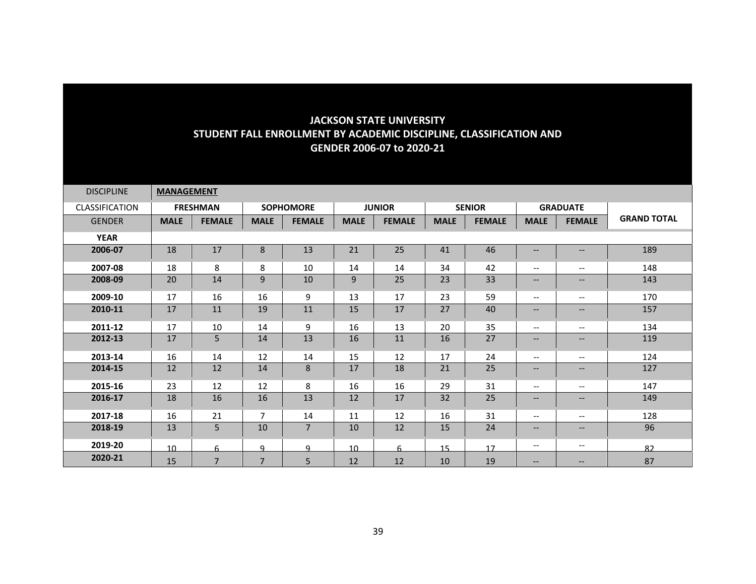# JACKSON STATE UNIVERSITY
## STUDENT FALL ENROLLMENT BY ACADEMIC DISCIPLINE, CLASSIFICATION AND GENDER 2006-07 to 2020-21

| DISCIPLINE | **MANAGEMENT** | | | | | | | | | | |
|---|---|---|---|---|---|---|---|---|---|---|---|
| CLASSIFICATION | **FRESHMAN** | | **SOPHOMORE** | | **JUNIOR** | | **SENIOR** | | **GRADUATE** | | |
| GENDER | **MALE** | **FEMALE** | **MALE** | **FEMALE** | **MALE** | **FEMALE** | **MALE** | **FEMALE** | **MALE** | **FEMALE** | **GRAND TOTAL** |
| **YEAR** | | | | | | | | | | | |
| **2006-07** | 18 | 17 | 8 | 13 | 21 | 25 | 41 | 46 | -- | -- | 189 |
| **2007-08** | 18 | 8 | 8 | 10 | 14 | 14 | 34 | 42 | -- | -- | 148 |
| **2008-09** | 20 | 14 | 9 | 10 | 9 | 25 | 23 | 33 | -- | -- | 143 |
| **2009-10** | 17 | 16 | 16 | 9 | 13 | 17 | 23 | 59 | -- | -- | 170 |
| **2010-11** | 17 | 11 | 19 | 11 | 15 | 17 | 27 | 40 | -- | -- | 157 |
| **2011-12** | 17 | 10 | 14 | 9 | 16 | 13 | 20 | 35 | -- | -- | 134 |
| **2012-13** | 17 | 5 | 14 | 13 | 16 | 11 | 16 | 27 | -- | -- | 119 |
| **2013-14** | 16 | 14 | 12 | 14 | 15 | 12 | 17 | 24 | -- | -- | 124 |
| **2014-15** | 12 | 12 | 14 | 8 | 17 | 18 | 21 | 25 | -- | -- | 127 |
| **2015-16** | 23 | 12 | 12 | 8 | 16 | 16 | 29 | 31 | -- | -- | 147 |
| **2016-17** | 18 | 16 | 16 | 13 | 12 | 17 | 32 | 25 | -- | -- | 149 |
| **2017-18** | 16 | 21 | 7 | 14 | 11 | 12 | 16 | 31 | -- | -- | 128 |
| **2018-19** | 13 | 5 | 10 | 7 | 10 | 12 | 15 | 24 | -- | -- | 96 |
| **2019-20** | 10 | 6 | 9 | 9 | 10 | 6 | 15 | 17 | -- | -- | 82 |
| **2020-21** | 15 | 7 | 7 | 5 | 12 | 12 | 10 | 19 | -- | -- | 87 |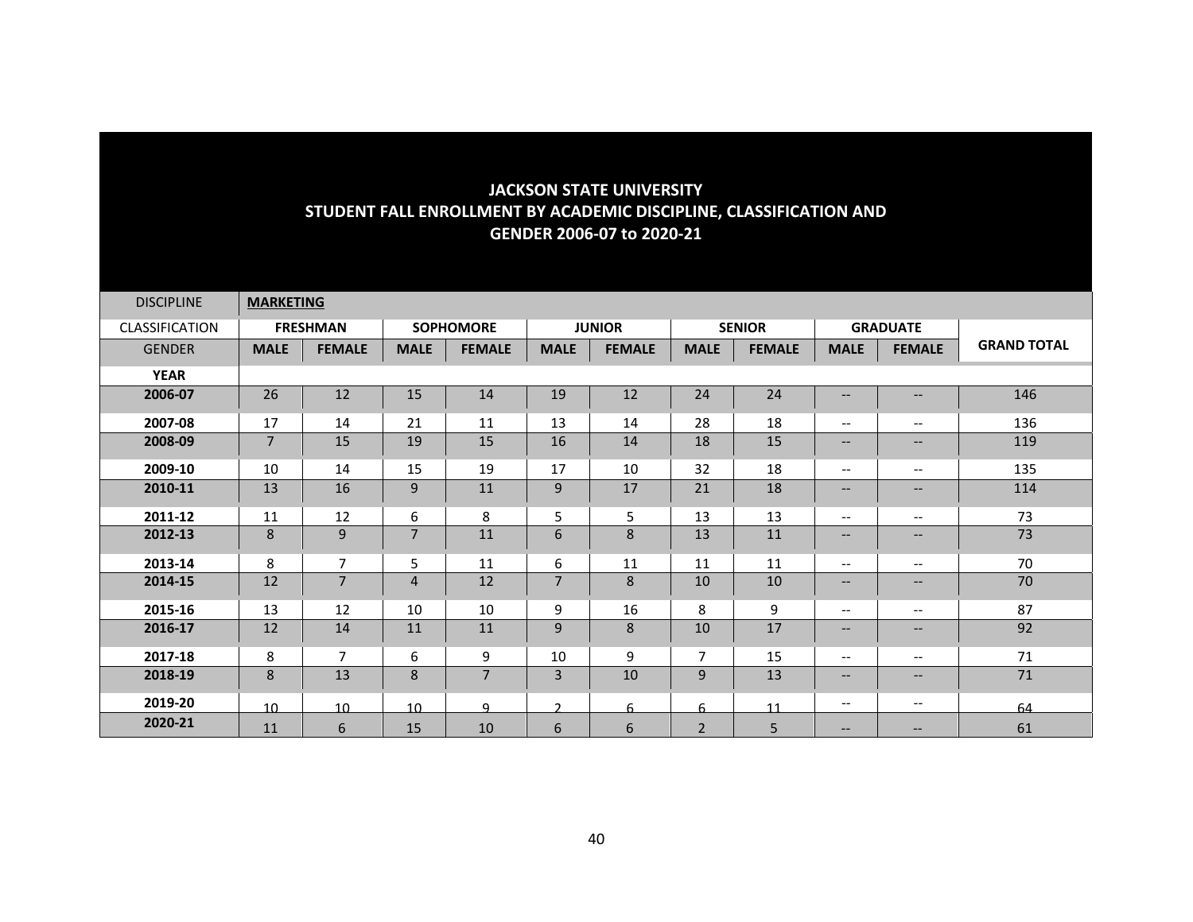## JACKSON STATE UNIVERSITY
## STUDENT FALL ENROLLMENT BY ACADEMIC DISCIPLINE, CLASSIFICATION AND GENDER 2006-07 to 2020-21

| DISCIPLINE | **MARKETING** | | | | | | | | | | |
|---|---|---|---|---|---|---|---|---|---|---|---|
| CLASSIFICATION | **FRESHMAN** | | **SOPHOMORE** | | **JUNIOR** | | **SENIOR** | | **GRADUATE** | | |
| GENDER | **MALE** | **FEMALE** | **MALE** | **FEMALE** | **MALE** | **FEMALE** | **MALE** | **FEMALE** | **MALE** | **FEMALE** | **GRAND TOTAL** |
| **YEAR** | | | | | | | | | | | |
| **2006-07** | 26 | 12 | 15 | 14 | 19 | 12 | 24 | 24 | -- | -- | 146 |
| **2007-08** | 17 | 14 | 21 | 11 | 13 | 14 | 28 | 18 | -- | -- | 136 |
| **2008-09** | 7 | 15 | 19 | 15 | 16 | 14 | 18 | 15 | -- | -- | 119 |
| **2009-10** | 10 | 14 | 15 | 19 | 17 | 10 | 32 | 18 | -- | -- | 135 |
| **2010-11** | 13 | 16 | 9 | 11 | 9 | 17 | 21 | 18 | -- | -- | 114 |
| **2011-12** | 11 | 12 | 6 | 8 | 5 | 5 | 13 | 13 | -- | -- | 73 |
| **2012-13** | 8 | 9 | 7 | 11 | 6 | 8 | 13 | 11 | -- | -- | 73 |
| **2013-14** | 8 | 7 | 5 | 11 | 6 | 11 | 11 | 11 | -- | -- | 70 |
| **2014-15** | 12 | 7 | 4 | 12 | 7 | 8 | 10 | 10 | -- | -- | 70 |
| **2015-16** | 13 | 12 | 10 | 10 | 9 | 16 | 8 | 9 | -- | -- | 87 |
| **2016-17** | 12 | 14 | 11 | 11 | 9 | 8 | 10 | 17 | -- | -- | 92 |
| **2017-18** | 8 | 7 | 6 | 9 | 10 | 9 | 7 | 15 | -- | -- | 71 |
| **2018-19** | 8 | 13 | 8 | 7 | 3 | 10 | 9 | 13 | -- | -- | 71 |
| **2019-20** | 10 | 10 | 10 | 9 | 2 | 6 | 6 | 11 | -- | -- | 64 |
| **2020-21** | 11 | 6 | 15 | 10 | 6 | 6 | 2 | 5 | -- | -- | 61 |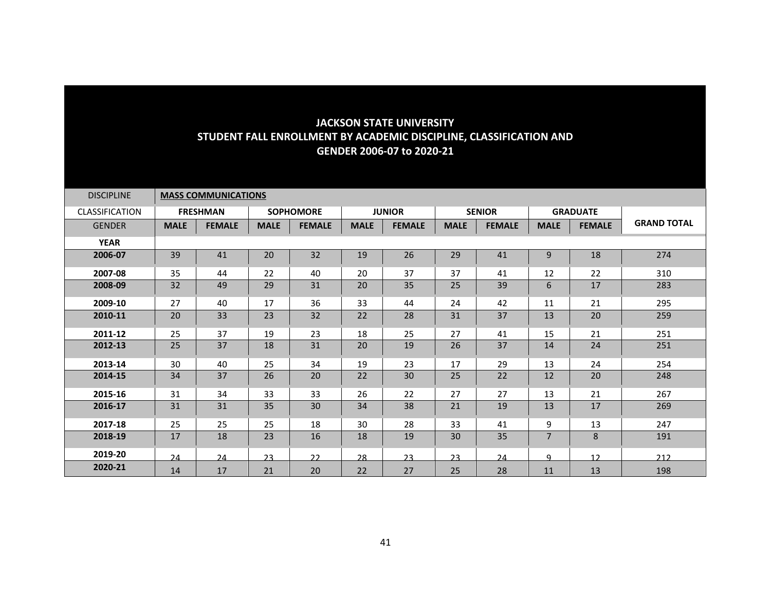## JACKSON STATE UNIVERSITY
## STUDENT FALL ENROLLMENT BY ACADEMIC DISCIPLINE, CLASSIFICATION AND GENDER 2006-07 to 2020-21

| DISCIPLINE | **MASS COMMUNICATIONS** | | | | | | | | | | |
|---|---|---|---|---|---|---|---|---|---|---|---|
| CLASSIFICATION | **FRESHMAN** | | **SOPHOMORE** | | **JUNIOR** | | **SENIOR** | | **GRADUATE** | | |
| GENDER | **MALE** | **FEMALE** | **MALE** | **FEMALE** | **MALE** | **FEMALE** | **MALE** | **FEMALE** | **MALE** | **FEMALE** | **GRAND TOTAL** |
| **YEAR** | | | | | | | | | | | |
| **2006-07** | 39 | 41 | 20 | 32 | 19 | 26 | 29 | 41 | 9 | 18 | 274 |
| **2007-08** | 35 | 44 | 22 | 40 | 20 | 37 | 37 | 41 | 12 | 22 | 310 |
| **2008-09** | 32 | 49 | 29 | 31 | 20 | 35 | 25 | 39 | 6 | 17 | 283 |
| **2009-10** | 27 | 40 | 17 | 36 | 33 | 44 | 24 | 42 | 11 | 21 | 295 |
| **2010-11** | 20 | 33 | 23 | 32 | 22 | 28 | 31 | 37 | 13 | 20 | 259 |
| **2011-12** | 25 | 37 | 19 | 23 | 18 | 25 | 27 | 41 | 15 | 21 | 251 |
| **2012-13** | 25 | 37 | 18 | 31 | 20 | 19 | 26 | 37 | 14 | 24 | 251 |
| **2013-14** | 30 | 40 | 25 | 34 | 19 | 23 | 17 | 29 | 13 | 24 | 254 |
| **2014-15** | 34 | 37 | 26 | 20 | 22 | 30 | 25 | 22 | 12 | 20 | 248 |
| **2015-16** | 31 | 34 | 33 | 33 | 26 | 22 | 27 | 27 | 13 | 21 | 267 |
| **2016-17** | 31 | 31 | 35 | 30 | 34 | 38 | 21 | 19 | 13 | 17 | 269 |
| **2017-18** | 25 | 25 | 25 | 18 | 30 | 28 | 33 | 41 | 9 | 13 | 247 |
| **2018-19** | 17 | 18 | 23 | 16 | 18 | 19 | 30 | 35 | 7 | 8 | 191 |
| **2019-20** | 24 | 24 | 23 | 22 | 28 | 23 | 23 | 24 | 9 | 12 | 212 |
| **2020-21** | 14 | 17 | 21 | 20 | 22 | 27 | 25 | 28 | 11 | 13 | 198 |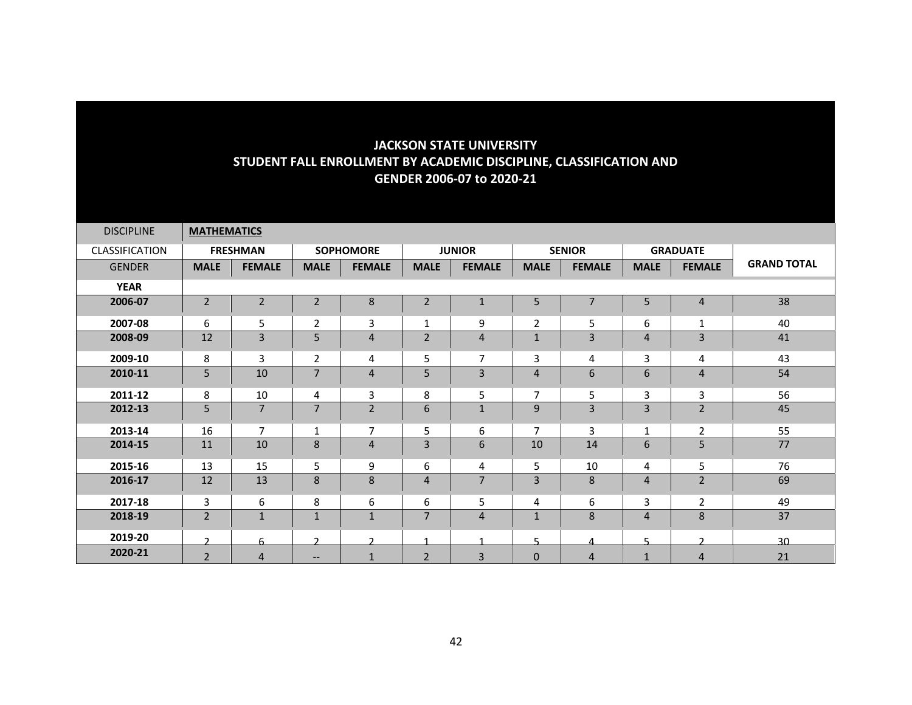**JACKSON STATE UNIVERSITY**
**STUDENT FALL ENROLLMENT BY ACADEMIC DISCIPLINE, CLASSIFICATION AND GENDER 2006-07 to 2020-21**

| DISCIPLINE | **MATHEMATICS** | | | | | | | | | | |
|---|---|---|---|---|---|---|---|---|---|---|---|
| CLASSIFICATION | **FRESHMAN** | | **SOPHOMORE** | | **JUNIOR** | | **SENIOR** | | **GRADUATE** | | |
| GENDER | **MALE** | **FEMALE** | **MALE** | **FEMALE** | **MALE** | **FEMALE** | **MALE** | **FEMALE** | **MALE** | **FEMALE** | **GRAND TOTAL** |
| **YEAR** | | | | | | | | | | | |
| **2006-07** | 2 | 2 | 2 | 8 | 2 | 1 | 5 | 7 | 5 | 4 | 38 |
| **2007-08** | 6 | 5 | 2 | 3 | 1 | 9 | 2 | 5 | 6 | 1 | 40 |
| **2008-09** | 12 | 3 | 5 | 4 | 2 | 4 | 1 | 3 | 4 | 3 | 41 |
| **2009-10** | 8 | 3 | 2 | 4 | 5 | 7 | 3 | 4 | 3 | 4 | 43 |
| **2010-11** | 5 | 10 | 7 | 4 | 5 | 3 | 4 | 6 | 6 | 4 | 54 |
| **2011-12** | 8 | 10 | 4 | 3 | 8 | 5 | 7 | 5 | 3 | 3 | 56 |
| **2012-13** | 5 | 7 | 7 | 2 | 6 | 1 | 9 | 3 | 3 | 2 | 45 |
| **2013-14** | 16 | 7 | 1 | 7 | 5 | 6 | 7 | 3 | 1 | 2 | 55 |
| **2014-15** | 11 | 10 | 8 | 4 | 3 | 6 | 10 | 14 | 6 | 5 | 77 |
| **2015-16** | 13 | 15 | 5 | 9 | 6 | 4 | 5 | 10 | 4 | 5 | 76 |
| **2016-17** | 12 | 13 | 8 | 8 | 4 | 7 | 3 | 8 | 4 | 2 | 69 |
| **2017-18** | 3 | 6 | 8 | 6 | 6 | 5 | 4 | 6 | 3 | 2 | 49 |
| **2018-19** | 2 | 1 | 1 | 1 | 7 | 4 | 1 | 8 | 4 | 8 | 37 |
| **2019-20** | 2 | 6 | 2 | 2 | 1 | 1 | 5 | 4 | 5 | 2 | 30 |
| **2020-21** | 2 | 4 | -- | 1 | 2 | 3 | 0 | 4 | 1 | 4 | 21 |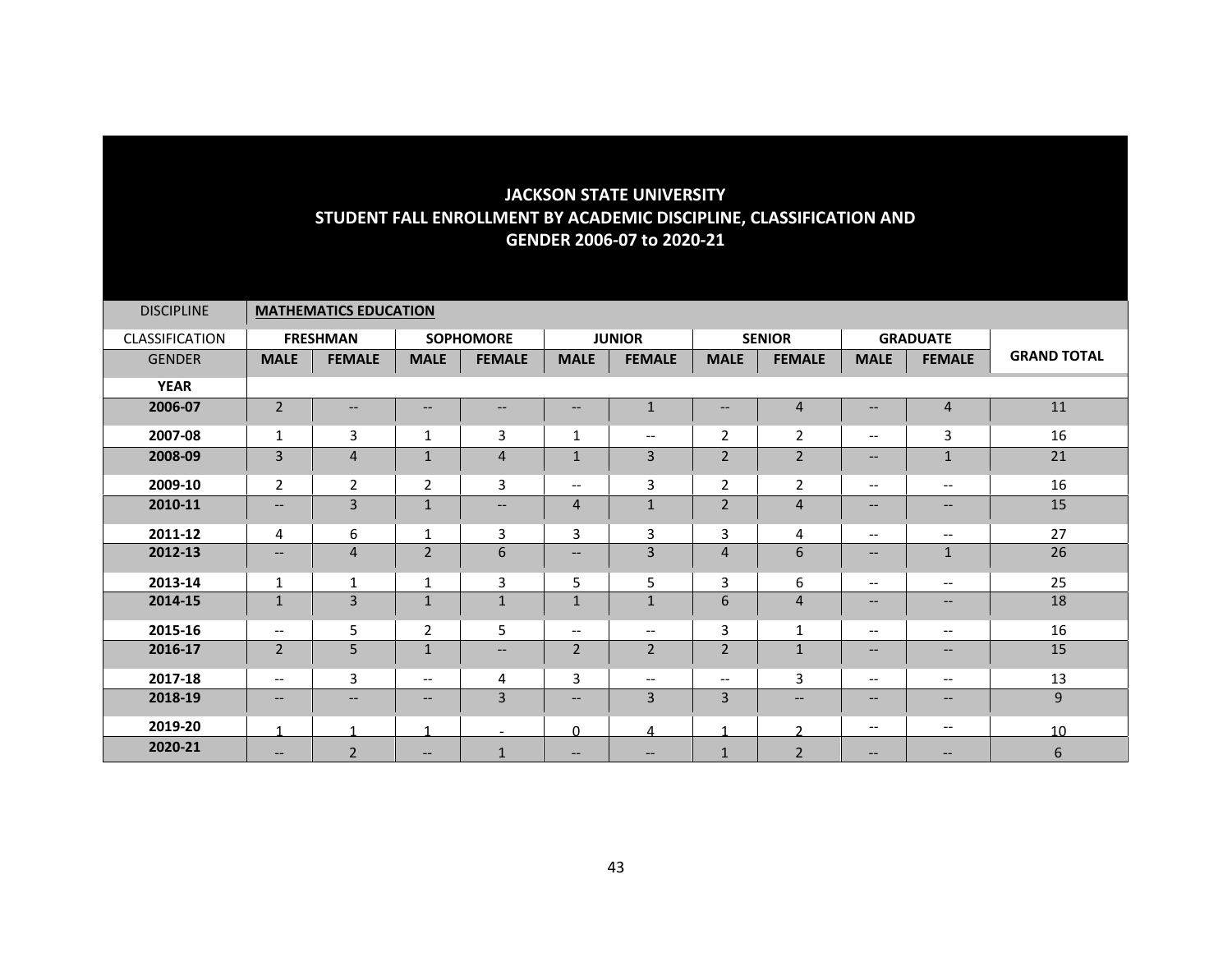# JACKSON STATE UNIVERSITY
## STUDENT FALL ENROLLMENT BY ACADEMIC DISCIPLINE, CLASSIFICATION AND GENDER 2006-07 to 2020-21

| DISCIPLINE | **MATHEMATICS EDUCATION** | | | | | | | | | | |
|---|---|---|---|---|---|---|---|---|---|---|---|
| CLASSIFICATION | **FRESHMAN** | | **SOPHOMORE** | | **JUNIOR** | | **SENIOR** | | **GRADUATE** | | **GRAND TOTAL** |
| GENDER | **MALE** | **FEMALE** | **MALE** | **FEMALE** | **MALE** | **FEMALE** | **MALE** | **FEMALE** | **MALE** | **FEMALE** | |
| **YEAR** | | | | | | | | | | | |
| **2006-07** | 2 | -- | -- | -- | -- | 1 | -- | 4 | -- | 4 | 11 |
| **2007-08** | 1 | 3 | 1 | 3 | 1 | -- | 2 | 2 | -- | 3 | 16 |
| **2008-09** | 3 | 4 | 1 | 4 | 1 | 3 | 2 | 2 | -- | 1 | 21 |
| **2009-10** | 2 | 2 | 2 | 3 | -- | 3 | 2 | 2 | -- | -- | 16 |
| **2010-11** | -- | 3 | 1 | -- | 4 | 1 | 2 | 4 | -- | -- | 15 |
| **2011-12** | 4 | 6 | 1 | 3 | 3 | 3 | 3 | 4 | -- | -- | 27 |
| **2012-13** | -- | 4 | 2 | 6 | -- | 3 | 4 | 6 | -- | 1 | 26 |
| **2013-14** | 1 | 1 | 1 | 3 | 5 | 5 | 3 | 6 | -- | -- | 25 |
| **2014-15** | 1 | 3 | 1 | 1 | 1 | 1 | 6 | 4 | -- | -- | 18 |
| **2015-16** | -- | 5 | 2 | 5 | -- | -- | 3 | 1 | -- | -- | 16 |
| **2016-17** | 2 | 5 | 1 | -- | 2 | 2 | 2 | 1 | -- | -- | 15 |
| **2017-18** | -- | 3 | -- | 4 | 3 | -- | -- | 3 | -- | -- | 13 |
| **2018-19** | -- | -- | -- | 3 | -- | 3 | 3 | -- | -- | -- | 9 |
| **2019-20** | 1 | 1 | 1 | - | 0 | 4 | 1 | 2 | -- | -- | 10 |
| **2020-21** | -- | 2 | -- | 1 | -- | -- | 1 | 2 | -- | -- | 6 |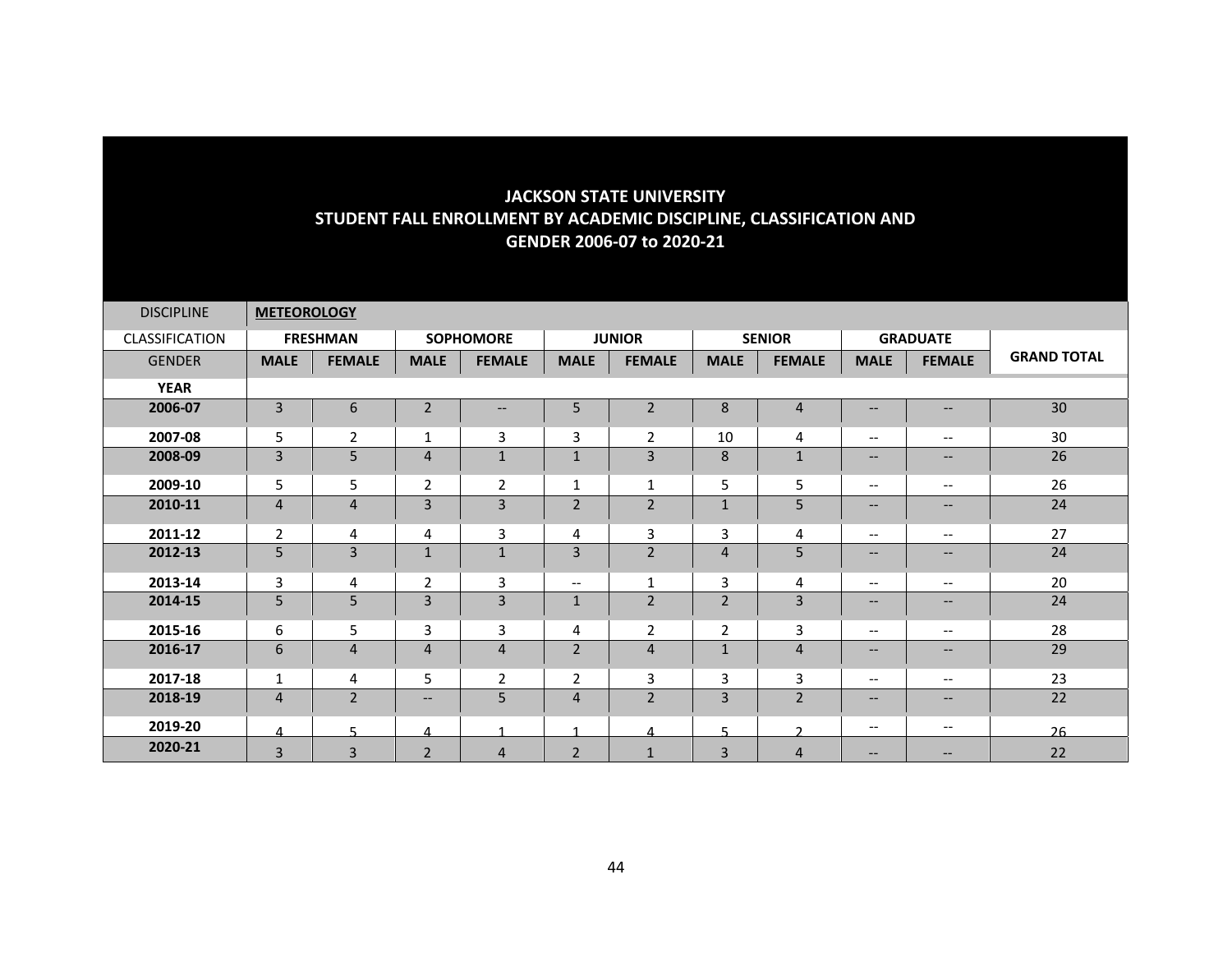# JACKSON STATE UNIVERSITY
## STUDENT FALL ENROLLMENT BY ACADEMIC DISCIPLINE, CLASSIFICATION AND GENDER 2006-07 to 2020-21

| DISCIPLINE | **METEOROLOGY** | | | | | | | | | | |
|---|---|---|---|---|---|---|---|---|---|---|---|
| CLASSIFICATION | **FRESHMAN** | | **SOPHOMORE** | | **JUNIOR** | | **SENIOR** | | **GRADUATE** | | |
| GENDER | **MALE** | **FEMALE** | **MALE** | **FEMALE** | **MALE** | **FEMALE** | **MALE** | **FEMALE** | **MALE** | **FEMALE** | **GRAND TOTAL** |
| **YEAR** | | | | | | | | | | | |
| **2006-07** | 3 | 6 | 2 | -- | 5 | 2 | 8 | 4 | -- | -- | 30 |
| **2007-08** | 5 | 2 | 1 | 3 | 3 | 2 | 10 | 4 | -- | -- | 30 |
| **2008-09** | 3 | 5 | 4 | 1 | 1 | 3 | 8 | 1 | -- | -- | 26 |
| **2009-10** | 5 | 5 | 2 | 2 | 1 | 1 | 5 | 5 | -- | -- | 26 |
| **2010-11** | 4 | 4 | 3 | 3 | 2 | 2 | 1 | 5 | -- | -- | 24 |
| **2011-12** | 2 | 4 | 4 | 3 | 4 | 3 | 3 | 4 | -- | -- | 27 |
| **2012-13** | 5 | 3 | 1 | 1 | 3 | 2 | 4 | 5 | -- | -- | 24 |
| **2013-14** | 3 | 4 | 2 | 3 | -- | 1 | 3 | 4 | -- | -- | 20 |
| **2014-15** | 5 | 5 | 3 | 3 | 1 | 2 | 2 | 3 | -- | -- | 24 |
| **2015-16** | 6 | 5 | 3 | 3 | 4 | 2 | 2 | 3 | -- | -- | 28 |
| **2016-17** | 6 | 4 | 4 | 4 | 2 | 4 | 1 | 4 | -- | -- | 29 |
| **2017-18** | 1 | 4 | 5 | 2 | 2 | 3 | 3 | 3 | -- | -- | 23 |
| **2018-19** | 4 | 2 | -- | 5 | 4 | 2 | 3 | 2 | -- | -- | 22 |
| **2019-20** | 4 | 5 | 4 | 1 | 1 | 4 | 5 | 2 | -- | -- | 26 |
| **2020-21** | 3 | 3 | 2 | 4 | 2 | 1 | 3 | 4 | -- | -- | 22 |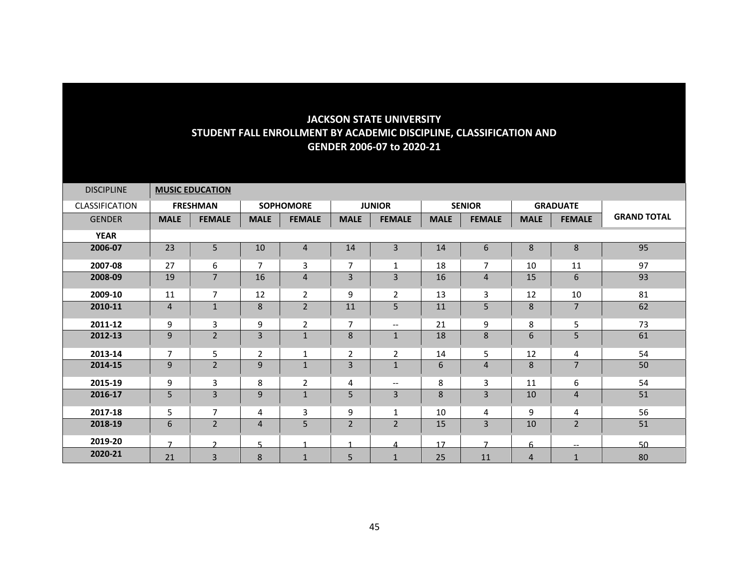# JACKSON STATE UNIVERSITY
## STUDENT FALL ENROLLMENT BY ACADEMIC DISCIPLINE, CLASSIFICATION AND GENDER 2006-07 to 2020-21

| DISCIPLINE | **MUSIC EDUCATION** | | | | | | | | | | |
|---|---|---|---|---|---|---|---|---|---|---|---|
| CLASSIFICATION | **FRESHMAN** | | **SOPHOMORE** | | **JUNIOR** | | **SENIOR** | | **GRADUATE** | | |
| GENDER | **MALE** | **FEMALE** | **MALE** | **FEMALE** | **MALE** | **FEMALE** | **MALE** | **FEMALE** | **MALE** | **FEMALE** | **GRAND TOTAL** |
| **YEAR** | | | | | | | | | | | |
| **2006-07** | 23 | 5 | 10 | 4 | 14 | 3 | 14 | 6 | 8 | 8 | 95 |
| **2007-08** | 27 | 6 | 7 | 3 | 7 | 1 | 18 | 7 | 10 | 11 | 97 |
| **2008-09** | 19 | 7 | 16 | 4 | 3 | 3 | 16 | 4 | 15 | 6 | 93 |
| **2009-10** | 11 | 7 | 12 | 2 | 9 | 2 | 13 | 3 | 12 | 10 | 81 |
| **2010-11** | 4 | 1 | 8 | 2 | 11 | 5 | 11 | 5 | 8 | 7 | 62 |
| **2011-12** | 9 | 3 | 9 | 2 | 7 | -- | 21 | 9 | 8 | 5 | 73 |
| **2012-13** | 9 | 2 | 3 | 1 | 8 | 1 | 18 | 8 | 6 | 5 | 61 |
| **2013-14** | 7 | 5 | 2 | 1 | 2 | 2 | 14 | 5 | 12 | 4 | 54 |
| **2014-15** | 9 | 2 | 9 | 1 | 3 | 1 | 6 | 4 | 8 | 7 | 50 |
| **2015-19** | 9 | 3 | 8 | 2 | 4 | -- | 8 | 3 | 11 | 6 | 54 |
| **2016-17** | 5 | 3 | 9 | 1 | 5 | 3 | 8 | 3 | 10 | 4 | 51 |
| **2017-18** | 5 | 7 | 4 | 3 | 9 | 1 | 10 | 4 | 9 | 4 | 56 |
| **2018-19** | 6 | 2 | 4 | 5 | 2 | 2 | 15 | 3 | 10 | 2 | 51 |
| **2019-20** | 7 | 2 | 5 | 1 | 1 | 4 | 17 | 7 | 6 | -- | 50 |
| **2020-21** | 21 | 3 | 8 | 1 | 5 | 1 | 25 | 11 | 4 | 1 | 80 |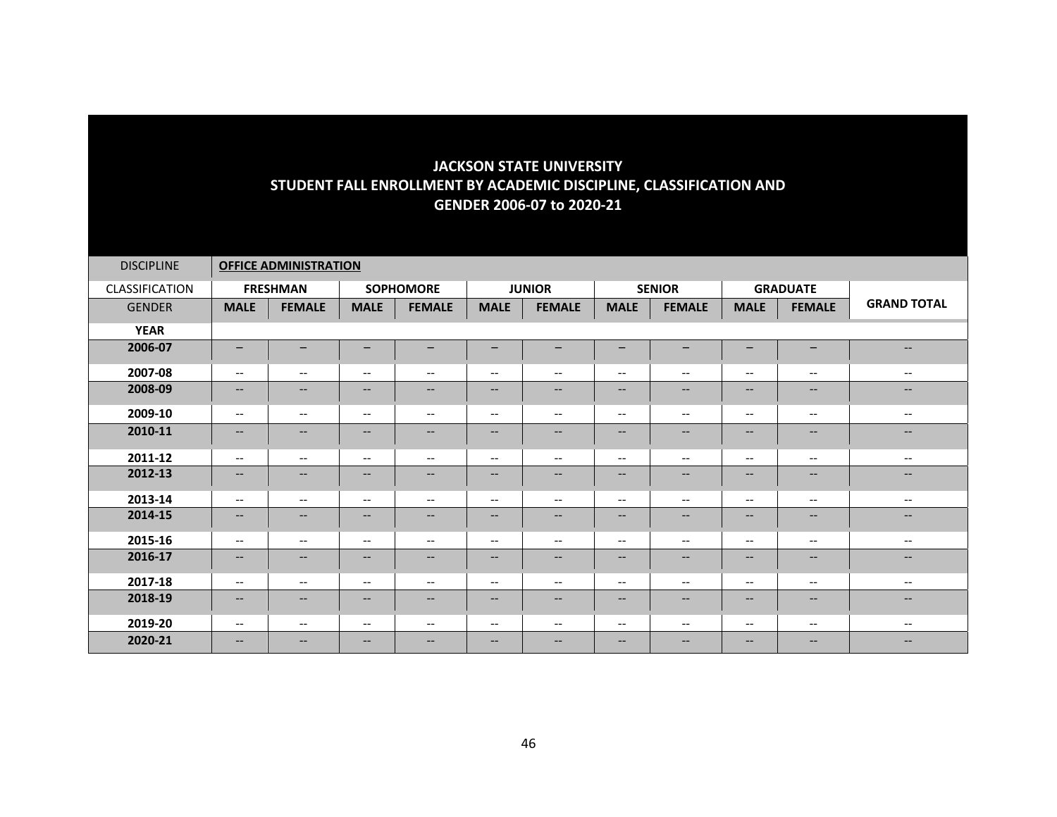**JACKSON STATE UNIVERSITY**
**STUDENT FALL ENROLLMENT BY ACADEMIC DISCIPLINE, CLASSIFICATION AND GENDER 2006-07 to 2020-21**

| DISCIPLINE | **OFFICE ADMINISTRATION** | | | | | | | | | | |
|---|---|---|---|---|---|---|---|---|---|---|---|
| CLASSIFICATION | **FRESHMAN** | | **SOPHOMORE** | | **JUNIOR** | | **SENIOR** | | **GRADUATE** | | |
| GENDER | **MALE** | **FEMALE** | **MALE** | **FEMALE** | **MALE** | **FEMALE** | **MALE** | **FEMALE** | **MALE** | **FEMALE** | **GRAND TOTAL** |
| **YEAR** | | | | | | | | | | | |
| **2006-07** | – | – | – | – | – | – | – | – | – | – | -- |
| **2007-08** | -- | -- | -- | -- | -- | -- | -- | -- | -- | -- | -- |
| **2008-09** | -- | -- | -- | -- | -- | -- | -- | -- | -- | -- | -- |
| **2009-10** | -- | -- | -- | -- | -- | -- | -- | -- | -- | -- | -- |
| **2010-11** | -- | -- | -- | -- | -- | -- | -- | -- | -- | -- | -- |
| **2011-12** | -- | -- | -- | -- | -- | -- | -- | -- | -- | -- | -- |
| **2012-13** | -- | -- | -- | -- | -- | -- | -- | -- | -- | -- | -- |
| **2013-14** | -- | -- | -- | -- | -- | -- | -- | -- | -- | -- | -- |
| **2014-15** | -- | -- | -- | -- | -- | -- | -- | -- | -- | -- | -- |
| **2015-16** | -- | -- | -- | -- | -- | -- | -- | -- | -- | -- | -- |
| **2016-17** | -- | -- | -- | -- | -- | -- | -- | -- | -- | -- | -- |
| **2017-18** | -- | -- | -- | -- | -- | -- | -- | -- | -- | -- | -- |
| **2018-19** | -- | -- | -- | -- | -- | -- | -- | -- | -- | -- | -- |
| **2019-20** | -- | -- | -- | -- | -- | -- | -- | -- | -- | -- | -- |
| **2020-21** | -- | -- | -- | -- | -- | -- | -- | -- | -- | -- | -- |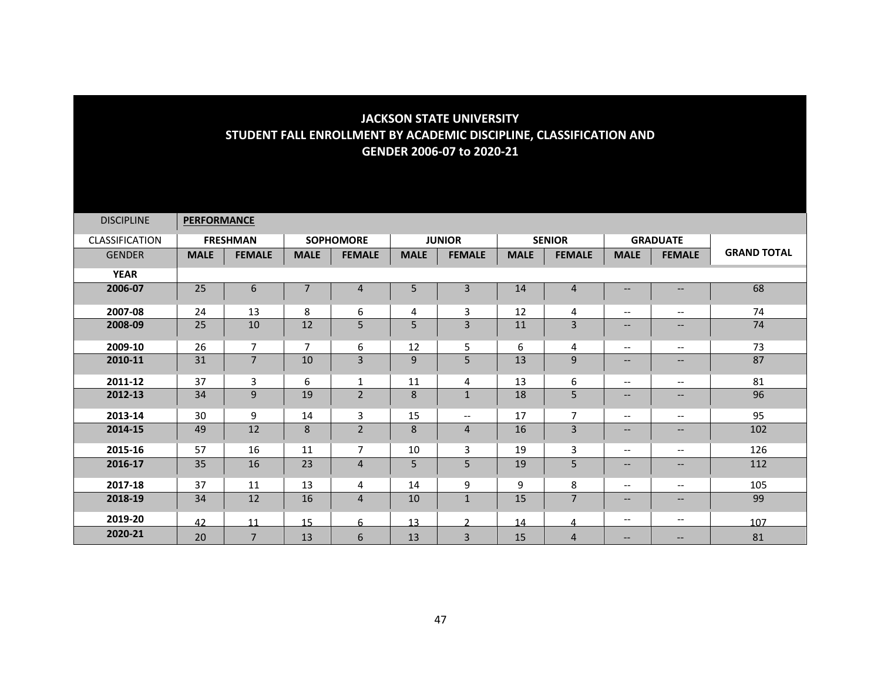# JACKSON STATE UNIVERSITY
## STUDENT FALL ENROLLMENT BY ACADEMIC DISCIPLINE, CLASSIFICATION AND GENDER 2006-07 to 2020-21

| DISCIPLINE | PERFORMANCE | | | | | | | | | | |
|---|---|---|---|---|---|---|---|---|---|---|---|
| CLASSIFICATION | FRESHMAN | | SOPHOMORE | | JUNIOR | | SENIOR | | GRADUATE | | GRAND TOTAL |
| GENDER | MALE | FEMALE | MALE | FEMALE | MALE | FEMALE | MALE | FEMALE | MALE | FEMALE | |
| YEAR | | | | | | | | | | | |
| 2006-07 | 25 | 6 | 7 | 4 | 5 | 3 | 14 | 4 | -- | -- | 68 |
| 2007-08 | 24 | 13 | 8 | 6 | 4 | 3 | 12 | 4 | -- | -- | 74 |
| 2008-09 | 25 | 10 | 12 | 5 | 5 | 3 | 11 | 3 | -- | -- | 74 |
| 2009-10 | 26 | 7 | 7 | 6 | 12 | 5 | 6 | 4 | -- | -- | 73 |
| 2010-11 | 31 | 7 | 10 | 3 | 9 | 5 | 13 | 9 | -- | -- | 87 |
| 2011-12 | 37 | 3 | 6 | 1 | 11 | 4 | 13 | 6 | -- | -- | 81 |
| 2012-13 | 34 | 9 | 19 | 2 | 8 | 1 | 18 | 5 | -- | -- | 96 |
| 2013-14 | 30 | 9 | 14 | 3 | 15 | -- | 17 | 7 | -- | -- | 95 |
| 2014-15 | 49 | 12 | 8 | 2 | 8 | 4 | 16 | 3 | -- | -- | 102 |
| 2015-16 | 57 | 16 | 11 | 7 | 10 | 3 | 19 | 3 | -- | -- | 126 |
| 2016-17 | 35 | 16 | 23 | 4 | 5 | 5 | 19 | 5 | -- | -- | 112 |
| 2017-18 | 37 | 11 | 13 | 4 | 14 | 9 | 9 | 8 | -- | -- | 105 |
| 2018-19 | 34 | 12 | 16 | 4 | 10 | 1 | 15 | 7 | -- | -- | 99 |
| 2019-20 | 42 | 11 | 15 | 6 | 13 | 2 | 14 | 4 | -- | -- | 107 |
| 2020-21 | 20 | 7 | 13 | 6 | 13 | 3 | 15 | 4 | -- | -- | 81 |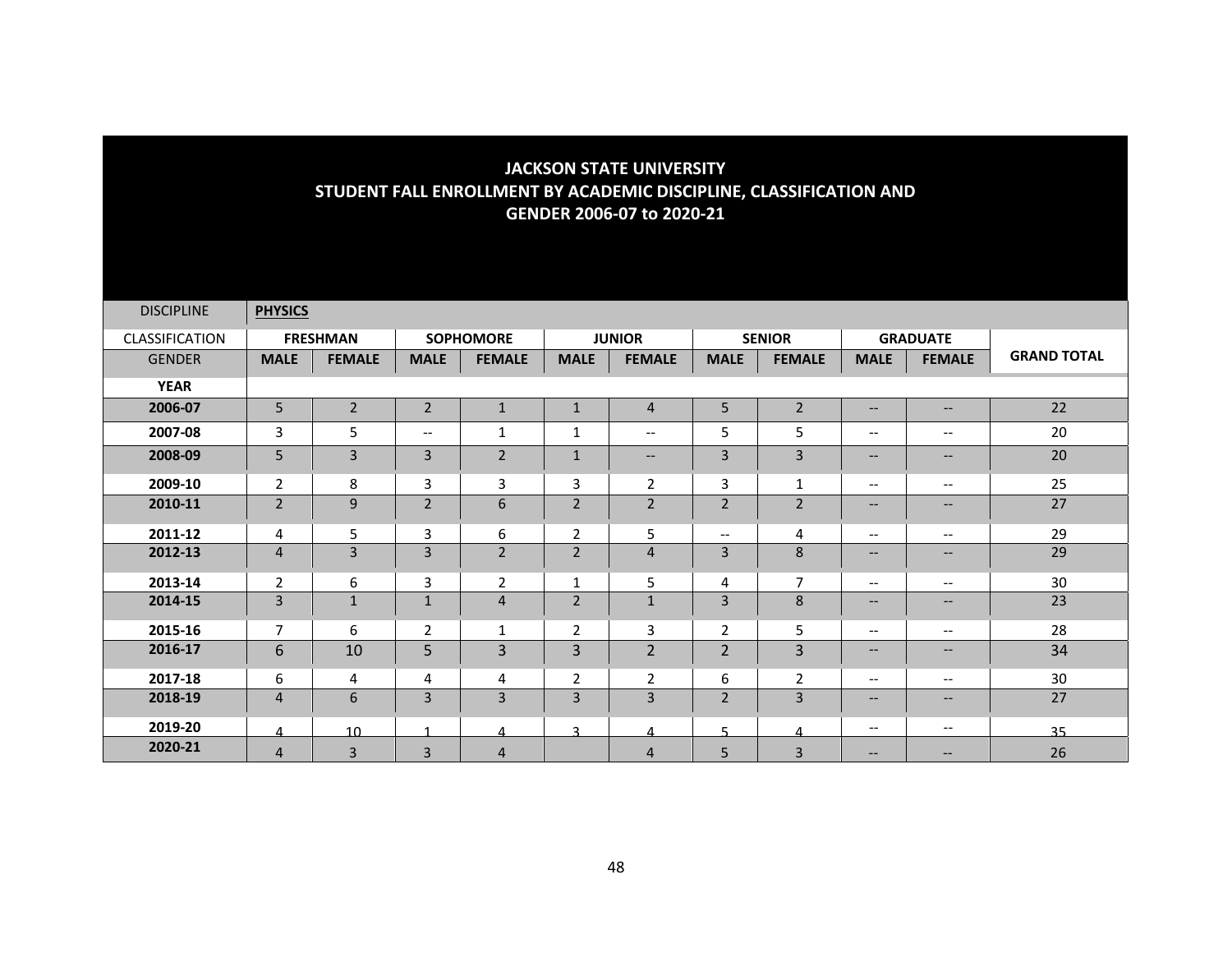# JACKSON STATE UNIVERSITY
## STUDENT FALL ENROLLMENT BY ACADEMIC DISCIPLINE, CLASSIFICATION AND GENDER 2006-07 to 2020-21

| DISCIPLINE | **PHYSICS** | | | | | | | | | | |
|---|---|---|---|---|---|---|---|---|---|---|---|
| CLASSIFICATION | **FRESHMAN** | | **SOPHOMORE** | | **JUNIOR** | | **SENIOR** | | **GRADUATE** | | |
| GENDER | **MALE** | **FEMALE** | **MALE** | **FEMALE** | **MALE** | **FEMALE** | **MALE** | **FEMALE** | **MALE** | **FEMALE** | **GRAND TOTAL** |
| **YEAR** | | | | | | | | | | | |
| **2006-07** | 5 | 2 | 2 | 1 | 1 | 4 | 5 | 2 | -- | -- | 22 |
| **2007-08** | 3 | 5 | -- | 1 | 1 | -- | 5 | 5 | -- | -- | 20 |
| **2008-09** | 5 | 3 | 3 | 2 | 1 | -- | 3 | 3 | -- | -- | 20 |
| **2009-10** | 2 | 8 | 3 | 3 | 3 | 2 | 3 | 1 | -- | -- | 25 |
| **2010-11** | 2 | 9 | 2 | 6 | 2 | 2 | 2 | 2 | -- | -- | 27 |
| **2011-12** | 4 | 5 | 3 | 6 | 2 | 5 | -- | 4 | -- | -- | 29 |
| **2012-13** | 4 | 3 | 3 | 2 | 2 | 4 | 3 | 8 | -- | -- | 29 |
| **2013-14** | 2 | 6 | 3 | 2 | 1 | 5 | 4 | 7 | -- | -- | 30 |
| **2014-15** | 3 | 1 | 1 | 4 | 2 | 1 | 3 | 8 | -- | -- | 23 |
| **2015-16** | 7 | 6 | 2 | 1 | 2 | 3 | 2 | 5 | -- | -- | 28 |
| **2016-17** | 6 | 10 | 5 | 3 | 3 | 2 | 2 | 3 | -- | -- | 34 |
| **2017-18** | 6 | 4 | 4 | 4 | 2 | 2 | 6 | 2 | -- | -- | 30 |
| **2018-19** | 4 | 6 | 3 | 3 | 3 | 3 | 2 | 3 | -- | -- | 27 |
| **2019-20** | 4 | 10 | 1 | 4 | 3 | 4 | 5 | 4 | -- | -- | 35 |
| **2020-21** | 4 | 3 | 3 | 4 | | 4 | 5 | 3 | -- | -- | 26 |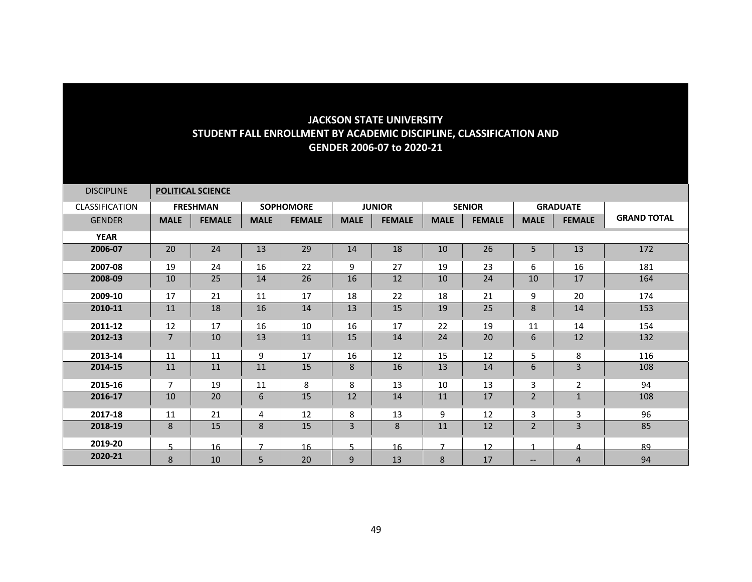# JACKSON STATE UNIVERSITY
## STUDENT FALL ENROLLMENT BY ACADEMIC DISCIPLINE, CLASSIFICATION AND GENDER 2006-07 to 2020-21

| DISCIPLINE | **POLITICAL SCIENCE** | | | | | | | | | | |
|---|---|---|---|---|---|---|---|---|---|---|---|
| CLASSIFICATION | **FRESHMAN** | | **SOPHOMORE** | | **JUNIOR** | | **SENIOR** | | **GRADUATE** | | **GRAND TOTAL** |
| GENDER | **MALE** | **FEMALE** | **MALE** | **FEMALE** | **MALE** | **FEMALE** | **MALE** | **FEMALE** | **MALE** | **FEMALE** | |
| **YEAR** | | | | | | | | | | | |
| **2006-07** | 20 | 24 | 13 | 29 | 14 | 18 | 10 | 26 | 5 | 13 | 172 |
| **2007-08** | 19 | 24 | 16 | 22 | 9 | 27 | 19 | 23 | 6 | 16 | 181 |
| **2008-09** | 10 | 25 | 14 | 26 | 16 | 12 | 10 | 24 | 10 | 17 | 164 |
| **2009-10** | 17 | 21 | 11 | 17 | 18 | 22 | 18 | 21 | 9 | 20 | 174 |
| **2010-11** | 11 | 18 | 16 | 14 | 13 | 15 | 19 | 25 | 8 | 14 | 153 |
| **2011-12** | 12 | 17 | 16 | 10 | 16 | 17 | 22 | 19 | 11 | 14 | 154 |
| **2012-13** | 7 | 10 | 13 | 11 | 15 | 14 | 24 | 20 | 6 | 12 | 132 |
| **2013-14** | 11 | 11 | 9 | 17 | 16 | 12 | 15 | 12 | 5 | 8 | 116 |
| **2014-15** | 11 | 11 | 11 | 15 | 8 | 16 | 13 | 14 | 6 | 3 | 108 |
| **2015-16** | 7 | 19 | 11 | 8 | 8 | 13 | 10 | 13 | 3 | 2 | 94 |
| **2016-17** | 10 | 20 | 6 | 15 | 12 | 14 | 11 | 17 | 2 | 1 | 108 |
| **2017-18** | 11 | 21 | 4 | 12 | 8 | 13 | 9 | 12 | 3 | 3 | 96 |
| **2018-19** | 8 | 15 | 8 | 15 | 3 | 8 | 11 | 12 | 2 | 3 | 85 |
| **2019-20** | 5 | 16 | 7 | 16 | 5 | 16 | 7 | 12 | 1 | 4 | 89 |
| **2020-21** | 8 | 10 | 5 | 20 | 9 | 13 | 8 | 17 | -- | 4 | 94 |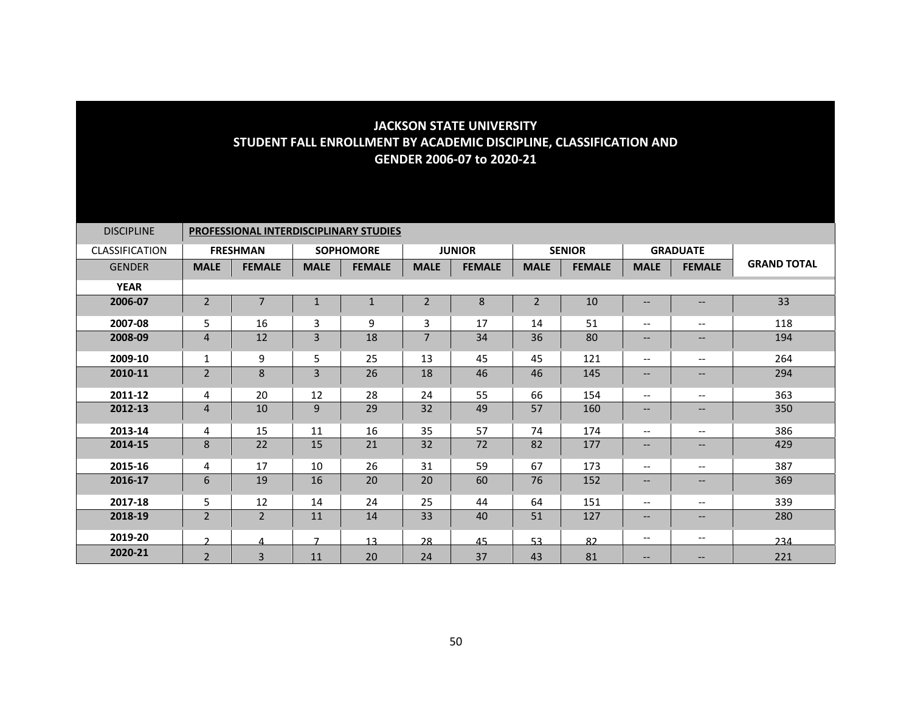# JACKSON STATE UNIVERSITY
## STUDENT FALL ENROLLMENT BY ACADEMIC DISCIPLINE, CLASSIFICATION AND GENDER 2006-07 to 2020-21

| DISCIPLINE | PROFESSIONAL INTERDISCIPLINARY STUDIES | | | | | | | | | | |
|---|---|---|---|---|---|---|---|---|---|---|---|
| CLASSIFICATION | FRESHMAN | | SOPHOMORE | | JUNIOR | | SENIOR | | GRADUATE | | GRAND TOTAL |
| GENDER | MALE | FEMALE | MALE | FEMALE | MALE | FEMALE | MALE | FEMALE | MALE | FEMALE | |
| **YEAR** | | | | | | | | | | | |
| **2006-07** | 2 | 7 | 1 | 1 | 2 | 8 | 2 | 10 | -- | -- | 33 |
| **2007-08** | 5 | 16 | 3 | 9 | 3 | 17 | 14 | 51 | -- | -- | 118 |
| **2008-09** | 4 | 12 | 3 | 18 | 7 | 34 | 36 | 80 | -- | -- | 194 |
| **2009-10** | 1 | 9 | 5 | 25 | 13 | 45 | 45 | 121 | -- | -- | 264 |
| **2010-11** | 2 | 8 | 3 | 26 | 18 | 46 | 46 | 145 | -- | -- | 294 |
| **2011-12** | 4 | 20 | 12 | 28 | 24 | 55 | 66 | 154 | -- | -- | 363 |
| **2012-13** | 4 | 10 | 9 | 29 | 32 | 49 | 57 | 160 | -- | -- | 350 |
| **2013-14** | 4 | 15 | 11 | 16 | 35 | 57 | 74 | 174 | -- | -- | 386 |
| **2014-15** | 8 | 22 | 15 | 21 | 32 | 72 | 82 | 177 | -- | -- | 429 |
| **2015-16** | 4 | 17 | 10 | 26 | 31 | 59 | 67 | 173 | -- | -- | 387 |
| **2016-17** | 6 | 19 | 16 | 20 | 20 | 60 | 76 | 152 | -- | -- | 369 |
| **2017-18** | 5 | 12 | 14 | 24 | 25 | 44 | 64 | 151 | -- | -- | 339 |
| **2018-19** | 2 | 2 | 11 | 14 | 33 | 40 | 51 | 127 | -- | -- | 280 |
| **2019-20** | 2 | 4 | 7 | 13 | 28 | 45 | 53 | 82 | -- | -- | 234 |
| **2020-21** | 2 | 3 | 11 | 20 | 24 | 37 | 43 | 81 | -- | -- | 221 |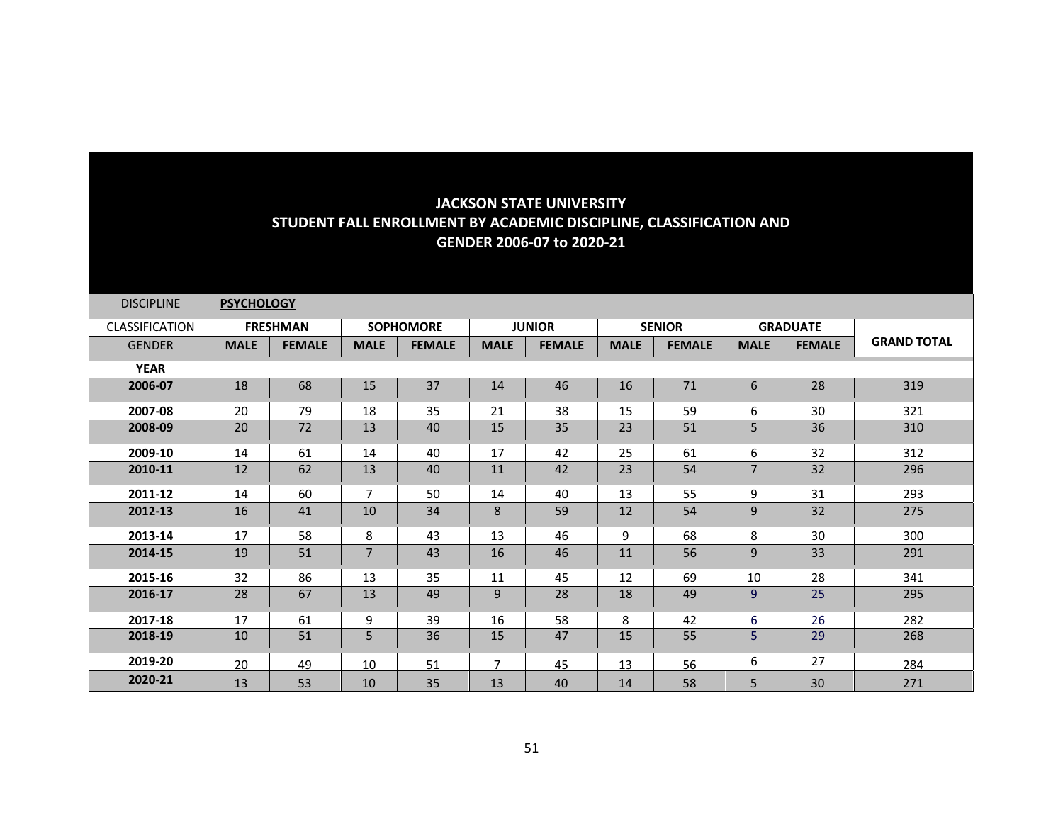# JACKSON STATE UNIVERSITY
## STUDENT FALL ENROLLMENT BY ACADEMIC DISCIPLINE, CLASSIFICATION AND GENDER 2006-07 to 2020-21

| DISCIPLINE | **PSYCHOLOGY** | | | | | | | | | | |
|---|---|---|---|---|---|---|---|---|---|---|---|
| CLASSIFICATION | **FRESHMAN** | | **SOPHOMORE** | | **JUNIOR** | | **SENIOR** | | **GRADUATE** | | **GRAND TOTAL** |
| GENDER | **MALE** | **FEMALE** | **MALE** | **FEMALE** | **MALE** | **FEMALE** | **MALE** | **FEMALE** | **MALE** | **FEMALE** | |
| **YEAR** | | | | | | | | | | | |
| **2006-07** | 18 | 68 | 15 | 37 | 14 | 46 | 16 | 71 | 6 | 28 | 319 |
| **2007-08** | 20 | 79 | 18 | 35 | 21 | 38 | 15 | 59 | 6 | 30 | 321 |
| **2008-09** | 20 | 72 | 13 | 40 | 15 | 35 | 23 | 51 | 5 | 36 | 310 |
| **2009-10** | 14 | 61 | 14 | 40 | 17 | 42 | 25 | 61 | 6 | 32 | 312 |
| **2010-11** | 12 | 62 | 13 | 40 | 11 | 42 | 23 | 54 | 7 | 32 | 296 |
| **2011-12** | 14 | 60 | 7 | 50 | 14 | 40 | 13 | 55 | 9 | 31 | 293 |
| **2012-13** | 16 | 41 | 10 | 34 | 8 | 59 | 12 | 54 | 9 | 32 | 275 |
| **2013-14** | 17 | 58 | 8 | 43 | 13 | 46 | 9 | 68 | 8 | 30 | 300 |
| **2014-15** | 19 | 51 | 7 | 43 | 16 | 46 | 11 | 56 | 9 | 33 | 291 |
| **2015-16** | 32 | 86 | 13 | 35 | 11 | 45 | 12 | 69 | 10 | 28 | 341 |
| **2016-17** | 28 | 67 | 13 | 49 | 9 | 28 | 18 | 49 | 9 | 25 | 295 |
| **2017-18** | 17 | 61 | 9 | 39 | 16 | 58 | 8 | 42 | 6 | 26 | 282 |
| **2018-19** | 10 | 51 | 5 | 36 | 15 | 47 | 15 | 55 | 5 | 29 | 268 |
| **2019-20** | 20 | 49 | 10 | 51 | 7 | 45 | 13 | 56 | 6 | 27 | 284 |
| **2020-21** | 13 | 53 | 10 | 35 | 13 | 40 | 14 | 58 | 5 | 30 | 271 |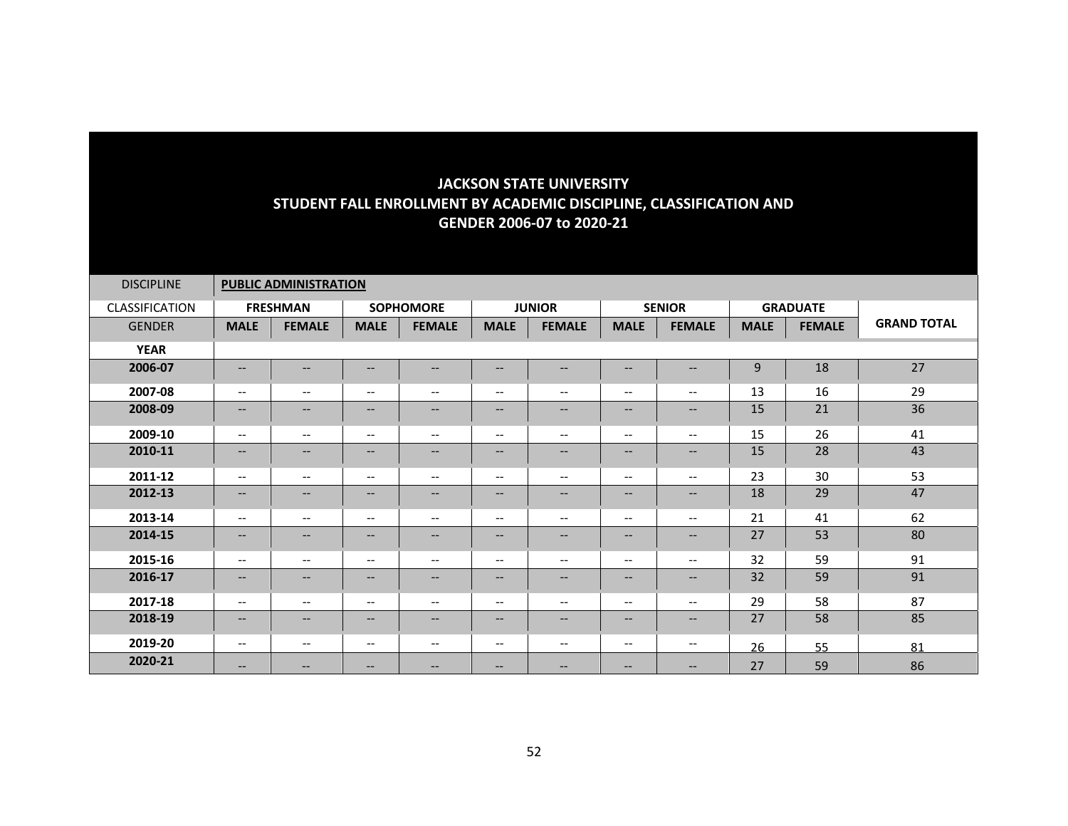# JACKSON STATE UNIVERSITY
## STUDENT FALL ENROLLMENT BY ACADEMIC DISCIPLINE, CLASSIFICATION AND GENDER 2006-07 to 2020-21

| DISCIPLINE | **PUBLIC ADMINISTRATION** | | | | | | | | | | |
|---|---|---|---|---|---|---|---|---|---|---|---|
| CLASSIFICATION | **FRESHMAN** | | **SOPHOMORE** | | **JUNIOR** | | **SENIOR** | | **GRADUATE** | | |
| GENDER | **MALE** | **FEMALE** | **MALE** | **FEMALE** | **MALE** | **FEMALE** | **MALE** | **FEMALE** | **MALE** | **FEMALE** | **GRAND TOTAL** |
| **YEAR** | | | | | | | | | | | |
| **2006-07** | -- | -- | -- | -- | -- | -- | -- | -- | 9 | 18 | 27 |
| **2007-08** | -- | -- | -- | -- | -- | -- | -- | -- | 13 | 16 | 29 |
| **2008-09** | -- | -- | -- | -- | -- | -- | -- | -- | 15 | 21 | 36 |
| **2009-10** | -- | -- | -- | -- | -- | -- | -- | -- | 15 | 26 | 41 |
| **2010-11** | -- | -- | -- | -- | -- | -- | -- | -- | 15 | 28 | 43 |
| **2011-12** | -- | -- | -- | -- | -- | -- | -- | -- | 23 | 30 | 53 |
| **2012-13** | -- | -- | -- | -- | -- | -- | -- | -- | 18 | 29 | 47 |
| **2013-14** | -- | -- | -- | -- | -- | -- | -- | -- | 21 | 41 | 62 |
| **2014-15** | -- | -- | -- | -- | -- | -- | -- | -- | 27 | 53 | 80 |
| **2015-16** | -- | -- | -- | -- | -- | -- | -- | -- | 32 | 59 | 91 |
| **2016-17** | -- | -- | -- | -- | -- | -- | -- | -- | 32 | 59 | 91 |
| **2017-18** | -- | -- | -- | -- | -- | -- | -- | -- | 29 | 58 | 87 |
| **2018-19** | -- | -- | -- | -- | -- | -- | -- | -- | 27 | 58 | 85 |
| **2019-20** | -- | -- | -- | -- | -- | -- | -- | -- | 26 | 55 | 81 |
| **2020-21** | -- | -- | -- | -- | -- | -- | -- | -- | 27 | 59 | 86 |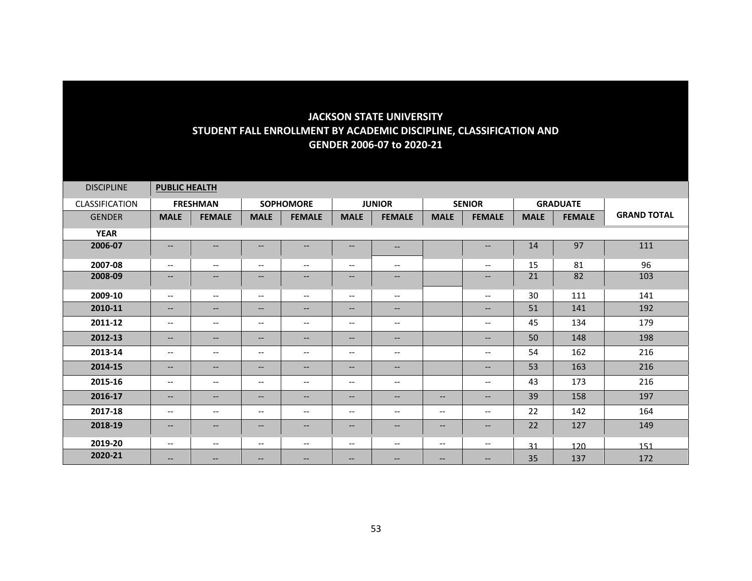# JACKSON STATE UNIVERSITY
## STUDENT FALL ENROLLMENT BY ACADEMIC DISCIPLINE, CLASSIFICATION AND GENDER 2006-07 to 2020-21

| DISCIPLINE | **PUBLIC HEALTH** | | | | | | | | | | |
|---|---|---|---|---|---|---|---|---|---|---|---|
| CLASSIFICATION | FRESHMAN | | SOPHOMORE | | JUNIOR | | SENIOR | | GRADUATE | | |
| GENDER | MALE | FEMALE | MALE | FEMALE | MALE | FEMALE | MALE | FEMALE | MALE | FEMALE | GRAND TOTAL |
| **YEAR** | | | | | | | | | | | |
| **2006-07** | -- | -- | -- | -- | -- | -- | | -- | 14 | 97 | 111 |
| **2007-08** | -- | -- | -- | -- | -- | -- | | -- | 15 | 81 | 96 |
| **2008-09** | -- | -- | -- | -- | -- | -- | | -- | 21 | 82 | 103 |
| **2009-10** | -- | -- | -- | -- | -- | -- | | -- | 30 | 111 | 141 |
| **2010-11** | -- | -- | -- | -- | -- | -- | | -- | 51 | 141 | 192 |
| **2011-12** | -- | -- | -- | -- | -- | -- | | -- | 45 | 134 | 179 |
| **2012-13** | -- | -- | -- | -- | -- | -- | | -- | 50 | 148 | 198 |
| **2013-14** | -- | -- | -- | -- | -- | -- | | -- | 54 | 162 | 216 |
| **2014-15** | -- | -- | -- | -- | -- | -- | | -- | 53 | 163 | 216 |
| **2015-16** | -- | -- | -- | -- | -- | -- | | -- | 43 | 173 | 216 |
| **2016-17** | -- | -- | -- | -- | -- | -- | -- | -- | 39 | 158 | 197 |
| **2017-18** | -- | -- | -- | -- | -- | -- | -- | -- | 22 | 142 | 164 |
| **2018-19** | -- | -- | -- | -- | -- | -- | -- | -- | 22 | 127 | 149 |
| **2019-20** | -- | -- | -- | -- | -- | -- | -- | -- | 31 | 120 | 151 |
| **2020-21** | -- | -- | -- | -- | -- | -- | -- | -- | 35 | 137 | 172 |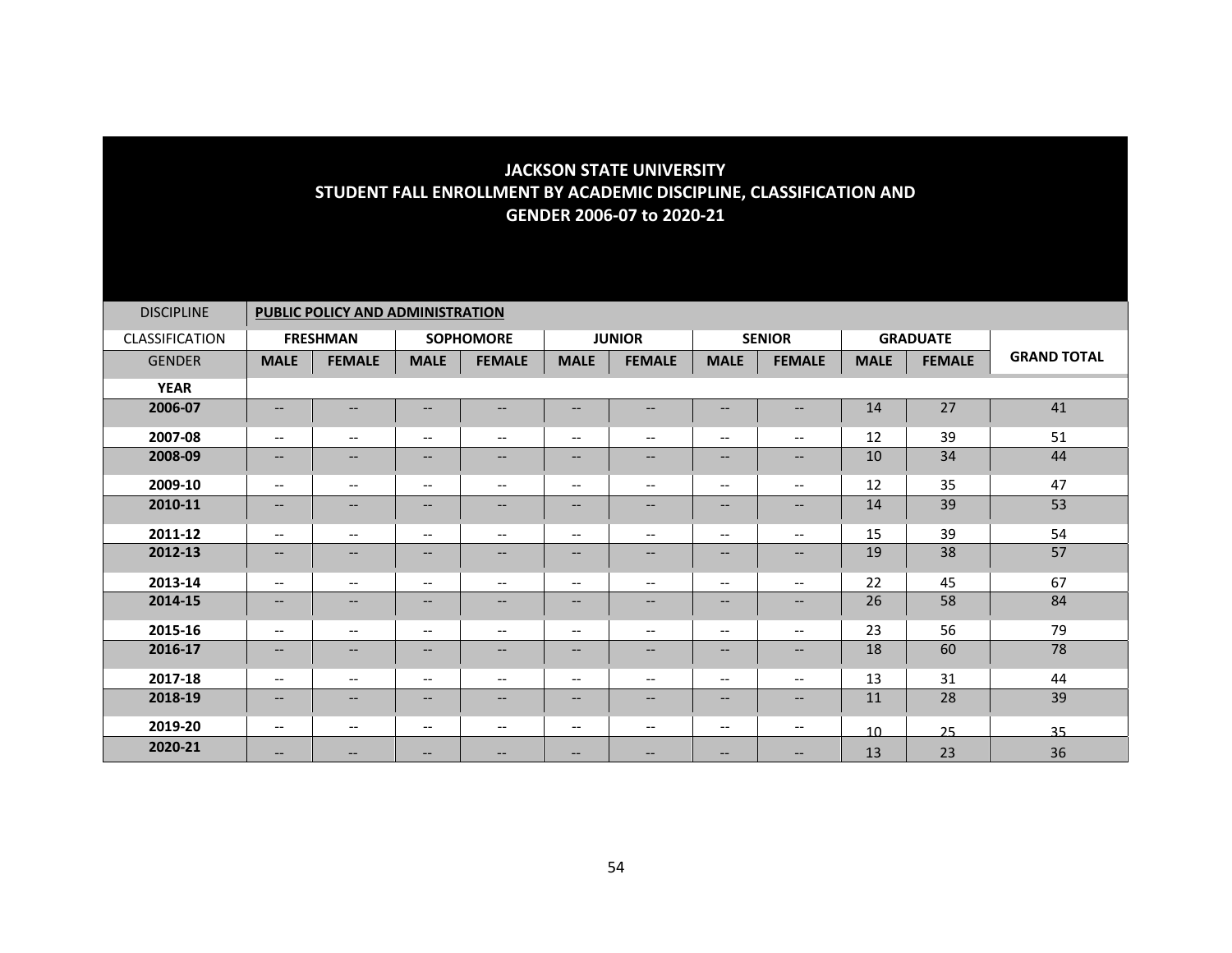# JACKSON STATE UNIVERSITY
## STUDENT FALL ENROLLMENT BY ACADEMIC DISCIPLINE, CLASSIFICATION AND GENDER 2006-07 to 2020-21

| DISCIPLINE | PUBLIC POLICY AND ADMINISTRATION | | | | | | | | | | |
|---|---|---|---|---|---|---|---|---|---|---|---|
| CLASSIFICATION | FRESHMAN | | SOPHOMORE | | JUNIOR | | SENIOR | | GRADUATE | | GRAND TOTAL |
| GENDER | MALE | FEMALE | MALE | FEMALE | MALE | FEMALE | MALE | FEMALE | MALE | FEMALE | |
| **YEAR** | | | | | | | | | | | |
| **2006-07** | -- | -- | -- | -- | -- | -- | -- | -- | 14 | 27 | 41 |
| **2007-08** | -- | -- | -- | -- | -- | -- | -- | -- | 12 | 39 | 51 |
| **2008-09** | -- | -- | -- | -- | -- | -- | -- | -- | 10 | 34 | 44 |
| **2009-10** | -- | -- | -- | -- | -- | -- | -- | -- | 12 | 35 | 47 |
| **2010-11** | -- | -- | -- | -- | -- | -- | -- | -- | 14 | 39 | 53 |
| **2011-12** | -- | -- | -- | -- | -- | -- | -- | -- | 15 | 39 | 54 |
| **2012-13** | -- | -- | -- | -- | -- | -- | -- | -- | 19 | 38 | 57 |
| **2013-14** | -- | -- | -- | -- | -- | -- | -- | -- | 22 | 45 | 67 |
| **2014-15** | -- | -- | -- | -- | -- | -- | -- | -- | 26 | 58 | 84 |
| **2015-16** | -- | -- | -- | -- | -- | -- | -- | -- | 23 | 56 | 79 |
| **2016-17** | -- | -- | -- | -- | -- | -- | -- | -- | 18 | 60 | 78 |
| **2017-18** | -- | -- | -- | -- | -- | -- | -- | -- | 13 | 31 | 44 |
| **2018-19** | -- | -- | -- | -- | -- | -- | -- | -- | 11 | 28 | 39 |
| **2019-20** | -- | -- | -- | -- | -- | -- | -- | -- | 10 | 25 | 35 |
| **2020-21** | -- | -- | -- | -- | -- | -- | -- | -- | 13 | 23 | 36 |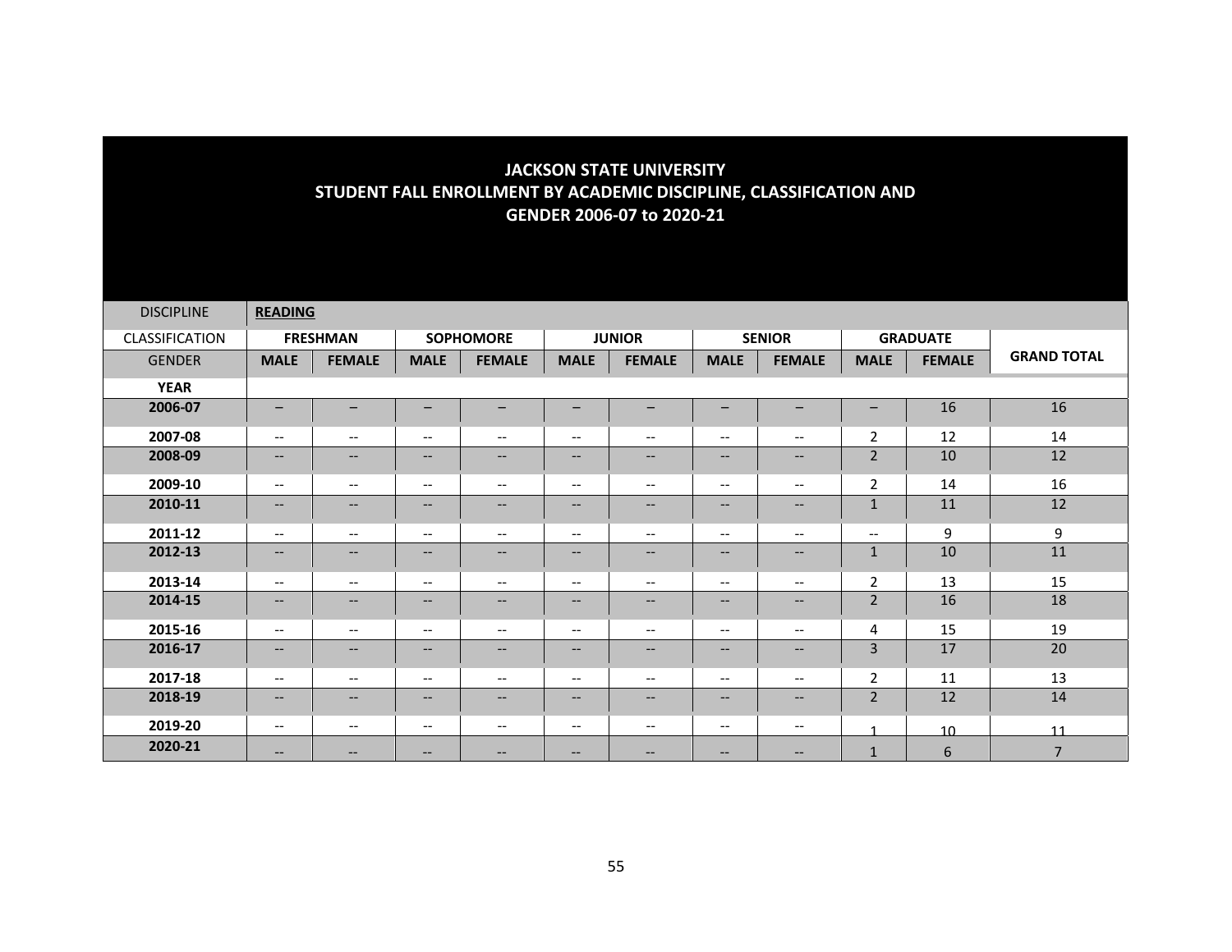# JACKSON STATE UNIVERSITY
## STUDENT FALL ENROLLMENT BY ACADEMIC DISCIPLINE, CLASSIFICATION AND GENDER 2006-07 to 2020-21

| DISCIPLINE | **READING** | | | | | | | | | | |
|---|---|---|---|---|---|---|---|---|---|---|---|
| CLASSIFICATION | **FRESHMAN** | | **SOPHOMORE** | | **JUNIOR** | | **SENIOR** | | **GRADUATE** | | |
| GENDER | **MALE** | **FEMALE** | **MALE** | **FEMALE** | **MALE** | **FEMALE** | **MALE** | **FEMALE** | **MALE** | **FEMALE** | **GRAND TOTAL** |
| **YEAR** | | | | | | | | | | | |
| **2006-07** | – | – | – | – | – | – | – | – | – | 16 | 16 |
| **2007-08** | -- | -- | -- | -- | -- | -- | -- | -- | 2 | 12 | 14 |
| **2008-09** | -- | -- | -- | -- | -- | -- | -- | -- | 2 | 10 | 12 |
| **2009-10** | -- | -- | -- | -- | -- | -- | -- | -- | 2 | 14 | 16 |
| **2010-11** | -- | -- | -- | -- | -- | -- | -- | -- | 1 | 11 | 12 |
| **2011-12** | -- | -- | -- | -- | -- | -- | -- | -- | -- | 9 | 9 |
| **2012-13** | -- | -- | -- | -- | -- | -- | -- | -- | 1 | 10 | 11 |
| **2013-14** | -- | -- | -- | -- | -- | -- | -- | -- | 2 | 13 | 15 |
| **2014-15** | -- | -- | -- | -- | -- | -- | -- | -- | 2 | 16 | 18 |
| **2015-16** | -- | -- | -- | -- | -- | -- | -- | -- | 4 | 15 | 19 |
| **2016-17** | -- | -- | -- | -- | -- | -- | -- | -- | 3 | 17 | 20 |
| **2017-18** | -- | -- | -- | -- | -- | -- | -- | -- | 2 | 11 | 13 |
| **2018-19** | -- | -- | -- | -- | -- | -- | -- | -- | 2 | 12 | 14 |
| **2019-20** | -- | -- | -- | -- | -- | -- | -- | -- | 1 | 10 | 11 |
| **2020-21** | -- | -- | -- | -- | -- | -- | -- | -- | 1 | 6 | 7 |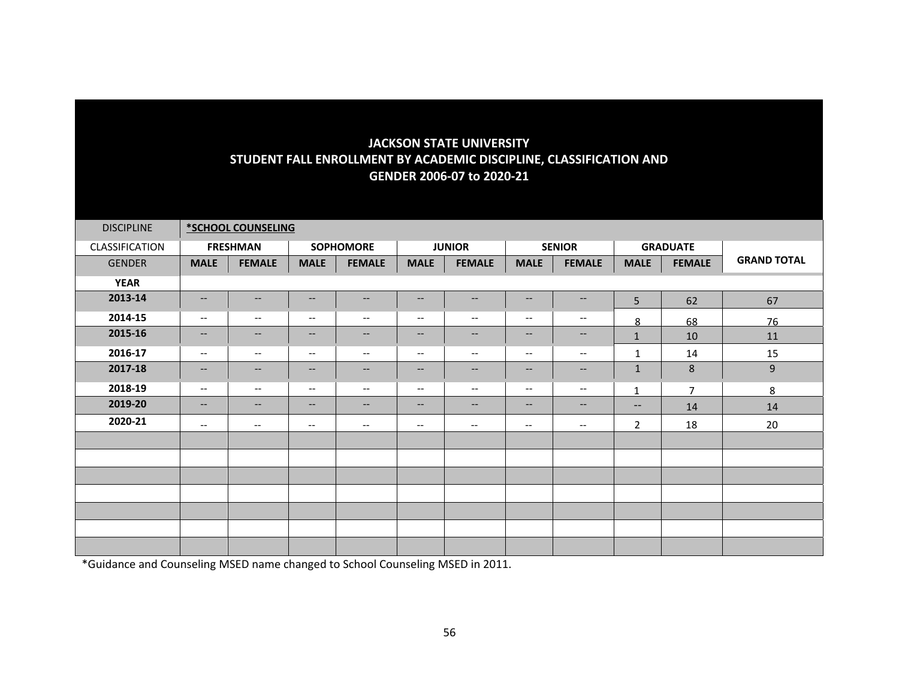# JACKSON STATE UNIVERSITY
## STUDENT FALL ENROLLMENT BY ACADEMIC DISCIPLINE, CLASSIFICATION AND GENDER 2006-07 to 2020-21

| DISCIPLINE | *SCHOOL COUNSELING | | | | | | | | | | |
|---|---|---|---|---|---|---|---|---|---|---|---|
| CLASSIFICATION | FRESHMAN | | SOPHOMORE | | JUNIOR | | SENIOR | | GRADUATE | | GRAND TOTAL |
| GENDER | MALE | FEMALE | MALE | FEMALE | MALE | FEMALE | MALE | FEMALE | MALE | FEMALE | |
| YEAR | | | | | | | | | | | |
| 2013-14 | -- | -- | -- | -- | -- | -- | -- | -- | 5 | 62 | 67 |
| 2014-15 | -- | -- | -- | -- | -- | -- | -- | -- | 8 | 68 | 76 |
| 2015-16 | -- | -- | -- | -- | -- | -- | -- | -- | 1 | 10 | 11 |
| 2016-17 | -- | -- | -- | -- | -- | -- | -- | -- | 1 | 14 | 15 |
| 2017-18 | -- | -- | -- | -- | -- | -- | -- | -- | 1 | 8 | 9 |
| 2018-19 | -- | -- | -- | -- | -- | -- | -- | -- | 1 | 7 | 8 |
| 2019-20 | -- | -- | -- | -- | -- | -- | -- | -- | -- | 14 | 14 |
| 2020-21 | -- | -- | -- | -- | -- | -- | -- | -- | 2 | 18 | 20 |

*Guidance and Counseling MSED name changed to School Counseling MSED in 2011.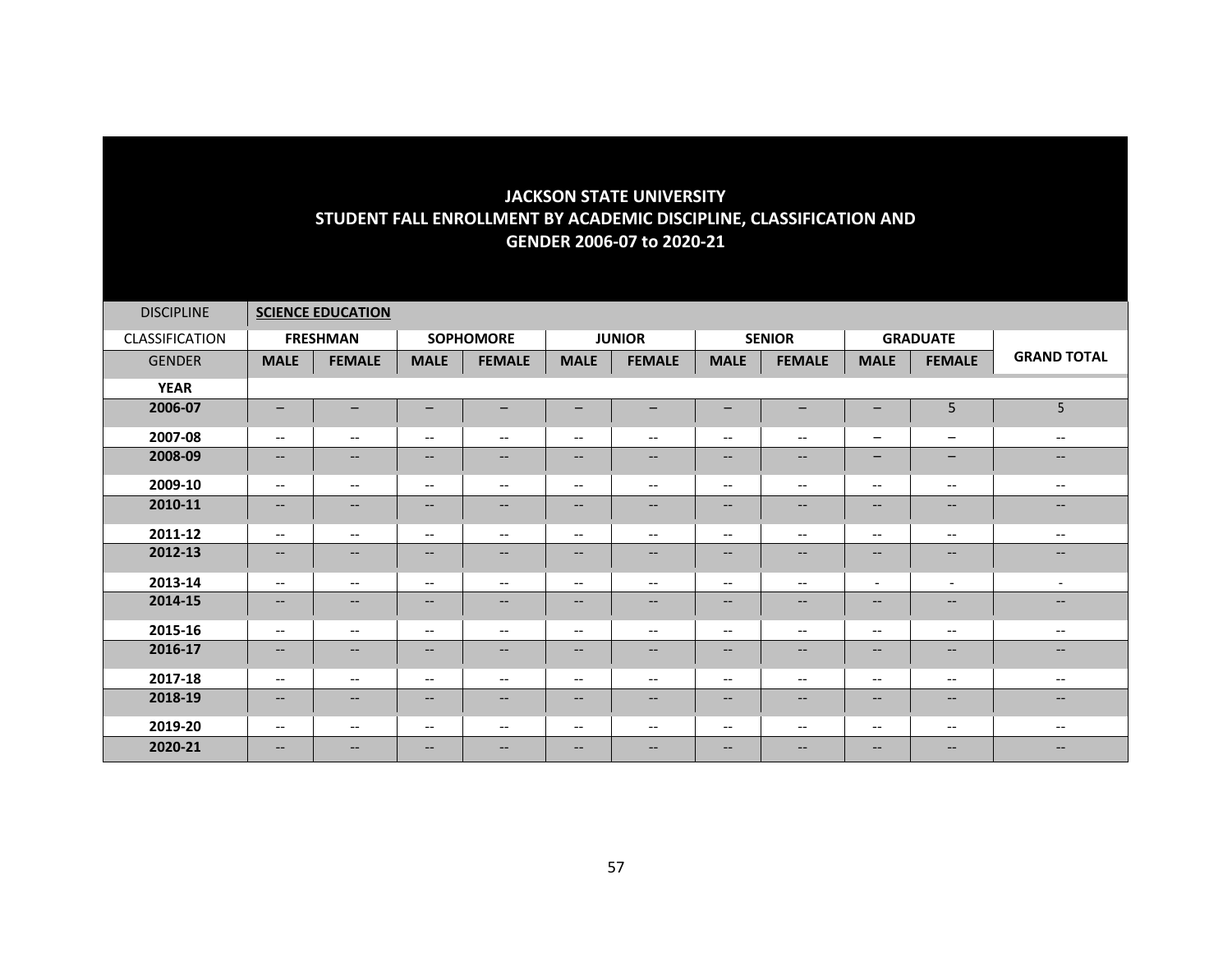# JACKSON STATE UNIVERSITY
## STUDENT FALL ENROLLMENT BY ACADEMIC DISCIPLINE, CLASSIFICATION AND GENDER 2006-07 to 2020-21

| DISCIPLINE | **SCIENCE EDUCATION** | | | | | | | | | | |
|---|---|---|---|---|---|---|---|---|---|---|---|
| CLASSIFICATION | **FRESHMAN** | | **SOPHOMORE** | | **JUNIOR** | | **SENIOR** | | **GRADUATE** | | **GRAND TOTAL** |
| GENDER | **MALE** | **FEMALE** | **MALE** | **FEMALE** | **MALE** | **FEMALE** | **MALE** | **FEMALE** | **MALE** | **FEMALE** | |
| **YEAR** | | | | | | | | | | | |
| **2006-07** | – | – | – | – | – | – | – | – | – | 5 | 5 |
| **2007-08** | -- | -- | -- | -- | -- | -- | -- | -- | – | – | -- |
| **2008-09** | -- | -- | -- | -- | -- | -- | -- | -- | – | – | -- |
| **2009-10** | -- | -- | -- | -- | -- | -- | -- | -- | -- | -- | -- |
| **2010-11** | -- | -- | -- | -- | -- | -- | -- | -- | -- | -- | -- |
| **2011-12** | -- | -- | -- | -- | -- | -- | -- | -- | -- | -- | -- |
| **2012-13** | -- | -- | -- | -- | -- | -- | -- | -- | -- | -- | -- |
| **2013-14** | -- | -- | -- | -- | -- | -- | -- | -- | - | - | - |
| **2014-15** | -- | -- | -- | -- | -- | -- | -- | -- | -- | -- | -- |
| **2015-16** | -- | -- | -- | -- | -- | -- | -- | -- | -- | -- | -- |
| **2016-17** | -- | -- | -- | -- | -- | -- | -- | -- | -- | -- | -- |
| **2017-18** | -- | -- | -- | -- | -- | -- | -- | -- | -- | -- | -- |
| **2018-19** | -- | -- | -- | -- | -- | -- | -- | -- | -- | -- | -- |
| **2019-20** | -- | -- | -- | -- | -- | -- | -- | -- | -- | -- | -- |
| **2020-21** | -- | -- | -- | -- | -- | -- | -- | -- | -- | -- | -- |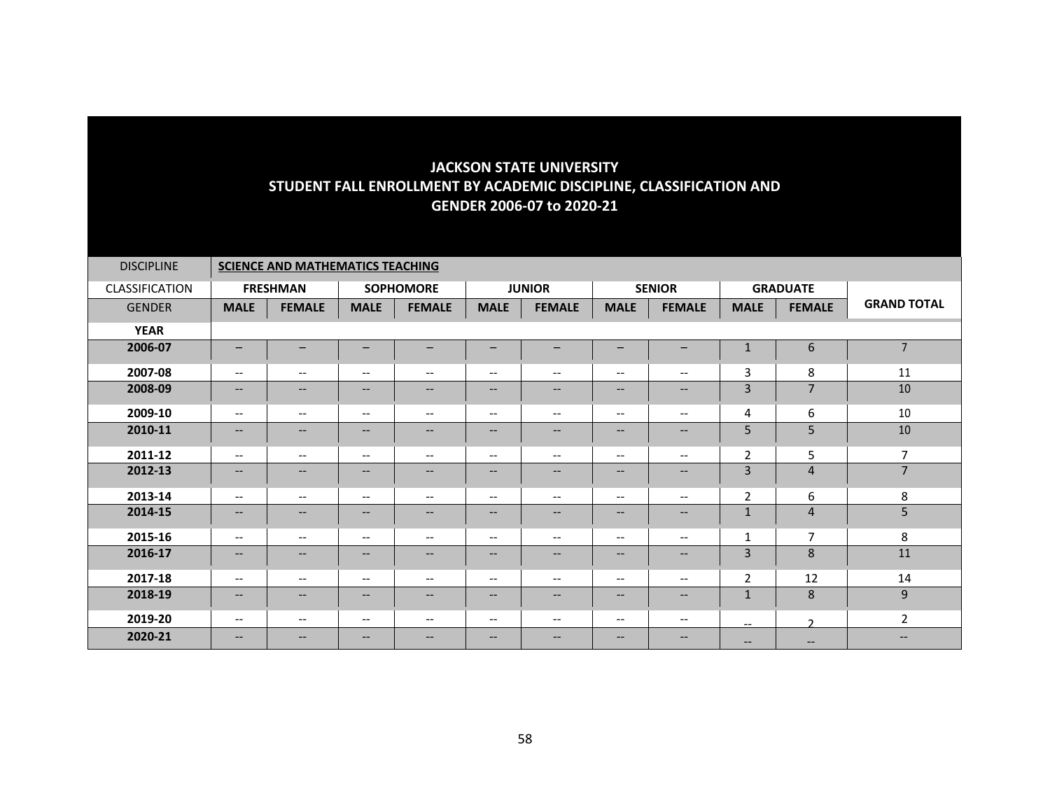## JACKSON STATE UNIVERSITY
## STUDENT FALL ENROLLMENT BY ACADEMIC DISCIPLINE, CLASSIFICATION AND GENDER 2006-07 to 2020-21

| DISCIPLINE | SCIENCE AND MATHEMATICS TEACHING | | | | | | | | | | |
|---|---|---|---|---|---|---|---|---|---|---|---|
| CLASSIFICATION | FRESHMAN | | SOPHOMORE | | JUNIOR | | SENIOR | | GRADUATE | | GRAND TOTAL |
| GENDER | MALE | FEMALE | MALE | FEMALE | MALE | FEMALE | MALE | FEMALE | MALE | FEMALE | |
| YEAR | | | | | | | | | | | |
| 2006-07 | – | – | – | – | – | – | – | – | 1 | 6 | 7 |
| 2007-08 | -- | -- | -- | -- | -- | -- | -- | -- | 3 | 8 | 11 |
| 2008-09 | -- | -- | -- | -- | -- | -- | -- | -- | 3 | 7 | 10 |
| 2009-10 | -- | -- | -- | -- | -- | -- | -- | -- | 4 | 6 | 10 |
| 2010-11 | -- | -- | -- | -- | -- | -- | -- | -- | 5 | 5 | 10 |
| 2011-12 | -- | -- | -- | -- | -- | -- | -- | -- | 2 | 5 | 7 |
| 2012-13 | -- | -- | -- | -- | -- | -- | -- | -- | 3 | 4 | 7 |
| 2013-14 | -- | -- | -- | -- | -- | -- | -- | -- | 2 | 6 | 8 |
| 2014-15 | -- | -- | -- | -- | -- | -- | -- | -- | 1 | 4 | 5 |
| 2015-16 | -- | -- | -- | -- | -- | -- | -- | -- | 1 | 7 | 8 |
| 2016-17 | -- | -- | -- | -- | -- | -- | -- | -- | 3 | 8 | 11 |
| 2017-18 | -- | -- | -- | -- | -- | -- | -- | -- | 2 | 12 | 14 |
| 2018-19 | -- | -- | -- | -- | -- | -- | -- | -- | 1 | 8 | 9 |
| 2019-20 | -- | -- | -- | -- | -- | -- | -- | -- | -- | 2 | 2 |
| 2020-21 | -- | -- | -- | -- | -- | -- | -- | -- | -- | -- | -- |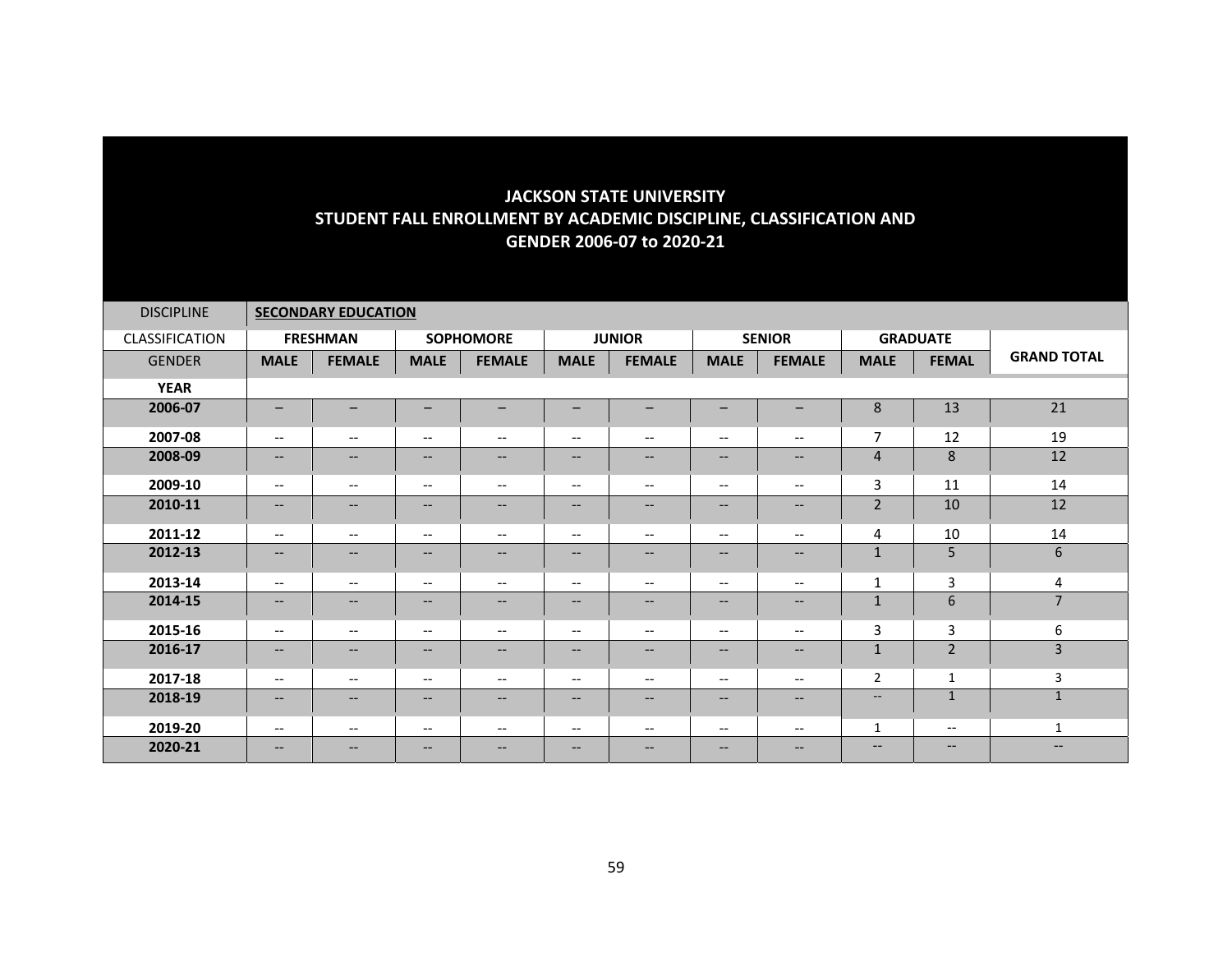# JACKSON STATE UNIVERSITY
## STUDENT FALL ENROLLMENT BY ACADEMIC DISCIPLINE, CLASSIFICATION AND GENDER 2006-07 to 2020-21

| DISCIPLINE | **SECONDARY EDUCATION** | | | | | | | | | | |
|---|---|---|---|---|---|---|---|---|---|---|---|
| CLASSIFICATION | **FRESHMAN** | | **SOPHOMORE** | | **JUNIOR** | | **SENIOR** | | **GRADUATE** | | **GRAND TOTAL** |
| GENDER | **MALE** | **FEMALE** | **MALE** | **FEMALE** | **MALE** | **FEMALE** | **MALE** | **FEMALE** | **MALE** | **FEMAL** | |
| **YEAR** | | | | | | | | | | | |
| **2006-07** | – | – | – | – | – | – | – | – | 8 | 13 | 21 |
| **2007-08** | -- | -- | -- | -- | -- | -- | -- | -- | 7 | 12 | 19 |
| **2008-09** | -- | -- | -- | -- | -- | -- | -- | -- | 4 | 8 | 12 |
| **2009-10** | -- | -- | -- | -- | -- | -- | -- | -- | 3 | 11 | 14 |
| **2010-11** | -- | -- | -- | -- | -- | -- | -- | -- | 2 | 10 | 12 |
| **2011-12** | -- | -- | -- | -- | -- | -- | -- | -- | 4 | 10 | 14 |
| **2012-13** | -- | -- | -- | -- | -- | -- | -- | -- | 1 | 5 | 6 |
| **2013-14** | -- | -- | -- | -- | -- | -- | -- | -- | 1 | 3 | 4 |
| **2014-15** | -- | -- | -- | -- | -- | -- | -- | -- | 1 | 6 | 7 |
| **2015-16** | -- | -- | -- | -- | -- | -- | -- | -- | 3 | 3 | 6 |
| **2016-17** | -- | -- | -- | -- | -- | -- | -- | -- | 1 | 2 | 3 |
| **2017-18** | -- | -- | -- | -- | -- | -- | -- | -- | 2 | 1 | 3 |
| **2018-19** | -- | -- | -- | -- | -- | -- | -- | -- | -- | 1 | 1 |
| **2019-20** | -- | -- | -- | -- | -- | -- | -- | -- | 1 | -- | 1 |
| **2020-21** | -- | -- | -- | -- | -- | -- | -- | -- | -- | -- | -- |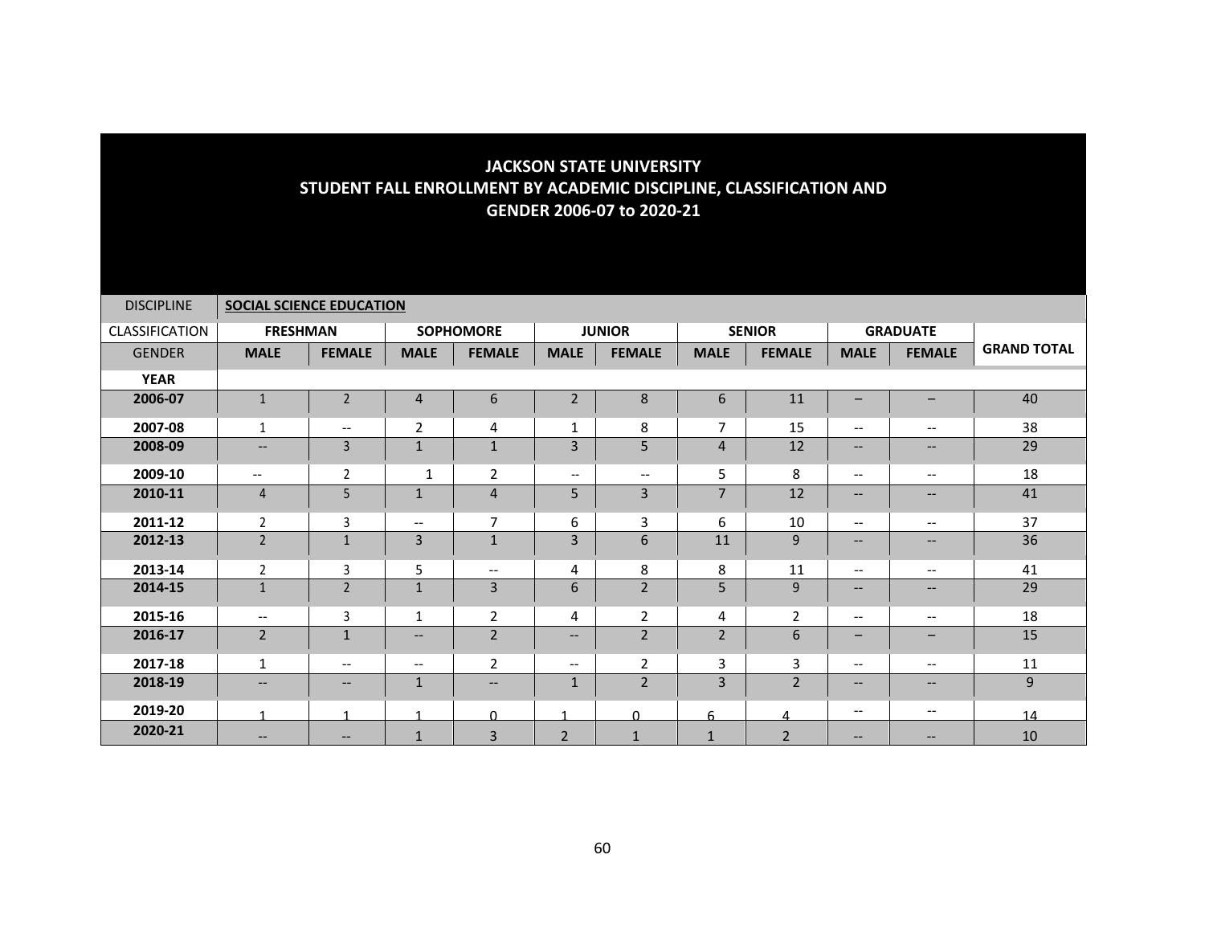# JACKSON STATE UNIVERSITY
## STUDENT FALL ENROLLMENT BY ACADEMIC DISCIPLINE, CLASSIFICATION AND GENDER 2006-07 to 2020-21

| DISCIPLINE | **SOCIAL SCIENCE EDUCATION** | | | | | | | | | | |
|---|---|---|---|---|---|---|---|---|---|---|---|
| CLASSIFICATION | **FRESHMAN** | | **SOPHOMORE** | | **JUNIOR** | | **SENIOR** | | **GRADUATE** | | |
| GENDER | **MALE** | **FEMALE** | **MALE** | **FEMALE** | **MALE** | **FEMALE** | **MALE** | **FEMALE** | **MALE** | **FEMALE** | **GRAND TOTAL** |
| **YEAR** | | | | | | | | | | | |
| **2006-07** | 1 | 2 | 4 | 6 | 2 | 8 | 6 | 11 | – | – | 40 |
| **2007-08** | 1 | -- | 2 | 4 | 1 | 8 | 7 | 15 | -- | -- | 38 |
| **2008-09** | -- | 3 | 1 | 1 | 3 | 5 | 4 | 12 | -- | -- | 29 |
| **2009-10** | -- | 2 | 1 | 2 | -- | -- | 5 | 8 | -- | -- | 18 |
| **2010-11** | 4 | 5 | 1 | 4 | 5 | 3 | 7 | 12 | -- | -- | 41 |
| **2011-12** | 2 | 3 | -- | 7 | 6 | 3 | 6 | 10 | -- | -- | 37 |
| **2012-13** | 2 | 1 | 3 | 1 | 3 | 6 | 11 | 9 | -- | -- | 36 |
| **2013-14** | 2 | 3 | 5 | -- | 4 | 8 | 8 | 11 | -- | -- | 41 |
| **2014-15** | 1 | 2 | 1 | 3 | 6 | 2 | 5 | 9 | -- | -- | 29 |
| **2015-16** | -- | 3 | 1 | 2 | 4 | 2 | 4 | 2 | -- | -- | 18 |
| **2016-17** | 2 | 1 | -- | 2 | -- | 2 | 2 | 6 | – | – | 15 |
| **2017-18** | 1 | -- | -- | 2 | -- | 2 | 3 | 3 | -- | -- | 11 |
| **2018-19** | -- | -- | 1 | -- | 1 | 2 | 3 | 2 | -- | -- | 9 |
| **2019-20** | 1 | 1 | 1 | 0 | 1 | 0 | 6 | 4 | -- | -- | 14 |
| **2020-21** | -- | -- | 1 | 3 | 2 | 1 | 1 | 2 | -- | -- | 10 |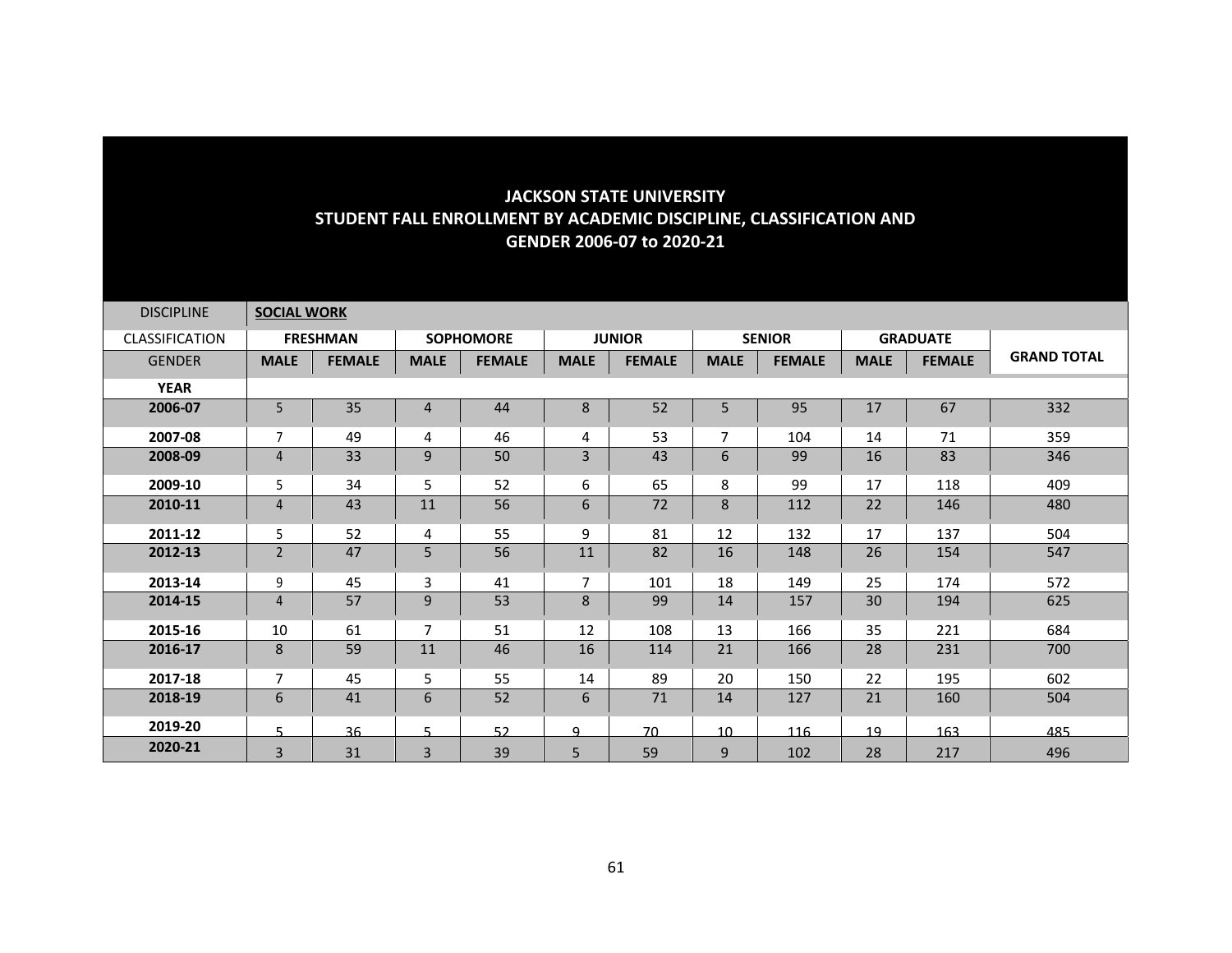# JACKSON STATE UNIVERSITY
## STUDENT FALL ENROLLMENT BY ACADEMIC DISCIPLINE, CLASSIFICATION AND GENDER 2006-07 to 2020-21

| DISCIPLINE | SOCIAL WORK | | | | | | | | | | |
|---|---|---|---|---|---|---|---|---|---|---|---|
| CLASSIFICATION | FRESHMAN | | SOPHOMORE | | JUNIOR | | SENIOR | | GRADUATE | | |
| GENDER | MALE | FEMALE | MALE | FEMALE | MALE | FEMALE | MALE | FEMALE | MALE | FEMALE | GRAND TOTAL |
| YEAR | | | | | | | | | | | |
| 2006-07 | 5 | 35 | 4 | 44 | 8 | 52 | 5 | 95 | 17 | 67 | 332 |
| 2007-08 | 7 | 49 | 4 | 46 | 4 | 53 | 7 | 104 | 14 | 71 | 359 |
| 2008-09 | 4 | 33 | 9 | 50 | 3 | 43 | 6 | 99 | 16 | 83 | 346 |
| 2009-10 | 5 | 34 | 5 | 52 | 6 | 65 | 8 | 99 | 17 | 118 | 409 |
| 2010-11 | 4 | 43 | 11 | 56 | 6 | 72 | 8 | 112 | 22 | 146 | 480 |
| 2011-12 | 5 | 52 | 4 | 55 | 9 | 81 | 12 | 132 | 17 | 137 | 504 |
| 2012-13 | 2 | 47 | 5 | 56 | 11 | 82 | 16 | 148 | 26 | 154 | 547 |
| 2013-14 | 9 | 45 | 3 | 41 | 7 | 101 | 18 | 149 | 25 | 174 | 572 |
| 2014-15 | 4 | 57 | 9 | 53 | 8 | 99 | 14 | 157 | 30 | 194 | 625 |
| 2015-16 | 10 | 61 | 7 | 51 | 12 | 108 | 13 | 166 | 35 | 221 | 684 |
| 2016-17 | 8 | 59 | 11 | 46 | 16 | 114 | 21 | 166 | 28 | 231 | 700 |
| 2017-18 | 7 | 45 | 5 | 55 | 14 | 89 | 20 | 150 | 22 | 195 | 602 |
| 2018-19 | 6 | 41 | 6 | 52 | 6 | 71 | 14 | 127 | 21 | 160 | 504 |
| 2019-20 | 5 | 36 | 5 | 52 | 9 | 70 | 10 | 116 | 19 | 163 | 485 |
| 2020-21 | 3 | 31 | 3 | 39 | 5 | 59 | 9 | 102 | 28 | 217 | 496 |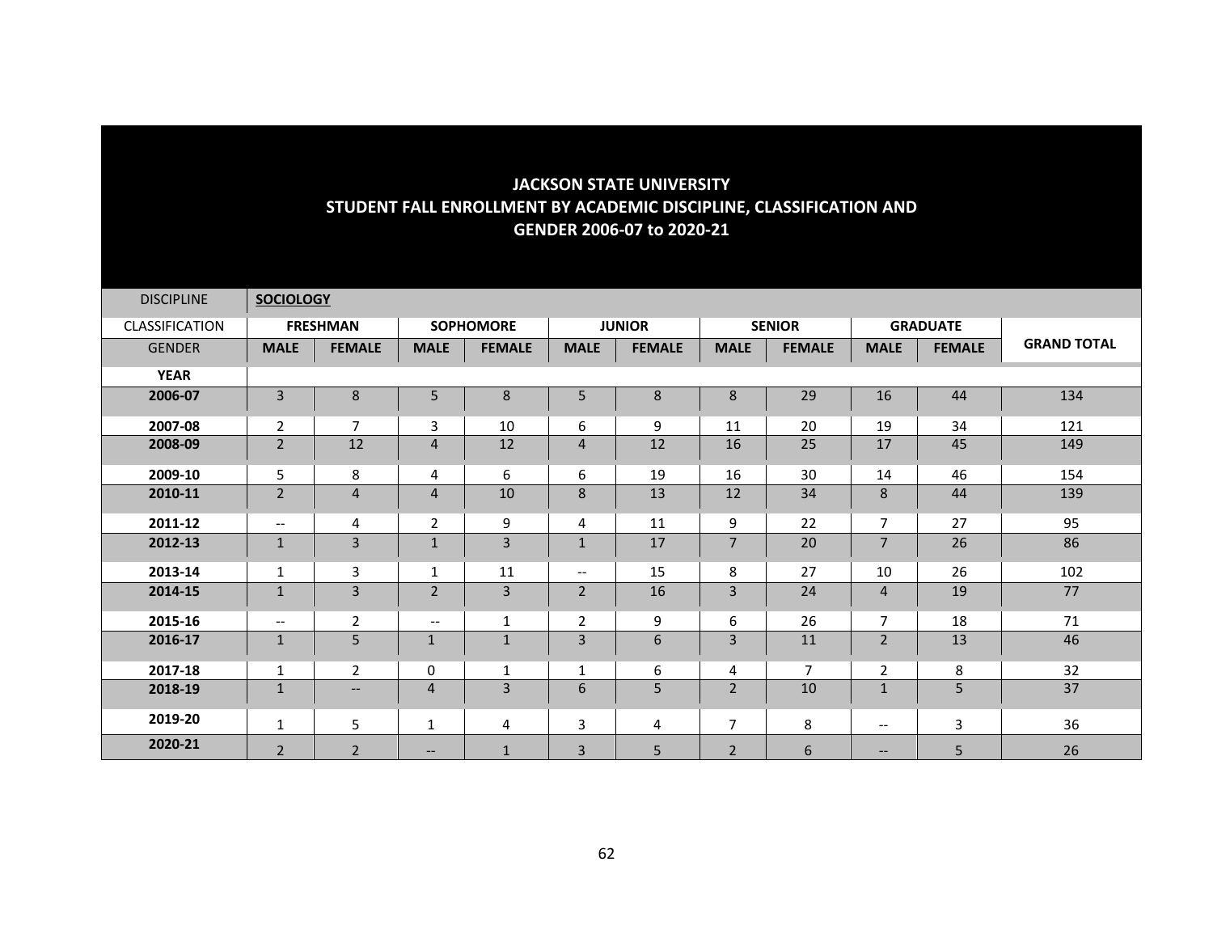**JACKSON STATE UNIVERSITY**
**STUDENT FALL ENROLLMENT BY ACADEMIC DISCIPLINE, CLASSIFICATION AND GENDER 2006-07 to 2020-21**

| DISCIPLINE | **SOCIOLOGY** | | | | | | | | | | |
|---|---|---|---|---|---|---|---|---|---|---|---|
| CLASSIFICATION | **FRESHMAN** | | **SOPHOMORE** | | **JUNIOR** | | **SENIOR** | | **GRADUATE** | | **GRAND TOTAL** |
| GENDER | **MALE** | **FEMALE** | **MALE** | **FEMALE** | **MALE** | **FEMALE** | **MALE** | **FEMALE** | **MALE** | **FEMALE** | |
| **YEAR** | | | | | | | | | | | |
| **2006-07** | 3 | 8 | 5 | 8 | 5 | 8 | 8 | 29 | 16 | 44 | 134 |
| **2007-08** | 2 | 7 | 3 | 10 | 6 | 9 | 11 | 20 | 19 | 34 | 121 |
| **2008-09** | 2 | 12 | 4 | 12 | 4 | 12 | 16 | 25 | 17 | 45 | 149 |
| **2009-10** | 5 | 8 | 4 | 6 | 6 | 19 | 16 | 30 | 14 | 46 | 154 |
| **2010-11** | 2 | 4 | 4 | 10 | 8 | 13 | 12 | 34 | 8 | 44 | 139 |
| **2011-12** | -- | 4 | 2 | 9 | 4 | 11 | 9 | 22 | 7 | 27 | 95 |
| **2012-13** | 1 | 3 | 1 | 3 | 1 | 17 | 7 | 20 | 7 | 26 | 86 |
| **2013-14** | 1 | 3 | 1 | 11 | -- | 15 | 8 | 27 | 10 | 26 | 102 |
| **2014-15** | 1 | 3 | 2 | 3 | 2 | 16 | 3 | 24 | 4 | 19 | 77 |
| **2015-16** | -- | 2 | -- | 1 | 2 | 9 | 6 | 26 | 7 | 18 | 71 |
| **2016-17** | 1 | 5 | 1 | 1 | 3 | 6 | 3 | 11 | 2 | 13 | 46 |
| **2017-18** | 1 | 2 | 0 | 1 | 1 | 6 | 4 | 7 | 2 | 8 | 32 |
| **2018-19** | 1 | -- | 4 | 3 | 6 | 5 | 2 | 10 | 1 | 5 | 37 |
| **2019-20** | 1 | 5 | 1 | 4 | 3 | 4 | 7 | 8 | -- | 3 | 36 |
| **2020-21** | 2 | 2 | -- | 1 | 3 | 5 | 2 | 6 | -- | 5 | 26 |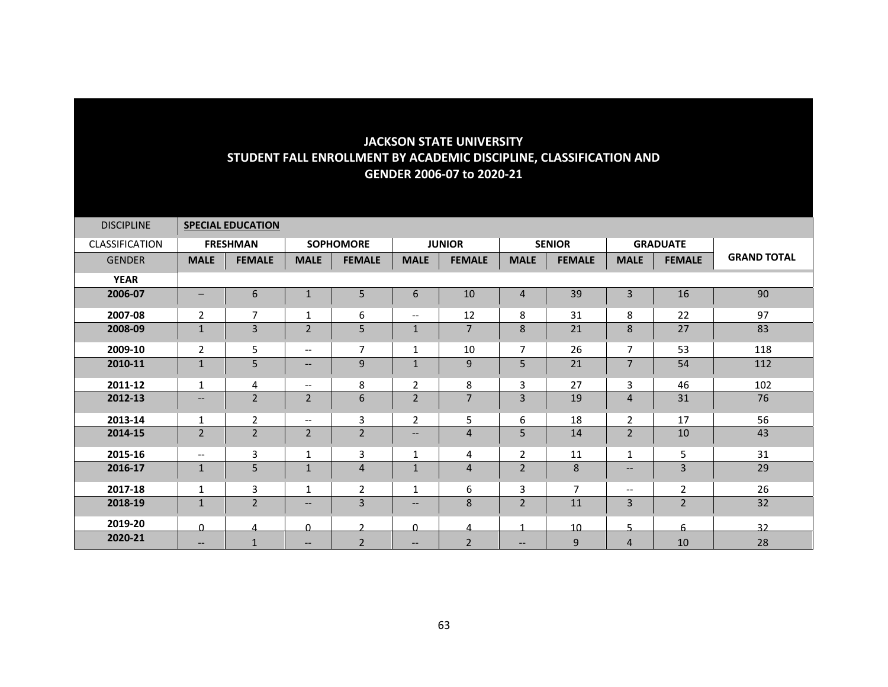**JACKSON STATE UNIVERSITY**
**STUDENT FALL ENROLLMENT BY ACADEMIC DISCIPLINE, CLASSIFICATION AND GENDER 2006-07 to 2020-21**

| DISCIPLINE | **SPECIAL EDUCATION** | | | | | | | | | | |
|---|---|---|---|---|---|---|---|---|---|---|---|
| CLASSIFICATION | **FRESHMAN** | | **SOPHOMORE** | | **JUNIOR** | | **SENIOR** | | **GRADUATE** | | |
| GENDER | **MALE** | **FEMALE** | **MALE** | **FEMALE** | **MALE** | **FEMALE** | **MALE** | **FEMALE** | **MALE** | **FEMALE** | **GRAND TOTAL** |
| **YEAR** | | | | | | | | | | | |
| **2006-07** | – | 6 | 1 | 5 | 6 | 10 | 4 | 39 | 3 | 16 | 90 |
| **2007-08** | 2 | 7 | 1 | 6 | -- | 12 | 8 | 31 | 8 | 22 | 97 |
| **2008-09** | 1 | 3 | 2 | 5 | 1 | 7 | 8 | 21 | 8 | 27 | 83 |
| **2009-10** | 2 | 5 | -- | 7 | 1 | 10 | 7 | 26 | 7 | 53 | 118 |
| **2010-11** | 1 | 5 | -- | 9 | 1 | 9 | 5 | 21 | 7 | 54 | 112 |
| **2011-12** | 1 | 4 | -- | 8 | 2 | 8 | 3 | 27 | 3 | 46 | 102 |
| **2012-13** | -- | 2 | 2 | 6 | 2 | 7 | 3 | 19 | 4 | 31 | 76 |
| **2013-14** | 1 | 2 | -- | 3 | 2 | 5 | 6 | 18 | 2 | 17 | 56 |
| **2014-15** | 2 | 2 | 2 | 2 | -- | 4 | 5 | 14 | 2 | 10 | 43 |
| **2015-16** | -- | 3 | 1 | 3 | 1 | 4 | 2 | 11 | 1 | 5 | 31 |
| **2016-17** | 1 | 5 | 1 | 4 | 1 | 4 | 2 | 8 | -- | 3 | 29 |
| **2017-18** | 1 | 3 | 1 | 2 | 1 | 6 | 3 | 7 | -- | 2 | 26 |
| **2018-19** | 1 | 2 | -- | 3 | -- | 8 | 2 | 11 | 3 | 2 | 32 |
| **2019-20** | 0 | 4 | 0 | 2 | 0 | 4 | 1 | 10 | 5 | 6 | 32 |
| **2020-21** | -- | 1 | -- | 2 | -- | 2 | -- | 9 | 4 | 10 | 28 |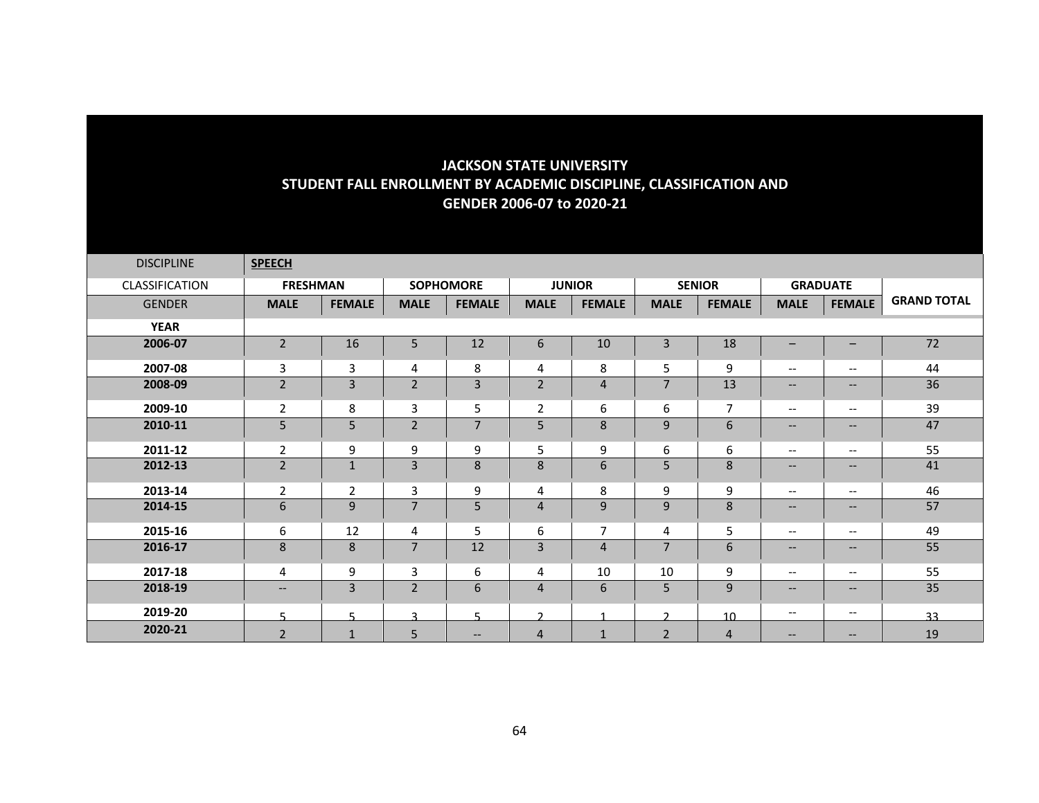# JACKSON STATE UNIVERSITY
## STUDENT FALL ENROLLMENT BY ACADEMIC DISCIPLINE, CLASSIFICATION AND GENDER 2006-07 to 2020-21

| DISCIPLINE | **SPEECH** | | | | | | | | | | |
|---|---|---|---|---|---|---|---|---|---|---|---|
| CLASSIFICATION | **FRESHMAN** | | **SOPHOMORE** | | **JUNIOR** | | **SENIOR** | | **GRADUATE** | | |
| GENDER | **MALE** | **FEMALE** | **MALE** | **FEMALE** | **MALE** | **FEMALE** | **MALE** | **FEMALE** | **MALE** | **FEMALE** | **GRAND TOTAL** |
| **YEAR** | | | | | | | | | | | |
| **2006-07** | 2 | 16 | 5 | 12 | 6 | 10 | 3 | 18 | – | – | 72 |
| **2007-08** | 3 | 3 | 4 | 8 | 4 | 8 | 5 | 9 | -- | -- | 44 |
| **2008-09** | 2 | 3 | 2 | 3 | 2 | 4 | 7 | 13 | -- | -- | 36 |
| **2009-10** | 2 | 8 | 3 | 5 | 2 | 6 | 6 | 7 | -- | -- | 39 |
| **2010-11** | 5 | 5 | 2 | 7 | 5 | 8 | 9 | 6 | -- | -- | 47 |
| **2011-12** | 2 | 9 | 9 | 9 | 5 | 9 | 6 | 6 | -- | -- | 55 |
| **2012-13** | 2 | 1 | 3 | 8 | 8 | 6 | 5 | 8 | -- | -- | 41 |
| **2013-14** | 2 | 2 | 3 | 9 | 4 | 8 | 9 | 9 | -- | -- | 46 |
| **2014-15** | 6 | 9 | 7 | 5 | 4 | 9 | 9 | 8 | -- | -- | 57 |
| **2015-16** | 6 | 12 | 4 | 5 | 6 | 7 | 4 | 5 | -- | -- | 49 |
| **2016-17** | 8 | 8 | 7 | 12 | 3 | 4 | 7 | 6 | -- | -- | 55 |
| **2017-18** | 4 | 9 | 3 | 6 | 4 | 10 | 10 | 9 | -- | -- | 55 |
| **2018-19** | -- | 3 | 2 | 6 | 4 | 6 | 5 | 9 | -- | -- | 35 |
| **2019-20** | 5 | 5 | 3 | 5 | 2 | 1 | 2 | 10 | -- | -- | 33 |
| **2020-21** | 2 | 1 | 5 | -- | 4 | 1 | 2 | 4 | -- | -- | 19 |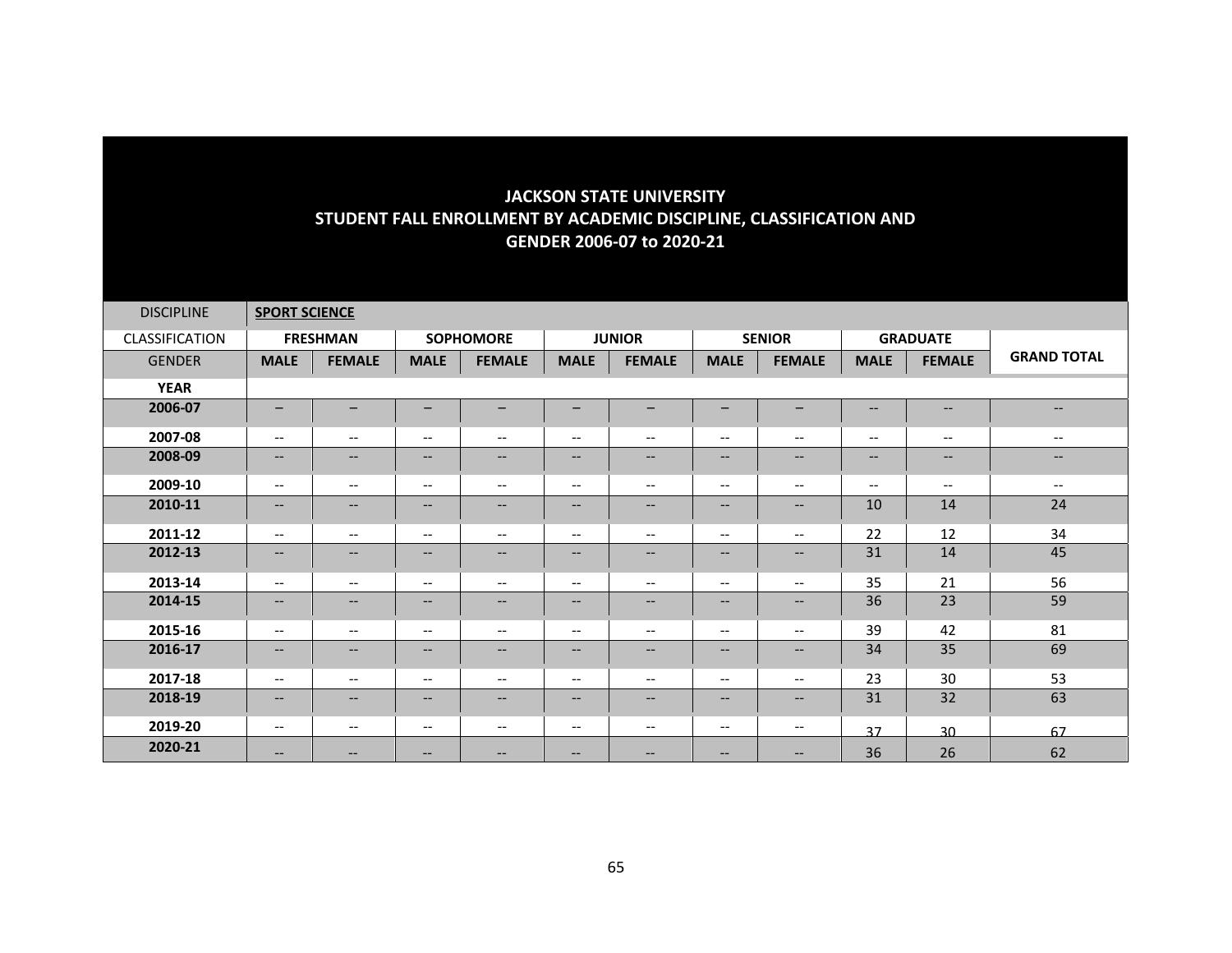# JACKSON STATE UNIVERSITY
## STUDENT FALL ENROLLMENT BY ACADEMIC DISCIPLINE, CLASSIFICATION AND GENDER 2006-07 to 2020-21

| DISCIPLINE | **SPORT SCIENCE** | | | | | | | | | | |
|---|---|---|---|---|---|---|---|---|---|---|---|
| CLASSIFICATION | **FRESHMAN** | | **SOPHOMORE** | | **JUNIOR** | | **SENIOR** | | **GRADUATE** | | **GRAND TOTAL** |
| GENDER | **MALE** | **FEMALE** | **MALE** | **FEMALE** | **MALE** | **FEMALE** | **MALE** | **FEMALE** | **MALE** | **FEMALE** | |
| **YEAR** | | | | | | | | | | | |
| **2006-07** | – | – | – | – | – | – | – | – | -- | -- | -- |
| **2007-08** | -- | -- | -- | -- | -- | -- | -- | -- | -- | -- | -- |
| **2008-09** | -- | -- | -- | -- | -- | -- | -- | -- | -- | -- | -- |
| **2009-10** | -- | -- | -- | -- | -- | -- | -- | -- | -- | -- | -- |
| **2010-11** | -- | -- | -- | -- | -- | -- | -- | -- | 10 | 14 | 24 |
| **2011-12** | -- | -- | -- | -- | -- | -- | -- | -- | 22 | 12 | 34 |
| **2012-13** | -- | -- | -- | -- | -- | -- | -- | -- | 31 | 14 | 45 |
| **2013-14** | -- | -- | -- | -- | -- | -- | -- | -- | 35 | 21 | 56 |
| **2014-15** | -- | -- | -- | -- | -- | -- | -- | -- | 36 | 23 | 59 |
| **2015-16** | -- | -- | -- | -- | -- | -- | -- | -- | 39 | 42 | 81 |
| **2016-17** | -- | -- | -- | -- | -- | -- | -- | -- | 34 | 35 | 69 |
| **2017-18** | -- | -- | -- | -- | -- | -- | -- | -- | 23 | 30 | 53 |
| **2018-19** | -- | -- | -- | -- | -- | -- | -- | -- | 31 | 32 | 63 |
| **2019-20** | -- | -- | -- | -- | -- | -- | -- | -- | 37 | 30 | 67 |
| **2020-21** | -- | -- | -- | -- | -- | -- | -- | -- | 36 | 26 | 62 |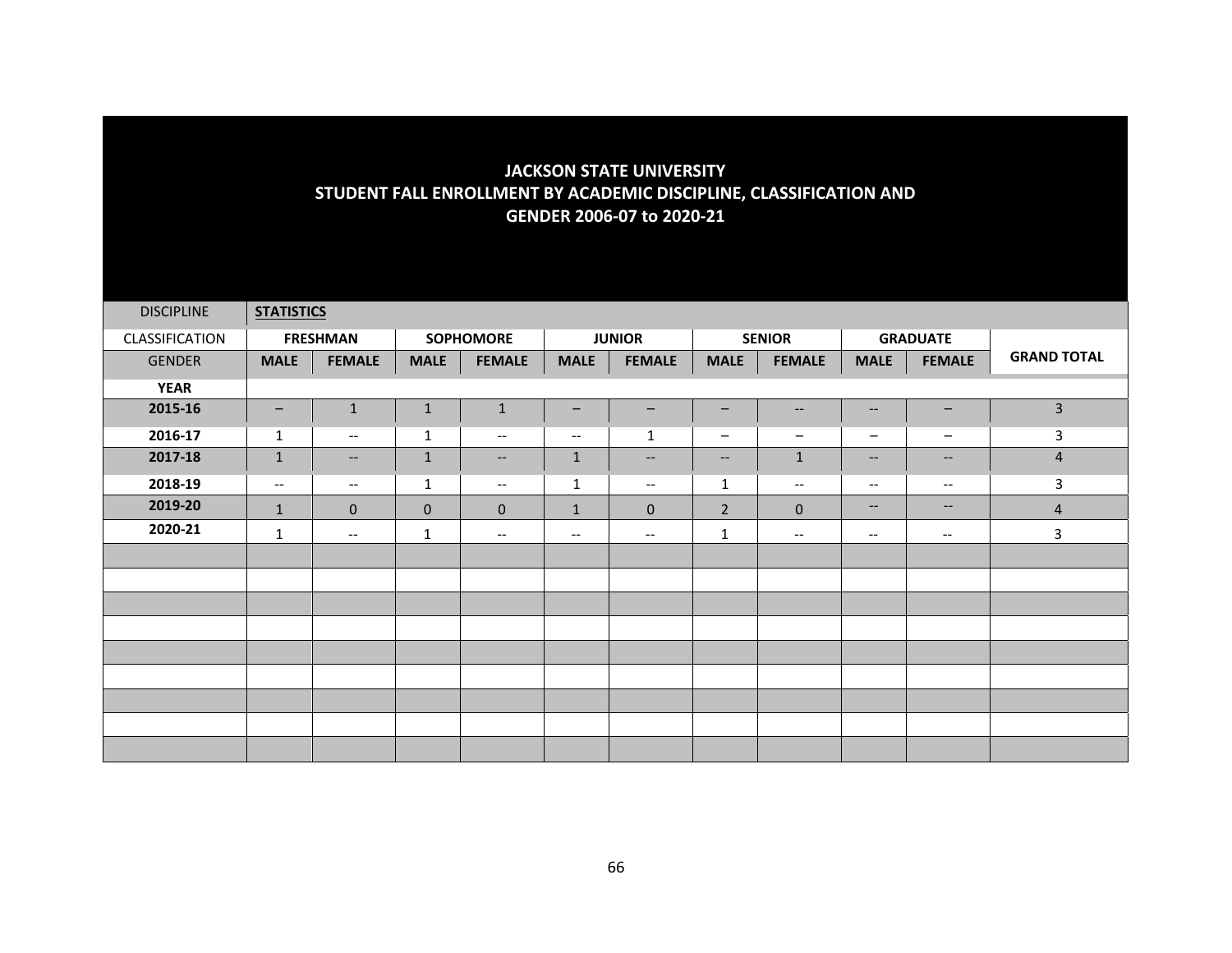# JACKSON STATE UNIVERSITY
## STUDENT FALL ENROLLMENT BY ACADEMIC DISCIPLINE, CLASSIFICATION AND GENDER 2006-07 to 2020-21

| DISCIPLINE | **STATISTICS** | | | | | | | | | | |
|---|---|---|---|---|---|---|---|---|---|---|---|
| CLASSIFICATION | **FRESHMAN** | | **SOPHOMORE** | | **JUNIOR** | | **SENIOR** | | **GRADUATE** | | **GRAND TOTAL** |
| GENDER | **MALE** | **FEMALE** | **MALE** | **FEMALE** | **MALE** | **FEMALE** | **MALE** | **FEMALE** | **MALE** | **FEMALE** | |
| **YEAR** | | | | | | | | | | | |
| **2015-16** | – | 1 | 1 | 1 | – | – | – | -- | -- | – | 3 |
| **2016-17** | 1 | -- | 1 | -- | -- | 1 | – | – | – | – | 3 |
| **2017-18** | 1 | -- | 1 | -- | 1 | -- | -- | 1 | -- | -- | 4 |
| **2018-19** | -- | -- | 1 | -- | 1 | -- | 1 | -- | -- | -- | 3 |
| **2019-20** | 1 | 0 | 0 | 0 | 1 | 0 | 2 | 0 | -- | -- | 4 |
| **2020-21** | 1 | -- | 1 | -- | -- | -- | 1 | -- | -- | -- | 3 |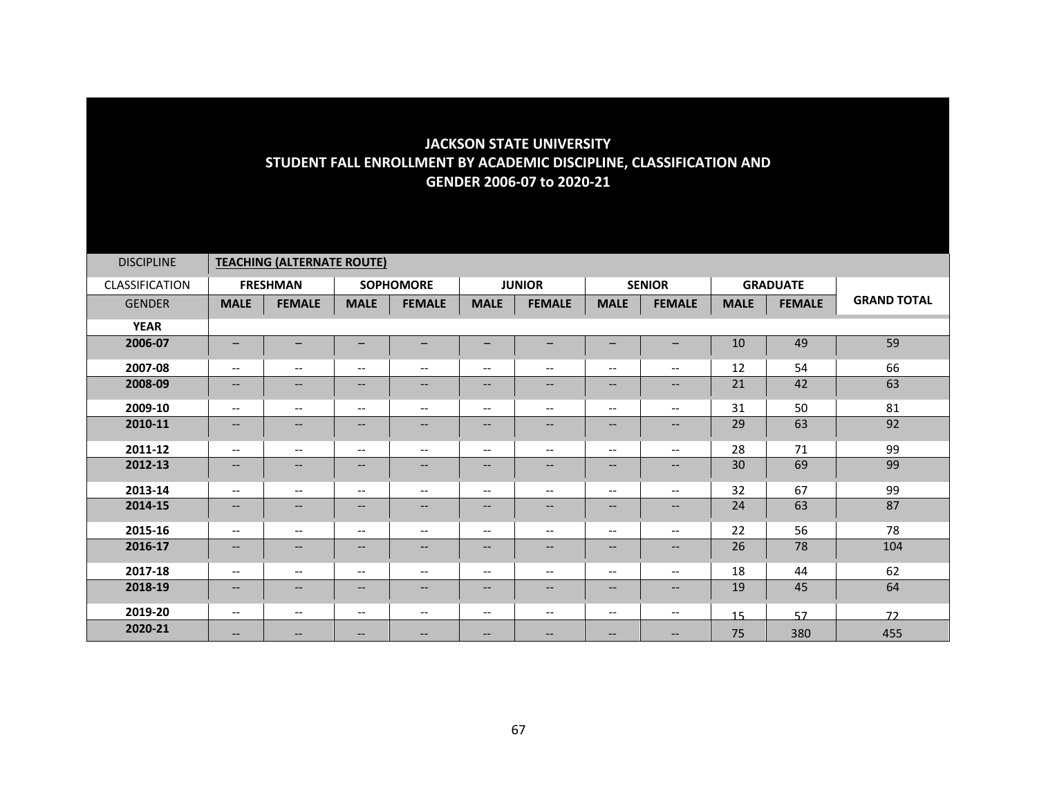# JACKSON STATE UNIVERSITY
## STUDENT FALL ENROLLMENT BY ACADEMIC DISCIPLINE, CLASSIFICATION AND GENDER 2006-07 to 2020-21

| DISCIPLINE | **TEACHING (ALTERNATE ROUTE)** | | | | | | | | | | |
|---|---|---|---|---|---|---|---|---|---|---|---|
| CLASSIFICATION | **FRESHMAN** | | **SOPHOMORE** | | **JUNIOR** | | **SENIOR** | | **GRADUATE** | | **GRAND TOTAL** |
| GENDER | **MALE** | **FEMALE** | **MALE** | **FEMALE** | **MALE** | **FEMALE** | **MALE** | **FEMALE** | **MALE** | **FEMALE** | |
| **YEAR** | | | | | | | | | | | |
| **2006-07** | – | – | – | – | – | – | – | – | 10 | 49 | 59 |
| **2007-08** | -- | -- | -- | -- | -- | -- | -- | -- | 12 | 54 | 66 |
| **2008-09** | -- | -- | -- | -- | -- | -- | -- | -- | 21 | 42 | 63 |
| **2009-10** | -- | -- | -- | -- | -- | -- | -- | -- | 31 | 50 | 81 |
| **2010-11** | -- | -- | -- | -- | -- | -- | -- | -- | 29 | 63 | 92 |
| **2011-12** | -- | -- | -- | -- | -- | -- | -- | -- | 28 | 71 | 99 |
| **2012-13** | -- | -- | -- | -- | -- | -- | -- | -- | 30 | 69 | 99 |
| **2013-14** | -- | -- | -- | -- | -- | -- | -- | -- | 32 | 67 | 99 |
| **2014-15** | -- | -- | -- | -- | -- | -- | -- | -- | 24 | 63 | 87 |
| **2015-16** | -- | -- | -- | -- | -- | -- | -- | -- | 22 | 56 | 78 |
| **2016-17** | -- | -- | -- | -- | -- | -- | -- | -- | 26 | 78 | 104 |
| **2017-18** | -- | -- | -- | -- | -- | -- | -- | -- | 18 | 44 | 62 |
| **2018-19** | -- | -- | -- | -- | -- | -- | -- | -- | 19 | 45 | 64 |
| **2019-20** | -- | -- | -- | -- | -- | -- | -- | -- | 15 | 57 | 72 |
| **2020-21** | -- | -- | -- | -- | -- | -- | -- | -- | 75 | 380 | 455 |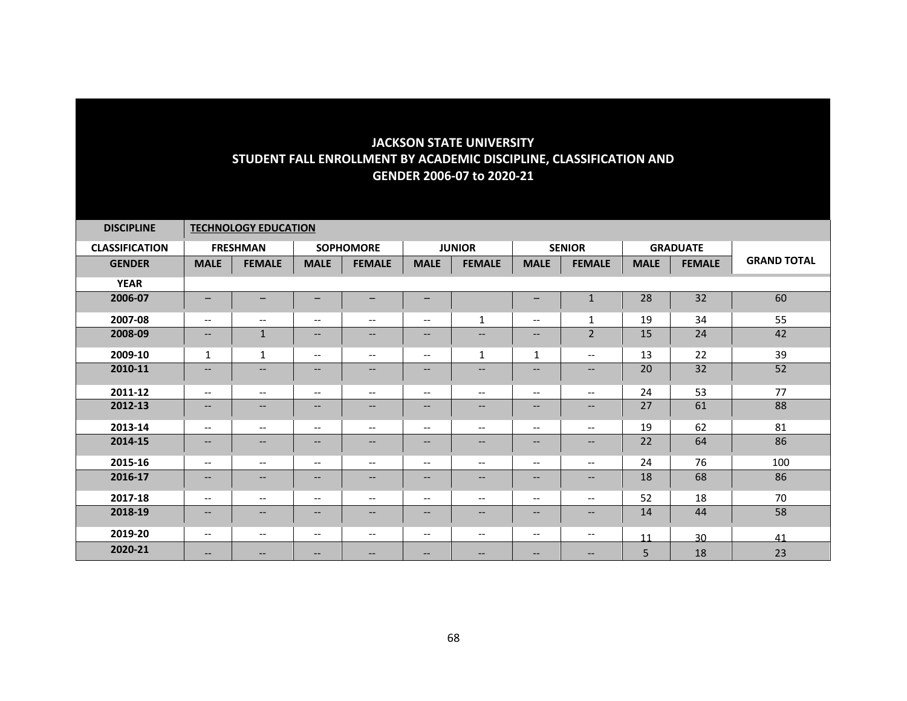## JACKSON STATE UNIVERSITY
## STUDENT FALL ENROLLMENT BY ACADEMIC DISCIPLINE, CLASSIFICATION AND GENDER 2006-07 to 2020-21

| DISCIPLINE | TECHNOLOGY EDUCATION | | | | | | | | | | |
|---|---|---|---|---|---|---|---|---|---|---|---|
| **CLASSIFICATION** | **FRESHMAN** | | **SOPHOMORE** | | **JUNIOR** | | **SENIOR** | | **GRADUATE** | | **GRAND TOTAL** |
| **GENDER** | **MALE** | **FEMALE** | **MALE** | **FEMALE** | **MALE** | **FEMALE** | **MALE** | **FEMALE** | **MALE** | **FEMALE** | |
| **YEAR** | | | | | | | | | | | |
| **2006-07** | – | – | – | – | – | | – | 1 | 28 | 32 | 60 |
| **2007-08** | -- | -- | -- | -- | -- | 1 | -- | 1 | 19 | 34 | 55 |
| **2008-09** | -- | 1 | -- | -- | -- | -- | -- | 2 | 15 | 24 | 42 |
| **2009-10** | 1 | 1 | -- | -- | -- | 1 | 1 | -- | 13 | 22 | 39 |
| **2010-11** | -- | -- | -- | -- | -- | -- | -- | -- | 20 | 32 | 52 |
| **2011-12** | -- | -- | -- | -- | -- | -- | -- | -- | 24 | 53 | 77 |
| **2012-13** | -- | -- | -- | -- | -- | -- | -- | -- | 27 | 61 | 88 |
| **2013-14** | -- | -- | -- | -- | -- | -- | -- | -- | 19 | 62 | 81 |
| **2014-15** | -- | -- | -- | -- | -- | -- | -- | -- | 22 | 64 | 86 |
| **2015-16** | -- | -- | -- | -- | -- | -- | -- | -- | 24 | 76 | 100 |
| **2016-17** | -- | -- | -- | -- | -- | -- | -- | -- | 18 | 68 | 86 |
| **2017-18** | -- | -- | -- | -- | -- | -- | -- | -- | 52 | 18 | 70 |
| **2018-19** | -- | -- | -- | -- | -- | -- | -- | -- | 14 | 44 | 58 |
| **2019-20** | -- | -- | -- | -- | -- | -- | -- | -- | 11 | 30 | 41 |
| **2020-21** | -- | -- | -- | -- | -- | -- | -- | -- | 5 | 18 | 23 |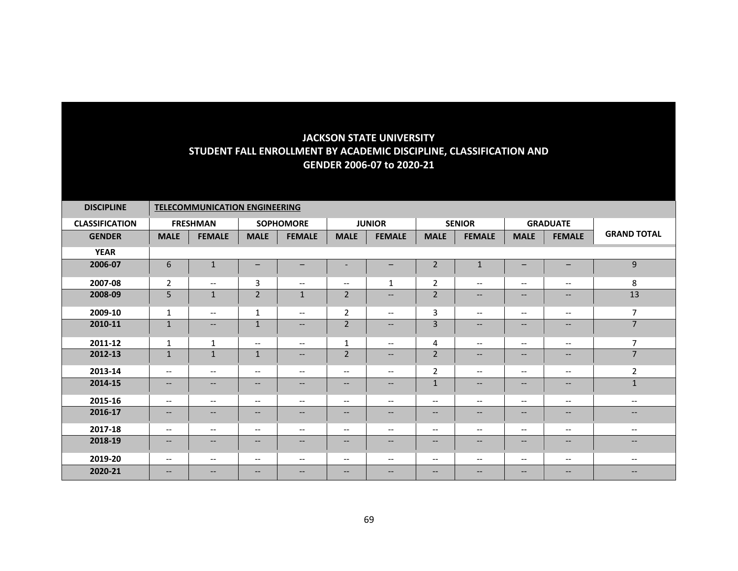# JACKSON STATE UNIVERSITY
## STUDENT FALL ENROLLMENT BY ACADEMIC DISCIPLINE, CLASSIFICATION AND GENDER 2006-07 to 2020-21

| **DISCIPLINE** | **TELECOMMUNICATION ENGINEERING** | | | | | | | | | | |
|---|---|---|---|---|---|---|---|---|---|---|---|
| **CLASSIFICATION** | **FRESHMAN** | | **SOPHOMORE** | | **JUNIOR** | | **SENIOR** | | **GRADUATE** | | |
| **GENDER** | **MALE** | **FEMALE** | **MALE** | **FEMALE** | **MALE** | **FEMALE** | **MALE** | **FEMALE** | **MALE** | **FEMALE** | **GRAND TOTAL** |
| **YEAR** | | | | | | | | | | | |
| **2006-07** | 6 | 1 | – | – | - | – | 2 | 1 | – | – | 9 |
| **2007-08** | 2 | -- | 3 | -- | -- | 1 | 2 | -- | -- | -- | 8 |
| **2008-09** | 5 | 1 | 2 | 1 | 2 | -- | 2 | -- | -- | -- | 13 |
| **2009-10** | 1 | -- | 1 | -- | 2 | -- | 3 | -- | -- | -- | 7 |
| **2010-11** | 1 | -- | 1 | -- | 2 | -- | 3 | -- | -- | -- | 7 |
| **2011-12** | 1 | 1 | -- | -- | 1 | -- | 4 | -- | -- | -- | 7 |
| **2012-13** | 1 | 1 | 1 | -- | 2 | -- | 2 | -- | -- | -- | 7 |
| **2013-14** | -- | -- | -- | -- | -- | -- | 2 | -- | -- | -- | 2 |
| **2014-15** | -- | -- | -- | -- | -- | -- | 1 | -- | -- | -- | 1 |
| **2015-16** | -- | -- | -- | -- | -- | -- | -- | -- | -- | -- | -- |
| **2016-17** | -- | -- | -- | -- | -- | -- | -- | -- | -- | -- | -- |
| **2017-18** | -- | -- | -- | -- | -- | -- | -- | -- | -- | -- | -- |
| **2018-19** | -- | -- | -- | -- | -- | -- | -- | -- | -- | -- | -- |
| **2019-20** | -- | -- | -- | -- | -- | -- | -- | -- | -- | -- | -- |
| **2020-21** | -- | -- | -- | -- | -- | -- | -- | -- | -- | -- | -- |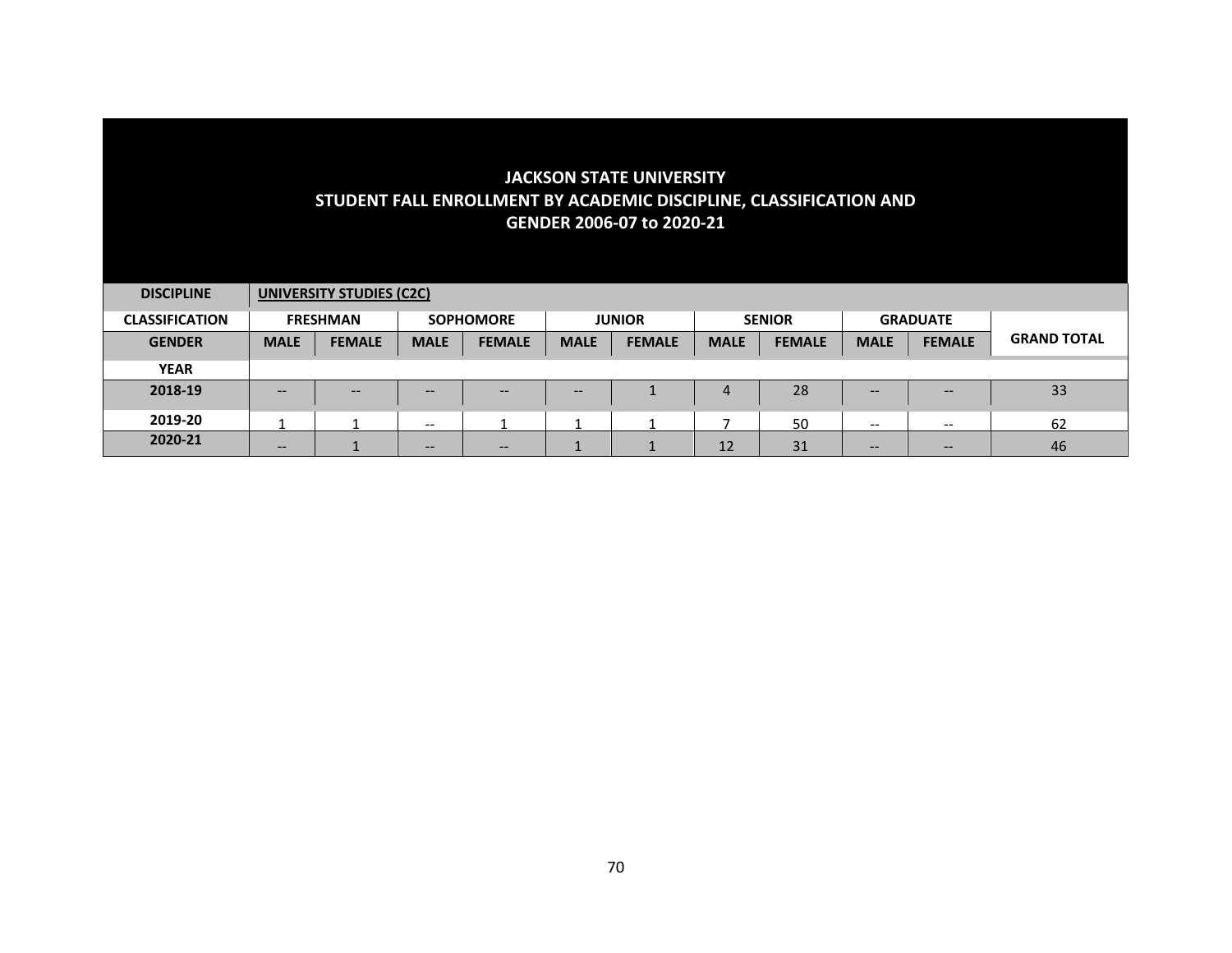# JACKSON STATE UNIVERSITY
## STUDENT FALL ENROLLMENT BY ACADEMIC DISCIPLINE, CLASSIFICATION AND GENDER 2006-07 to 2020-21

| DISCIPLINE | UNIVERSITY STUDIES (C2C) | | | | | | | | | | |
|---|---|---|---|---|---|---|---|---|---|---|---|
| CLASSIFICATION | FRESHMAN | | SOPHOMORE | | JUNIOR | | SENIOR | | GRADUATE | | |
| GENDER | MALE | FEMALE | MALE | FEMALE | MALE | FEMALE | MALE | FEMALE | MALE | FEMALE | GRAND TOTAL |
| YEAR | | | | | | | | | | | |
| 2018-19 | -- | -- | -- | -- | -- | 1 | 4 | 28 | -- | -- | 33 |
| 2019-20 | 1 | 1 | -- | 1 | 1 | 1 | 7 | 50 | -- | -- | 62 |
| 2020-21 | -- | 1 | -- | -- | 1 | 1 | 12 | 31 | -- | -- | 46 |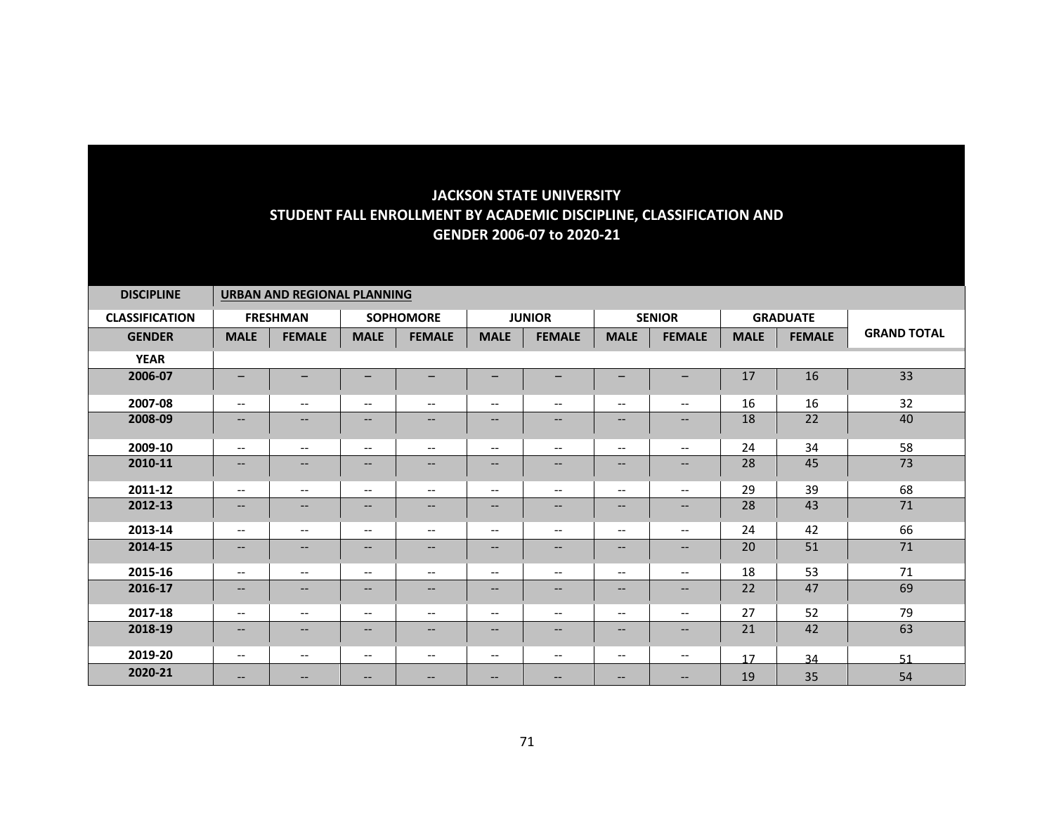**JACKSON STATE UNIVERSITY**
**STUDENT FALL ENROLLMENT BY ACADEMIC DISCIPLINE, CLASSIFICATION AND GENDER 2006-07 to 2020-21**

| DISCIPLINE | URBAN AND REGIONAL PLANNING | | | | | | | | | | |
|---|---|---|---|---|---|---|---|---|---|---|---|
| CLASSIFICATION | FRESHMAN | | SOPHOMORE | | JUNIOR | | SENIOR | | GRADUATE | | |
| GENDER | MALE | FEMALE | MALE | FEMALE | MALE | FEMALE | MALE | FEMALE | MALE | FEMALE | GRAND TOTAL |
| YEAR | | | | | | | | | | | |
| 2006-07 | – | – | – | – | – | – | – | – | 17 | 16 | 33 |
| 2007-08 | -- | -- | -- | -- | -- | -- | -- | -- | 16 | 16 | 32 |
| 2008-09 | -- | -- | -- | -- | -- | -- | -- | -- | 18 | 22 | 40 |
| 2009-10 | -- | -- | -- | -- | -- | -- | -- | -- | 24 | 34 | 58 |
| 2010-11 | -- | -- | -- | -- | -- | -- | -- | -- | 28 | 45 | 73 |
| 2011-12 | -- | -- | -- | -- | -- | -- | -- | -- | 29 | 39 | 68 |
| 2012-13 | -- | -- | -- | -- | -- | -- | -- | -- | 28 | 43 | 71 |
| 2013-14 | -- | -- | -- | -- | -- | -- | -- | -- | 24 | 42 | 66 |
| 2014-15 | -- | -- | -- | -- | -- | -- | -- | -- | 20 | 51 | 71 |
| 2015-16 | -- | -- | -- | -- | -- | -- | -- | -- | 18 | 53 | 71 |
| 2016-17 | -- | -- | -- | -- | -- | -- | -- | -- | 22 | 47 | 69 |
| 2017-18 | -- | -- | -- | -- | -- | -- | -- | -- | 27 | 52 | 79 |
| 2018-19 | -- | -- | -- | -- | -- | -- | -- | -- | 21 | 42 | 63 |
| 2019-20 | -- | -- | -- | -- | -- | -- | -- | -- | 17 | 34 | 51 |
| 2020-21 | -- | -- | -- | -- | -- | -- | -- | -- | 19 | 35 | 54 |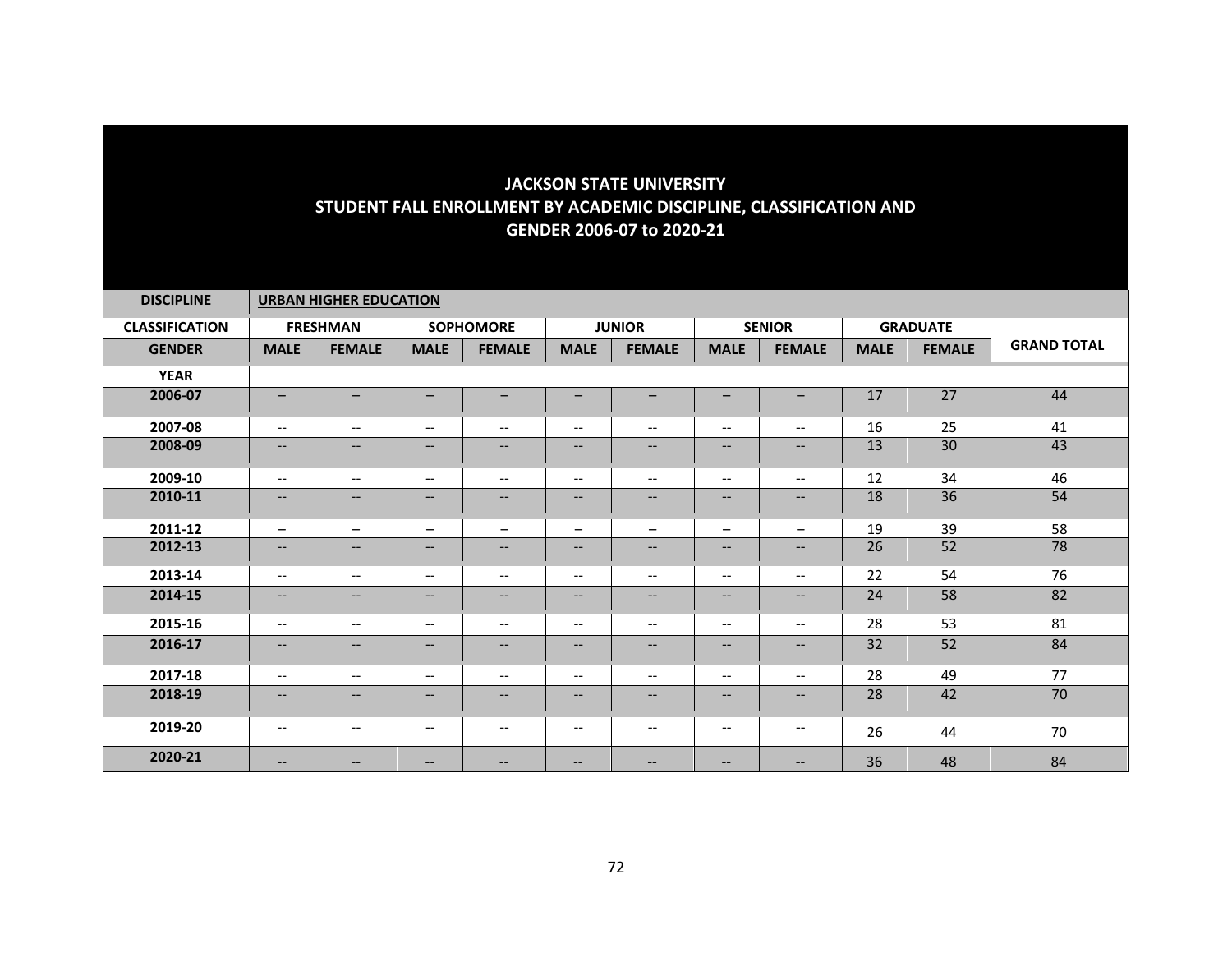# JACKSON STATE UNIVERSITY
## STUDENT FALL ENROLLMENT BY ACADEMIC DISCIPLINE, CLASSIFICATION AND GENDER 2006-07 to 2020-21

| DISCIPLINE | URBAN HIGHER EDUCATION | | | | | | | | | | |
|---|---|---|---|---|---|---|---|---|---|---|---|
| **CLASSIFICATION** | **FRESHMAN** | | **SOPHOMORE** | | **JUNIOR** | | **SENIOR** | | **GRADUATE** | | |
| **GENDER** | **MALE** | **FEMALE** | **MALE** | **FEMALE** | **MALE** | **FEMALE** | **MALE** | **FEMALE** | **MALE** | **FEMALE** | **GRAND TOTAL** |
| **YEAR** | | | | | | | | | | | |
| **2006-07** | – | – | – | – | – | – | – | – | 17 | 27 | 44 |
| **2007-08** | -- | -- | -- | -- | -- | -- | -- | -- | 16 | 25 | 41 |
| **2008-09** | -- | -- | -- | -- | -- | -- | -- | -- | 13 | 30 | 43 |
| **2009-10** | -- | -- | -- | -- | -- | -- | -- | -- | 12 | 34 | 46 |
| **2010-11** | -- | -- | -- | -- | -- | -- | -- | -- | 18 | 36 | 54 |
| **2011-12** | – | – | – | – | – | – | – | – | 19 | 39 | 58 |
| **2012-13** | -- | -- | -- | -- | -- | -- | -- | -- | 26 | 52 | 78 |
| **2013-14** | -- | -- | -- | -- | -- | -- | -- | -- | 22 | 54 | 76 |
| **2014-15** | -- | -- | -- | -- | -- | -- | -- | -- | 24 | 58 | 82 |
| **2015-16** | -- | -- | -- | -- | -- | -- | -- | -- | 28 | 53 | 81 |
| **2016-17** | -- | -- | -- | -- | -- | -- | -- | -- | 32 | 52 | 84 |
| **2017-18** | -- | -- | -- | -- | -- | -- | -- | -- | 28 | 49 | 77 |
| **2018-19** | -- | -- | -- | -- | -- | -- | -- | -- | 28 | 42 | 70 |
| **2019-20** | -- | -- | -- | -- | -- | -- | -- | -- | 26 | 44 | 70 |
| **2020-21** | -- | -- | -- | -- | -- | -- | -- | -- | 36 | 48 | 84 |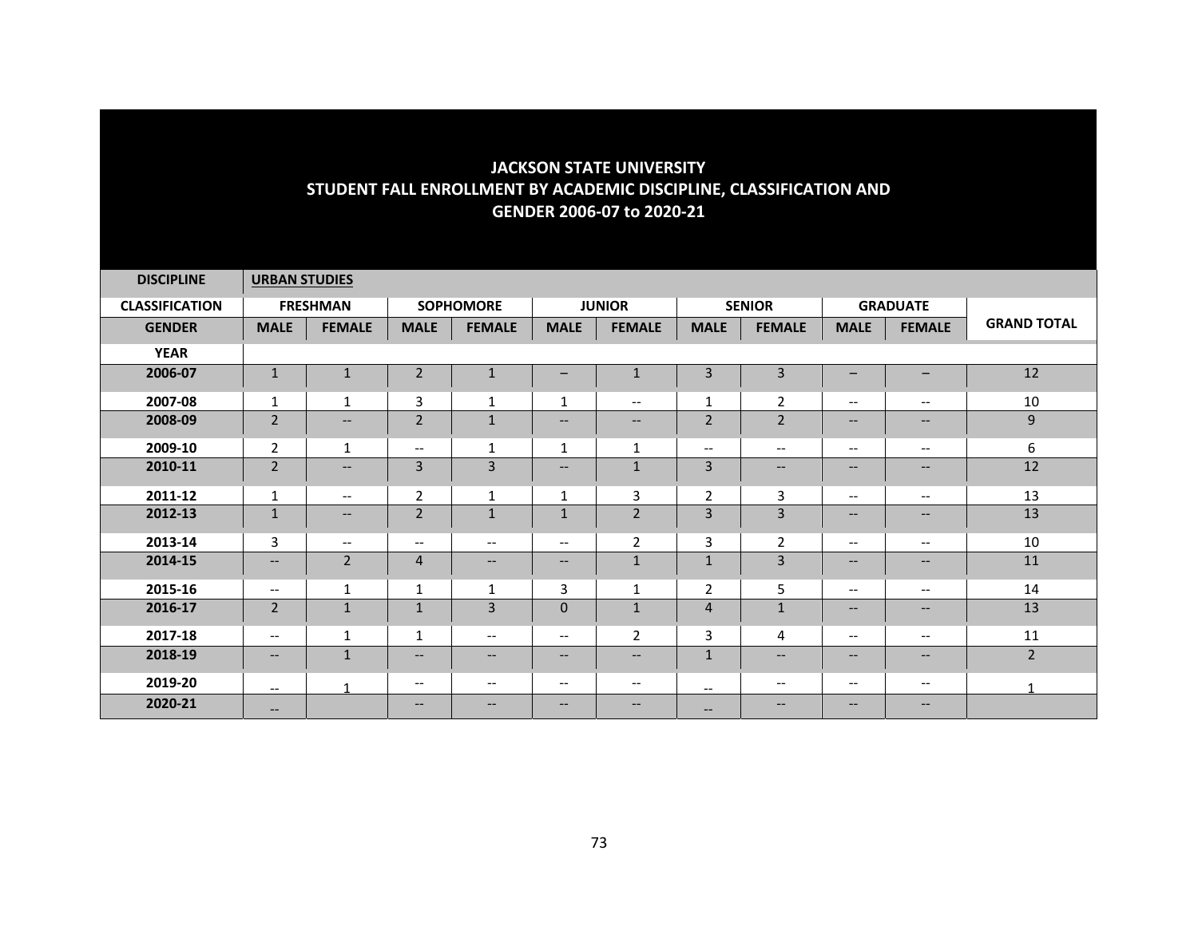**JACKSON STATE UNIVERSITY**
**STUDENT FALL ENROLLMENT BY ACADEMIC DISCIPLINE, CLASSIFICATION AND GENDER 2006-07 to 2020-21**

| DISCIPLINE | URBAN STUDIES | | | | | | | | | | |
|---|---|---|---|---|---|---|---|---|---|---|---|
| CLASSIFICATION | FRESHMAN | | SOPHOMORE | | JUNIOR | | SENIOR | | GRADUATE | | GRAND TOTAL |
| GENDER | MALE | FEMALE | MALE | FEMALE | MALE | FEMALE | MALE | FEMALE | MALE | FEMALE | |
| YEAR | | | | | | | | | | | |
| 2006-07 | 1 | 1 | 2 | 1 | – | 1 | 3 | 3 | – | – | 12 |
| 2007-08 | 1 | 1 | 3 | 1 | 1 | -- | 1 | 2 | -- | -- | 10 |
| 2008-09 | 2 | -- | 2 | 1 | -- | -- | 2 | 2 | -- | -- | 9 |
| 2009-10 | 2 | 1 | -- | 1 | 1 | 1 | -- | -- | -- | -- | 6 |
| 2010-11 | 2 | -- | 3 | 3 | -- | 1 | 3 | -- | -- | -- | 12 |
| 2011-12 | 1 | -- | 2 | 1 | 1 | 3 | 2 | 3 | -- | -- | 13 |
| 2012-13 | 1 | -- | 2 | 1 | 1 | 2 | 3 | 3 | -- | -- | 13 |
| 2013-14 | 3 | -- | -- | -- | -- | 2 | 3 | 2 | -- | -- | 10 |
| 2014-15 | -- | 2 | 4 | -- | -- | 1 | 1 | 3 | -- | -- | 11 |
| 2015-16 | -- | 1 | 1 | 1 | 3 | 1 | 2 | 5 | -- | -- | 14 |
| 2016-17 | 2 | 1 | 1 | 3 | 0 | 1 | 4 | 1 | -- | -- | 13 |
| 2017-18 | -- | 1 | 1 | -- | -- | 2 | 3 | 4 | -- | -- | 11 |
| 2018-19 | -- | 1 | -- | -- | -- | -- | 1 | -- | -- | -- | 2 |
| 2019-20 | -- | 1 | -- | -- | -- | -- | -- | -- | -- | -- | 1 |
| 2020-21 | -- | | -- | -- | -- | -- | -- | -- | -- | -- | |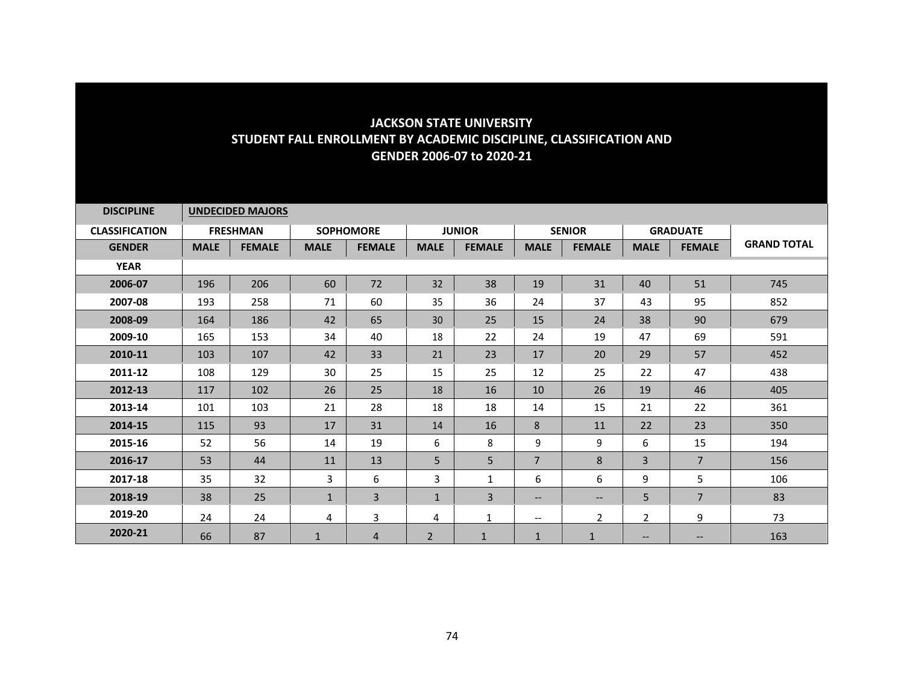## JACKSON STATE UNIVERSITY
## STUDENT FALL ENROLLMENT BY ACADEMIC DISCIPLINE, CLASSIFICATION AND GENDER 2006-07 to 2020-21

| DISCIPLINE | UNDECIDED MAJORS | | | | | | | | | | |
|---|---|---|---|---|---|---|---|---|---|---|---|
| CLASSIFICATION | FRESHMAN | | SOPHOMORE | | JUNIOR | | SENIOR | | GRADUATE | | |
| GENDER | MALE | FEMALE | MALE | FEMALE | MALE | FEMALE | MALE | FEMALE | MALE | FEMALE | GRAND TOTAL |
| YEAR | | | | | | | | | | | |
| 2006-07 | 196 | 206 | 60 | 72 | 32 | 38 | 19 | 31 | 40 | 51 | 745 |
| 2007-08 | 193 | 258 | 71 | 60 | 35 | 36 | 24 | 37 | 43 | 95 | 852 |
| 2008-09 | 164 | 186 | 42 | 65 | 30 | 25 | 15 | 24 | 38 | 90 | 679 |
| 2009-10 | 165 | 153 | 34 | 40 | 18 | 22 | 24 | 19 | 47 | 69 | 591 |
| 2010-11 | 103 | 107 | 42 | 33 | 21 | 23 | 17 | 20 | 29 | 57 | 452 |
| 2011-12 | 108 | 129 | 30 | 25 | 15 | 25 | 12 | 25 | 22 | 47 | 438 |
| 2012-13 | 117 | 102 | 26 | 25 | 18 | 16 | 10 | 26 | 19 | 46 | 405 |
| 2013-14 | 101 | 103 | 21 | 28 | 18 | 18 | 14 | 15 | 21 | 22 | 361 |
| 2014-15 | 115 | 93 | 17 | 31 | 14 | 16 | 8 | 11 | 22 | 23 | 350 |
| 2015-16 | 52 | 56 | 14 | 19 | 6 | 8 | 9 | 9 | 6 | 15 | 194 |
| 2016-17 | 53 | 44 | 11 | 13 | 5 | 5 | 7 | 8 | 3 | 7 | 156 |
| 2017-18 | 35 | 32 | 3 | 6 | 3 | 1 | 6 | 6 | 9 | 5 | 106 |
| 2018-19 | 38 | 25 | 1 | 3 | 1 | 3 | -- | -- | 5 | 7 | 83 |
| 2019-20 | 24 | 24 | 4 | 3 | 4 | 1 | -- | 2 | 2 | 9 | 73 |
| 2020-21 | 66 | 87 | 1 | 4 | 2 | 1 | 1 | 1 | -- | -- | 163 |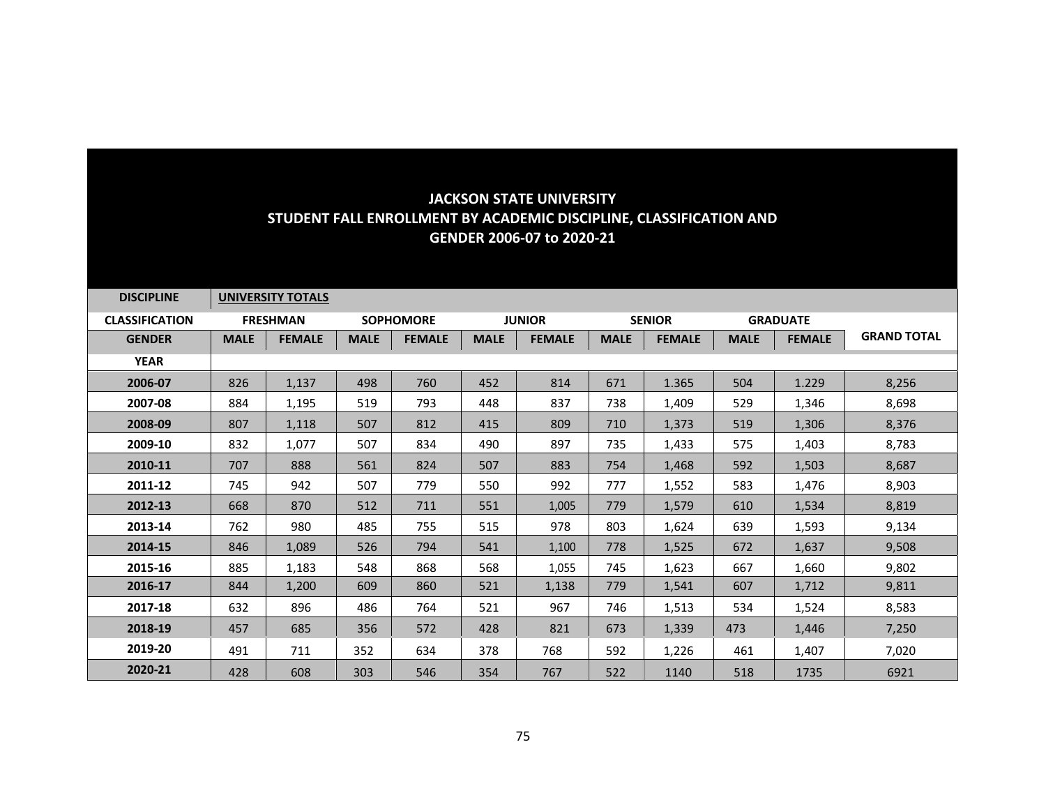## JACKSON STATE UNIVERSITY
## STUDENT FALL ENROLLMENT BY ACADEMIC DISCIPLINE, CLASSIFICATION AND GENDER 2006-07 to 2020-21

| DISCIPLINE | UNIVERSITY TOTALS | | | | | | | | | | |
|---|---|---|---|---|---|---|---|---|---|---|---|
| **CLASSIFICATION** | **FRESHMAN** | | **SOPHOMORE** | | **JUNIOR** | | **SENIOR** | | **GRADUATE** | | |
| **GENDER** | **MALE** | **FEMALE** | **MALE** | **FEMALE** | **MALE** | **FEMALE** | **MALE** | **FEMALE** | **MALE** | **FEMALE** | **GRAND TOTAL** |
| **YEAR** | | | | | | | | | | | |
| **2006-07** | 826 | 1,137 | 498 | 760 | 452 | 814 | 671 | 1.365 | 504 | 1.229 | 8,256 |
| **2007-08** | 884 | 1,195 | 519 | 793 | 448 | 837 | 738 | 1,409 | 529 | 1,346 | 8,698 |
| **2008-09** | 807 | 1,118 | 507 | 812 | 415 | 809 | 710 | 1,373 | 519 | 1,306 | 8,376 |
| **2009-10** | 832 | 1,077 | 507 | 834 | 490 | 897 | 735 | 1,433 | 575 | 1,403 | 8,783 |
| **2010-11** | 707 | 888 | 561 | 824 | 507 | 883 | 754 | 1,468 | 592 | 1,503 | 8,687 |
| **2011-12** | 745 | 942 | 507 | 779 | 550 | 992 | 777 | 1,552 | 583 | 1,476 | 8,903 |
| **2012-13** | 668 | 870 | 512 | 711 | 551 | 1,005 | 779 | 1,579 | 610 | 1,534 | 8,819 |
| **2013-14** | 762 | 980 | 485 | 755 | 515 | 978 | 803 | 1,624 | 639 | 1,593 | 9,134 |
| **2014-15** | 846 | 1,089 | 526 | 794 | 541 | 1,100 | 778 | 1,525 | 672 | 1,637 | 9,508 |
| **2015-16** | 885 | 1,183 | 548 | 868 | 568 | 1,055 | 745 | 1,623 | 667 | 1,660 | 9,802 |
| **2016-17** | 844 | 1,200 | 609 | 860 | 521 | 1,138 | 779 | 1,541 | 607 | 1,712 | 9,811 |
| **2017-18** | 632 | 896 | 486 | 764 | 521 | 967 | 746 | 1,513 | 534 | 1,524 | 8,583 |
| **2018-19** | 457 | 685 | 356 | 572 | 428 | 821 | 673 | 1,339 | 473 | 1,446 | 7,250 |
| **2019-20** | 491 | 711 | 352 | 634 | 378 | 768 | 592 | 1,226 | 461 | 1,407 | 7,020 |
| **2020-21** | 428 | 608 | 303 | 546 | 354 | 767 | 522 | 1140 | 518 | 1735 | 6921 |